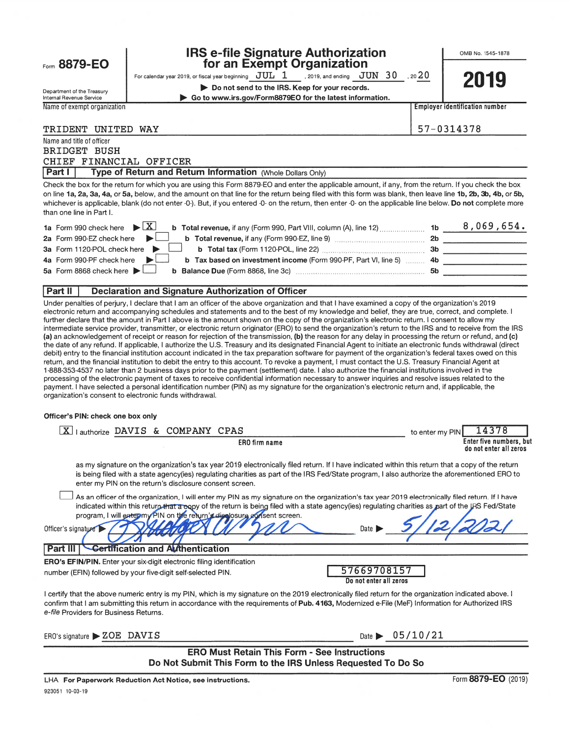Form **8879-EO**

Department of the Treasury
Internal Revenue Service

# IRS e-file Signature Authorization for an Exempt Organization

For calendar year 2019, or fiscal year beginning JUL 1, 2019, and ending JUN 30, 20 20

▶ Do not send to the IRS. Keep for your records.

▶ Go to www.irs.gov/Form8879EO for the latest information.

OMB No. 1545-1878

**2019**

Name of exempt organization: TRIDENT UNITED WAY

Employer identification number: 57-0314378

Name and title of officer:
BRIDGET BUSH
CHIEF FINANCIAL OFFICER

## Part I Type of Return and Return Information (Whole Dollars Only)

Check the box for the return for which you are using this Form 8879-EO and enter the applicable amount, if any, from the return. If you check the box on line **1a, 2a, 3a, 4a,** or **5a,** below, and the amount on that line for the return being filed with this form was blank, then leave line **1b, 2b, 3b, 4b,** or **5b,** whichever is applicable, blank (do not enter -0-). But, if you entered -0- on the return, then enter -0- on the applicable line below. **Do not** complete more than one line in Part I.

| | | | |
|---|---|---|---|
| **1a** Form 990 check here ▶ [X] | **b Total revenue,** if any (Form 990, Part VIII, column (A), line 12) | **1b** | 8,069,654. |
| **2a** Form 990-EZ check here ▶ [ ] | **b Total revenue,** if any (Form 990-EZ, line 9) | **2b** | |
| **3a** Form 1120-POL check here ▶ [ ] | **b Total tax** (Form 1120-POL, line 22) | **3b** | |
| **4a** Form 990-PF check here ▶ [ ] | **b Tax based on investment income** (Form 990-PF, Part VI, line 5) | **4b** | |
| **5a** Form 8868 check here ▶ [ ] | **b Balance Due** (Form 8868, line 3c) | **5b** | |

## Part II Declaration and Signature Authorization of Officer

Under penalties of perjury, I declare that I am an officer of the above organization and that I have examined a copy of the organization's 2019 electronic return and accompanying schedules and statements and to the best of my knowledge and belief, they are true, correct, and complete. I further declare that the amount in Part I above is the amount shown on the copy of the organization's electronic return. I consent to allow my intermediate service provider, transmitter, or electronic return originator (ERO) to send the organization's return to the IRS and to receive from the IRS **(a)** an acknowledgement of receipt or reason for rejection of the transmission, **(b)** the reason for any delay in processing the return or refund, and **(c)** the date of any refund. If applicable, I authorize the U.S. Treasury and its designated Financial Agent to initiate an electronic funds withdrawal (direct debit) entry to the financial institution account indicated in the tax preparation software for payment of the organization's federal taxes owed on this return, and the financial institution to debit the entry to this account. To revoke a payment, I must contact the U.S. Treasury Financial Agent at 1-888-353-4537 no later than 2 business days prior to the payment (settlement) date. I also authorize the financial institutions involved in the processing of the electronic payment of taxes to receive confidential information necessary to answer inquiries and resolve issues related to the payment. I have selected a personal identification number (PIN) as my signature for the organization's electronic return and, if applicable, the organization's consent to electronic funds withdrawal.

**Officer's PIN: check one box only**

[X] I authorize DAVIS & COMPANY CPAS (ERO firm name) to enter my PIN 14378 (Enter five numbers, but do not enter all zeros)

as my signature on the organization's tax year 2019 electronically filed return. If I have indicated within this return that a copy of the return is being filed with a state agency(ies) regulating charities as part of the IRS Fed/State program, I also authorize the aforementioned ERO to enter my PIN on the return's disclosure consent screen.

[ ] As an officer of the organization, I will enter my PIN as my signature on the organization's tax year 2019 electronically filed return. If I have indicated within this return that a copy of the return is being filed with a state agency(ies) regulating charities as part of the IRS Fed/State program, I will enter my PIN on the return's disclosure consent screen.

Officer's signature ▶ [signature] Date ▶ 5/12/2021

## Part III Certification and Authentication

**ERO's EFIN/PIN.** Enter your six-digit electronic filing identification number (EFIN) followed by your five-digit self-selected PIN. 57669708157 (Do not enter all zeros)

I certify that the above numeric entry is my PIN, which is my signature on the 2019 electronically filed return for the organization indicated above. I confirm that I am submitting this return in accordance with the requirements of **Pub. 4163,** Modernized e-File (MeF) Information for Authorized IRS *e-file* Providers for Business Returns.

ERO's signature ▶ ZOE DAVIS Date ▶ 05/10/21

**ERO Must Retain This Form - See Instructions**
**Do Not Submit This Form to the IRS Unless Requested To Do So**

LHA **For Paperwork Reduction Act Notice, see instructions.** Form **8879-EO** (2019)

923051 10-03-19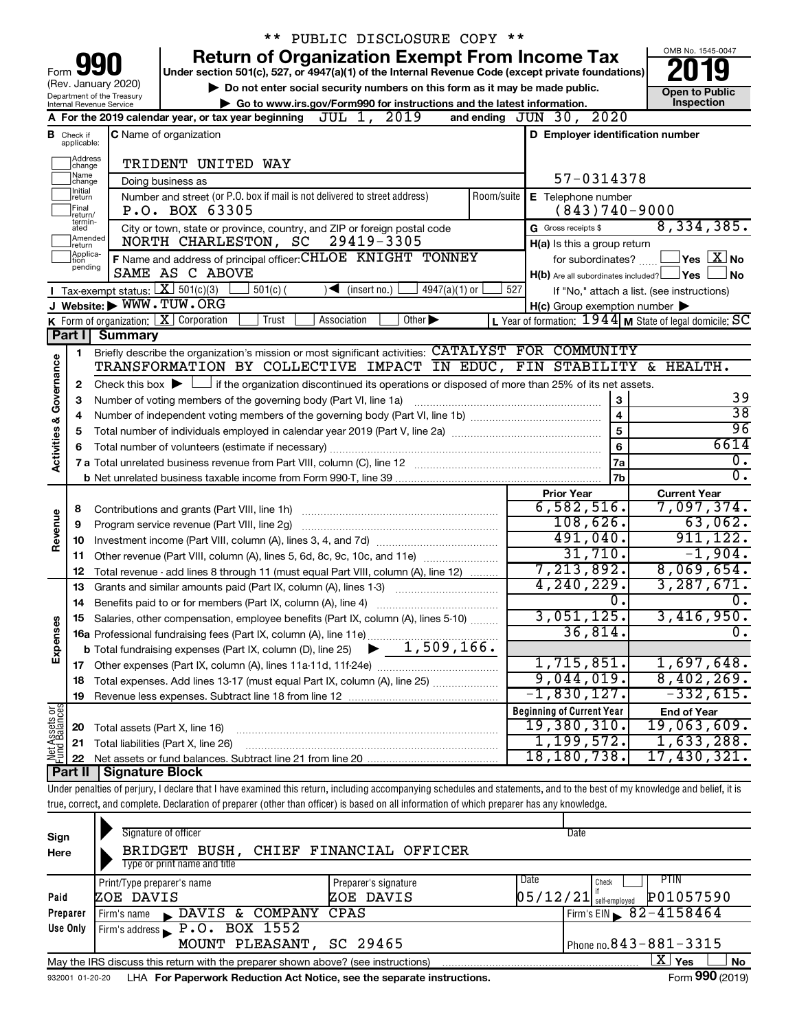\*\* PUBLIC DISCLOSURE COPY \*\*

# Form 990 Return of Organization Exempt From Income Tax

Under section 501(c), 527, or 4947(a)(1) of the Internal Revenue Code (except private foundations)

(Rev. January 2020) Department of the Treasury Internal Revenue Service

▶ Do not enter social security numbers on this form as it may be made public.

▶ Go to www.irs.gov/Form990 for instructions and the latest information.

OMB No. 1545-0047

**2019**

**Open to Public Inspection**

**A** For the 2019 calendar year, or tax year beginning JUL 1, 2019 and ending JUN 30, 2020

**B** Check if applicable: Address change, Name change, Initial return, Final return/terminated, Amended return, Application pending

**C** Name of organization: TRIDENT UNITED WAY

Doing business as

Number and street (or P.O. box if mail is not delivered to street address): P.O. BOX 63305 | Room/suite

City or town, state or province, country, and ZIP or foreign postal code: NORTH CHARLESTON, SC 29419-3305

**D** Employer identification number: 57-0314378

**E** Telephone number: (843)740-9000

**G** Gross receipts $ 8,334,385.

**F** Name and address of principal officer: CHLOE KNIGHT TONNEY SAME AS C ABOVE

**H(a)** Is this a group return for subordinates? ☐ Yes ☒ No

**H(b)** Are all subordinates included? ☐ Yes ☐ No If "No," attach a list. (see instructions)

**H(c)** Group exemption number ▶

**I** Tax-exempt status: ☒ 501(c)(3) ☐ 501(c) ( ) ◀ (insert no.) ☐ 4947(a)(1) or ☐ 527

**J** Website: ▶ WWW.TUW.ORG

**K** Form of organization: ☒ Corporation ☐ Trust ☐ Association ☐ Other ▶

**L** Year of formation: 1944 **M** State of legal domicile: SC

## Part I Summary

### Activities & Governance

1 Briefly describe the organization's mission or most significant activities: CATALYST FOR COMMUNITY TRANSFORMATION BY COLLECTIVE IMPACT IN EDUC, FIN STABILITY & HEALTH.

2 Check this box ▶ ☐ if the organization discontinued its operations or disposed of more than 25% of its net assets.

| | | Line | Value |
|---|---|---|---|
| 3 | Number of voting members of the governing body (Part VI, line 1a) | 3 | 39 |
| 4 | Number of independent voting members of the governing body (Part VI, line 1b) | 4 | 38 |
| 5 | Total number of individuals employed in calendar year 2019 (Part V, line 2a) | 5 | 96 |
| 6 | Total number of volunteers (estimate if necessary) | 6 | 6614 |
| 7a | Total unrelated business revenue from Part VIII, column (C), line 12 | 7a | 0. |
| b | Net unrelated business taxable income from Form 990-T, line 39 | 7b | 0. |

### Revenue

| | | Prior Year | Current Year |
|---|---|---|---|
| 8 | Contributions and grants (Part VIII, line 1h) | 6,582,516. | 7,097,374. |
| 9 | Program service revenue (Part VIII, line 2g) | 108,626. | 63,062. |
| 10 | Investment income (Part VIII, column (A), lines 3, 4, and 7d) | 491,040. | 911,122. |
| 11 | Other revenue (Part VIII, column (A), lines 5, 6d, 8c, 9c, 10c, and 11e) | 31,710. | -1,904. |
| 12 | Total revenue - add lines 8 through 11 (must equal Part VIII, column (A), line 12) | 7,213,892. | 8,069,654. |

### Expenses

| | | Prior Year | Current Year |
|---|---|---|---|
| 13 | Grants and similar amounts paid (Part IX, column (A), lines 1-3) | 4,240,229. | 3,287,671. |
| 14 | Benefits paid to or for members (Part IX, column (A), line 4) | 0. | 0. |
| 15 | Salaries, other compensation, employee benefits (Part IX, column (A), lines 5-10) | 3,051,125. | 3,416,950. |
| 16a | Professional fundraising fees (Part IX, column (A), line 11e) | 36,814. | 0. |
| b | Total fundraising expenses (Part IX, column (D), line 25) ▶ 1,509,166. | | |
| 17 | Other expenses (Part IX, column (A), lines 11a-11d, 11f-24e) | 1,715,851. | 1,697,648. |
| 18 | Total expenses. Add lines 13-17 (must equal Part IX, column (A), line 25) | 9,044,019. | 8,402,269. |
| 19 | Revenue less expenses. Subtract line 18 from line 12 | -1,830,127. | -332,615. |

### Net Assets or Fund Balances

| | | Beginning of Current Year | End of Year |
|---|---|---|---|
| 20 | Total assets (Part X, line 16) | 19,380,310. | 19,063,609. |
| 21 | Total liabilities (Part X, line 26) | 1,199,572. | 1,633,288. |
| 22 | Net assets or fund balances. Subtract line 21 from line 20 | 18,180,738. | 17,430,321. |

## Part II Signature Block

Under penalties of perjury, I declare that I have examined this return, including accompanying schedules and statements, and to the best of my knowledge and belief, it is true, correct, and complete. Declaration of preparer (other than officer) is based on all information of which preparer has any knowledge.

**Sign Here**

Signature of officer | Date

BRIDGET BUSH, CHIEF FINANCIAL OFFICER

Type or print name and title

**Paid Preparer Use Only**

| Print/Type preparer's name | Preparer's signature | Date | Check ☐ if self-employed | PTIN |
|---|---|---|---|---|
| ZOE DAVIS | ZOE DAVIS | 05/12/21 | | P01057590 |

Firm's name ▶ DAVIS & COMPANY CPAS | Firm's EIN ▶ 82-4158464

Firm's address ▶ P.O. BOX 1552 MOUNT PLEASANT, SC 29465 | Phone no. 843-881-3315

May the IRS discuss this return with the preparer shown above? (see instructions) ☒ Yes ☐ No

932001 01-20-20 LHA For Paperwork Reduction Act Notice, see the separate instructions. Form **990** (2019)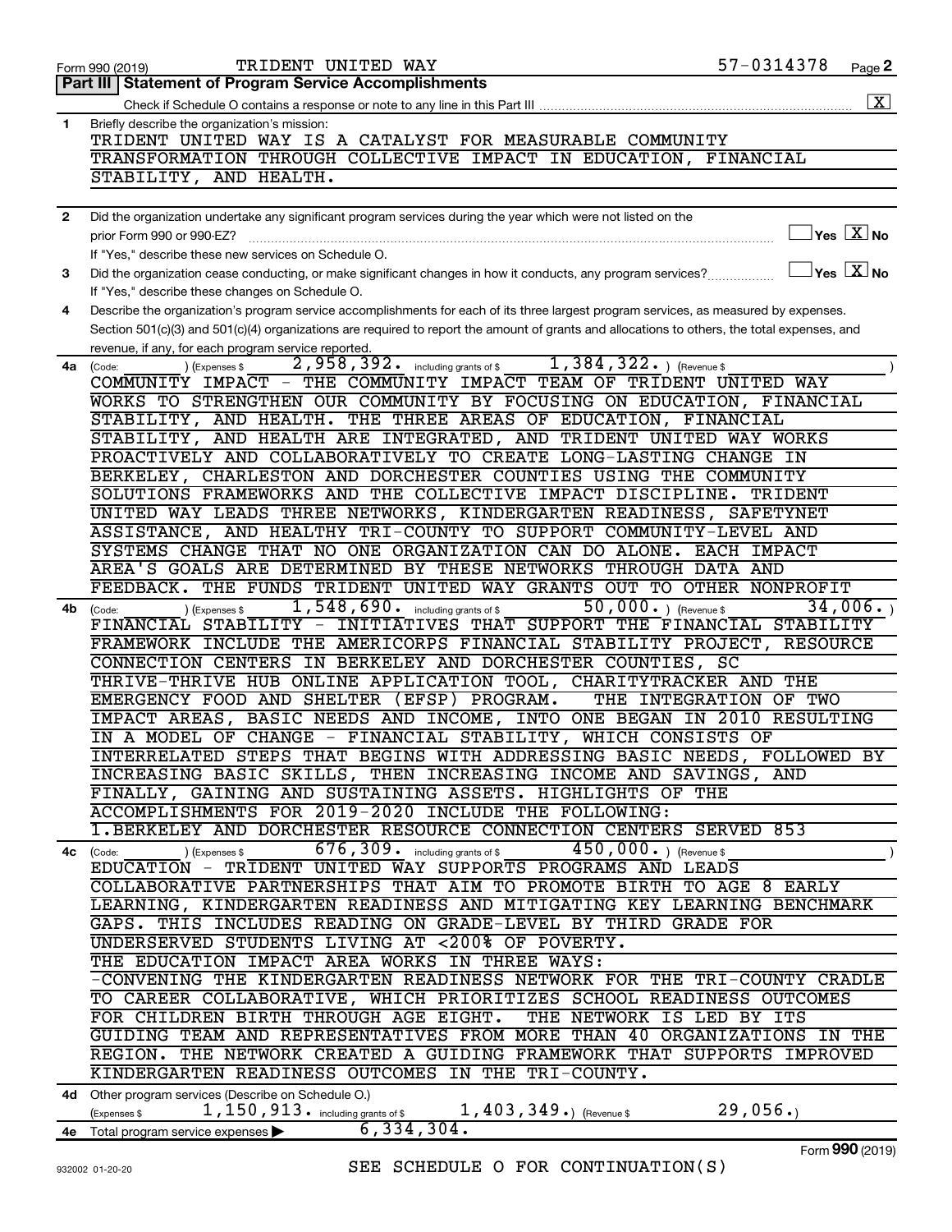Form 990 (2019) TRIDENT UNITED WAY 57-0314378 Page 2

## Part III Statement of Program Service Accomplishments

Check if Schedule O contains a response or note to any line in this Part III [X]

**1** Briefly describe the organization's mission:

TRIDENT UNITED WAY IS A CATALYST FOR MEASURABLE COMMUNITY TRANSFORMATION THROUGH COLLECTIVE IMPACT IN EDUCATION, FINANCIAL STABILITY, AND HEALTH.

**2** Did the organization undertake any significant program services during the year which were not listed on the prior Form 990 or 990-EZ? [ ] Yes [X] No

If "Yes," describe these new services on Schedule O.

**3** Did the organization cease conducting, or make significant changes in how it conducts, any program services? [ ] Yes [X] No

If "Yes," describe these changes on Schedule O.

**4** Describe the organization's program service accomplishments for each of its three largest program services, as measured by expenses. Section 501(c)(3) and 501(c)(4) organizations are required to report the amount of grants and allocations to others, the total expenses, and revenue, if any, for each program service reported.

**4a** (Code: ) (Expenses $ 2,958,392. including grants of $ 1,384,322. ) (Revenue $ )

COMMUNITY IMPACT - THE COMMUNITY IMPACT TEAM OF TRIDENT UNITED WAY WORKS TO STRENGTHEN OUR COMMUNITY BY FOCUSING ON EDUCATION, FINANCIAL STABILITY, AND HEALTH. THE THREE AREAS OF EDUCATION, FINANCIAL STABILITY, AND HEALTH ARE INTEGRATED, AND TRIDENT UNITED WAY WORKS PROACTIVELY AND COLLABORATIVELY TO CREATE LONG-LASTING CHANGE IN BERKELEY, CHARLESTON AND DORCHESTER COUNTIES USING THE COMMUNITY SOLUTIONS FRAMEWORKS AND THE COLLECTIVE IMPACT DISCIPLINE. TRIDENT UNITED WAY LEADS THREE NETWORKS, KINDERGARTEN READINESS, SAFETYNET ASSISTANCE, AND HEALTHY TRI-COUNTY TO SUPPORT COMMUNITY-LEVEL AND SYSTEMS CHANGE THAT NO ONE ORGANIZATION CAN DO ALONE. EACH IMPACT AREA'S GOALS ARE DETERMINED BY THESE NETWORKS THROUGH DATA AND FEEDBACK. THE FUNDS TRIDENT UNITED WAY GRANTS OUT TO OTHER NONPROFIT

**4b** (Code: ) (Expenses $ 1,548,690. including grants of $ 50,000. ) (Revenue $ 34,006. )

FINANCIAL STABILITY - INITIATIVES THAT SUPPORT THE FINANCIAL STABILITY FRAMEWORK INCLUDE THE AMERICORPS FINANCIAL STABILITY PROJECT, RESOURCE CONNECTION CENTERS IN BERKELEY AND DORCHESTER COUNTIES, SC THRIVE-THRIVE HUB ONLINE APPLICATION TOOL, CHARITYTRACKER AND THE EMERGENCY FOOD AND SHELTER (EFSP) PROGRAM. THE INTEGRATION OF TWO IMPACT AREAS, BASIC NEEDS AND INCOME, INTO ONE BEGAN IN 2010 RESULTING IN A MODEL OF CHANGE - FINANCIAL STABILITY, WHICH CONSISTS OF INTERRELATED STEPS THAT BEGINS WITH ADDRESSING BASIC NEEDS, FOLLOWED BY INCREASING BASIC SKILLS, THEN INCREASING INCOME AND SAVINGS, AND FINALLY, GAINING AND SUSTAINING ASSETS. HIGHLIGHTS OF THE ACCOMPLISHMENTS FOR 2019-2020 INCLUDE THE FOLLOWING:
1.BERKELEY AND DORCHESTER RESOURCE CONNECTION CENTERS SERVED 853

**4c** (Code: ) (Expenses $ 676,309. including grants of $ 450,000. ) (Revenue $ )

EDUCATION - TRIDENT UNITED WAY SUPPORTS PROGRAMS AND LEADS COLLABORATIVE PARTNERSHIPS THAT AIM TO PROMOTE BIRTH TO AGE 8 EARLY LEARNING, KINDERGARTEN READINESS AND MITIGATING KEY LEARNING BENCHMARK GAPS. THIS INCLUDES READING ON GRADE-LEVEL BY THIRD GRADE FOR UNDERSERVED STUDENTS LIVING AT <200% OF POVERTY.
THE EDUCATION IMPACT AREA WORKS IN THREE WAYS:
-CONVENING THE KINDERGARTEN READINESS NETWORK FOR THE TRI-COUNTY CRADLE TO CAREER COLLABORATIVE, WHICH PRIORITIZES SCHOOL READINESS OUTCOMES FOR CHILDREN BIRTH THROUGH AGE EIGHT. THE NETWORK IS LED BY ITS GUIDING TEAM AND REPRESENTATIVES FROM MORE THAN 40 ORGANIZATIONS IN THE REGION. THE NETWORK CREATED A GUIDING FRAMEWORK THAT SUPPORTS IMPROVED KINDERGARTEN READINESS OUTCOMES IN THE TRI-COUNTY.

**4d** Other program services (Describe on Schedule O.)
(Expenses $ 1,150,913. including grants of $ 1,403,349.) (Revenue $ 29,056.)

**4e** Total program service expenses ▶ 6,334,304.

Form **990** (2019)

SEE SCHEDULE O FOR CONTINUATION(S)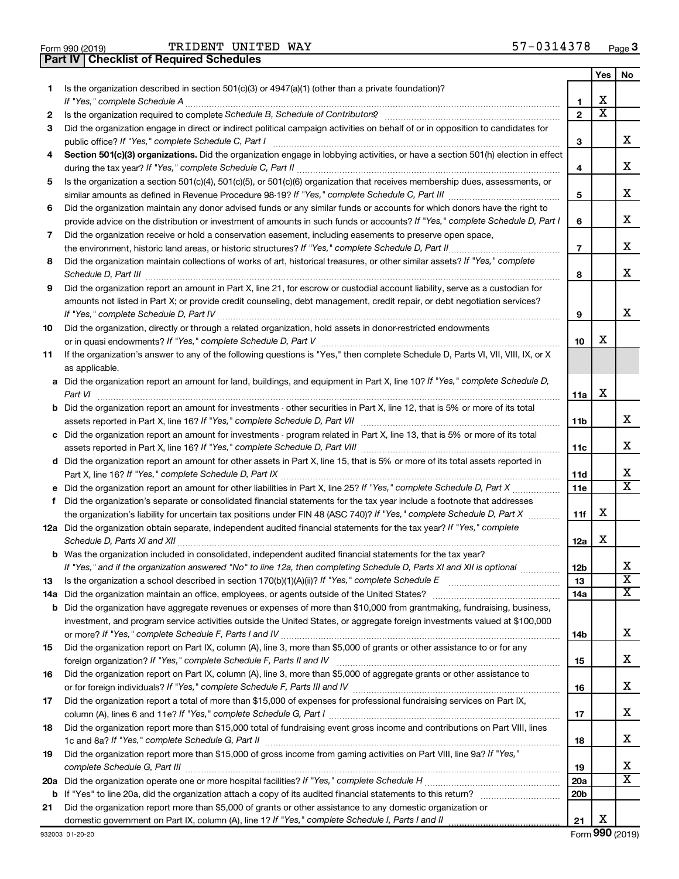Form 990 (2019) TRIDENT UNITED WAY 57-0314378 Page **3**

## Part IV | Checklist of Required Schedules

| | | | Yes | No |
|---|---|---|---|---|
| **1** | Is the organization described in section 501(c)(3) or 4947(a)(1) (other than a private foundation)? *If "Yes," complete Schedule A* | **1** | X | |
| **2** | Is the organization required to complete *Schedule B, Schedule of Contributors*? | **2** | X | |
| **3** | Did the organization engage in direct or indirect political campaign activities on behalf of or in opposition to candidates for public office? *If "Yes," complete Schedule C, Part I* | **3** | | X |
| **4** | **Section 501(c)(3) organizations.** Did the organization engage in lobbying activities, or have a section 501(h) election in effect during the tax year? *If "Yes," complete Schedule C, Part II* | **4** | | X |
| **5** | Is the organization a section 501(c)(4), 501(c)(5), or 501(c)(6) organization that receives membership dues, assessments, or similar amounts as defined in Revenue Procedure 98-19? *If "Yes," complete Schedule C, Part III* | **5** | | X |
| **6** | Did the organization maintain any donor advised funds or any similar funds or accounts for which donors have the right to provide advice on the distribution or investment of amounts in such funds or accounts? *If "Yes," complete Schedule D, Part I* | **6** | | X |
| **7** | Did the organization receive or hold a conservation easement, including easements to preserve open space, the environment, historic land areas, or historic structures? *If "Yes," complete Schedule D, Part II* | **7** | | X |
| **8** | Did the organization maintain collections of works of art, historical treasures, or other similar assets? *If "Yes," complete Schedule D, Part III* | **8** | | X |
| **9** | Did the organization report an amount in Part X, line 21, for escrow or custodial account liability, serve as a custodian for amounts not listed in Part X; or provide credit counseling, debt management, credit repair, or debt negotiation services? *If "Yes," complete Schedule D, Part IV* | **9** | | X |
| **10** | Did the organization, directly or through a related organization, hold assets in donor-restricted endowments or in quasi endowments? *If "Yes," complete Schedule D, Part V* | **10** | X | |
| **11** | If the organization's answer to any of the following questions is "Yes," then complete Schedule D, Parts VI, VII, VIII, IX, or X as applicable. | | | |
| **a** | Did the organization report an amount for land, buildings, and equipment in Part X, line 10? *If "Yes," complete Schedule D, Part VI* | **11a** | X | |
| **b** | Did the organization report an amount for investments - other securities in Part X, line 12, that is 5% or more of its total assets reported in Part X, line 16? *If "Yes," complete Schedule D, Part VII* | **11b** | | X |
| **c** | Did the organization report an amount for investments - program related in Part X, line 13, that is 5% or more of its total assets reported in Part X, line 16? *If "Yes," complete Schedule D, Part VIII* | **11c** | | X |
| **d** | Did the organization report an amount for other assets in Part X, line 15, that is 5% or more of its total assets reported in Part X, line 16? *If "Yes," complete Schedule D, Part IX* | **11d** | | X |
| **e** | Did the organization report an amount for other liabilities in Part X, line 25? *If "Yes," complete Schedule D, Part X* | **11e** | | X |
| **f** | Did the organization's separate or consolidated financial statements for the tax year include a footnote that addresses the organization's liability for uncertain tax positions under FIN 48 (ASC 740)? *If "Yes," complete Schedule D, Part X* | **11f** | X | |
| **12a** | Did the organization obtain separate, independent audited financial statements for the tax year? *If "Yes," complete Schedule D, Parts XI and XII* | **12a** | X | |
| **b** | Was the organization included in consolidated, independent audited financial statements for the tax year? *If "Yes," and if the organization answered "No" to line 12a, then completing Schedule D, Parts XI and XII is optional* | **12b** | | X |
| **13** | Is the organization a school described in section 170(b)(1)(A)(ii)? *If "Yes," complete Schedule E* | **13** | | X |
| **14a** | Did the organization maintain an office, employees, or agents outside of the United States? | **14a** | | X |
| **b** | Did the organization have aggregate revenues or expenses of more than $10,000 from grantmaking, fundraising, business, investment, and program service activities outside the United States, or aggregate foreign investments valued at $100,000 or more? *If "Yes," complete Schedule F, Parts I and IV* | **14b** | | X |
| **15** | Did the organization report on Part IX, column (A), line 3, more than $5,000 of grants or other assistance to or for any foreign organization? *If "Yes," complete Schedule F, Parts II and IV* | **15** | | X |
| **16** | Did the organization report on Part IX, column (A), line 3, more than $5,000 of aggregate grants or other assistance to or for foreign individuals? *If "Yes," complete Schedule F, Parts III and IV* | **16** | | X |
| **17** | Did the organization report a total of more than $15,000 of expenses for professional fundraising services on Part IX, column (A), lines 6 and 11e? *If "Yes," complete Schedule G, Part I* | **17** | | X |
| **18** | Did the organization report more than $15,000 total of fundraising event gross income and contributions on Part VIII, lines 1c and 8a? *If "Yes," complete Schedule G, Part II* | **18** | | X |
| **19** | Did the organization report more than $15,000 of gross income from gaming activities on Part VIII, line 9a? *If "Yes," complete Schedule G, Part III* | **19** | | X |
| **20a** | Did the organization operate one or more hospital facilities? *If "Yes," complete Schedule H* | **20a** | | X |
| **b** | If "Yes" to line 20a, did the organization attach a copy of its audited financial statements to this return? | **20b** | | |
| **21** | Did the organization report more than $5,000 of grants or other assistance to any domestic organization or domestic government on Part IX, column (A), line 1? *If "Yes," complete Schedule I, Parts I and II* | **21** | X | |

932003 01-20-20 Form **990** (2019)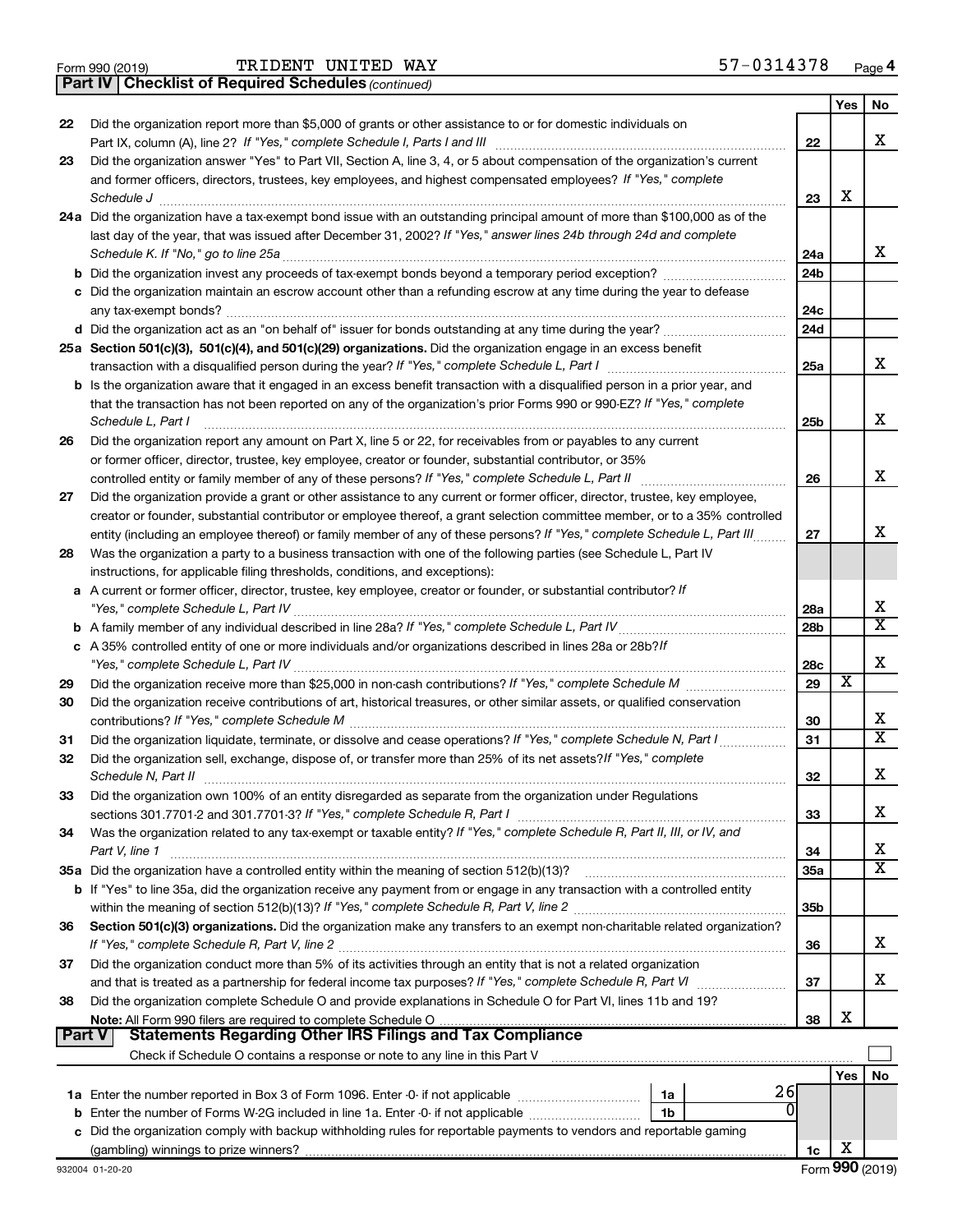Form 990 (2019) TRIDENT UNITED WAY 57-0314378 Page 4

**Part IV | Checklist of Required Schedules** *(continued)*

| | | | Yes | No |
|---|---|---|---|---|
| 22 | Did the organization report more than $5,000 of grants or other assistance to or for domestic individuals on Part IX, column (A), line 2? *If "Yes," complete Schedule I, Parts I and III* | 22 | | X |
| 23 | Did the organization answer "Yes" to Part VII, Section A, line 3, 4, or 5 about compensation of the organization's current and former officers, directors, trustees, key employees, and highest compensated employees? *If "Yes," complete Schedule J* | 23 | X | |
| 24a | Did the organization have a tax-exempt bond issue with an outstanding principal amount of more than $100,000 as of the last day of the year, that was issued after December 31, 2002? *If "Yes," answer lines 24b through 24d and complete Schedule K. If "No," go to line 25a* | 24a | | X |
| b | Did the organization invest any proceeds of tax-exempt bonds beyond a temporary period exception? | 24b | | |
| c | Did the organization maintain an escrow account other than a refunding escrow at any time during the year to defease any tax-exempt bonds? | 24c | | |
| d | Did the organization act as an "on behalf of" issuer for bonds outstanding at any time during the year? | 24d | | |
| 25a | **Section 501(c)(3), 501(c)(4), and 501(c)(29) organizations.** Did the organization engage in an excess benefit transaction with a disqualified person during the year? *If "Yes," complete Schedule L, Part I* | 25a | | X |
| b | Is the organization aware that it engaged in an excess benefit transaction with a disqualified person in a prior year, and that the transaction has not been reported on any of the organization's prior Forms 990 or 990-EZ? *If "Yes," complete Schedule L, Part I* | 25b | | X |
| 26 | Did the organization report any amount on Part X, line 5 or 22, for receivables from or payables to any current or former officer, director, trustee, key employee, creator or founder, substantial contributor, or 35% controlled entity or family member of any of these persons? *If "Yes," complete Schedule L, Part II* | 26 | | X |
| 27 | Did the organization provide a grant or other assistance to any current or former officer, director, trustee, key employee, creator or founder, substantial contributor or employee thereof, a grant selection committee member, or to a 35% controlled entity (including an employee thereof) or family member of any of these persons? *If "Yes," complete Schedule L, Part III* | 27 | | X |
| 28 | Was the organization a party to a business transaction with one of the following parties (see Schedule L, Part IV instructions, for applicable filing thresholds, conditions, and exceptions): | | | |
| a | A current or former officer, director, trustee, key employee, creator or founder, or substantial contributor? *If "Yes," complete Schedule L, Part IV* | 28a | | X |
| b | A family member of any individual described in line 28a? *If "Yes," complete Schedule L, Part IV* | 28b | | X |
| c | A 35% controlled entity of one or more individuals and/or organizations described in lines 28a or 28b? *If "Yes," complete Schedule L, Part IV* | 28c | | X |
| 29 | Did the organization receive more than $25,000 in non-cash contributions? *If "Yes," complete Schedule M* | 29 | X | |
| 30 | Did the organization receive contributions of art, historical treasures, or other similar assets, or qualified conservation contributions? *If "Yes," complete Schedule M* | 30 | | X |
| 31 | Did the organization liquidate, terminate, or dissolve and cease operations? *If "Yes," complete Schedule N, Part I* | 31 | | X |
| 32 | Did the organization sell, exchange, dispose of, or transfer more than 25% of its net assets? *If "Yes," complete Schedule N, Part II* | 32 | | X |
| 33 | Did the organization own 100% of an entity disregarded as separate from the organization under Regulations sections 301.7701-2 and 301.7701-3? *If "Yes," complete Schedule R, Part I* | 33 | | X |
| 34 | Was the organization related to any tax-exempt or taxable entity? *If "Yes," complete Schedule R, Part II, III, or IV, and Part V, line 1* | 34 | | X |
| 35a | Did the organization have a controlled entity within the meaning of section 512(b)(13)? | 35a | | X |
| b | If "Yes" to line 35a, did the organization receive any payment from or engage in any transaction with a controlled entity within the meaning of section 512(b)(13)? *If "Yes," complete Schedule R, Part V, line 2* | 35b | | |
| 36 | **Section 501(c)(3) organizations.** Did the organization make any transfers to an exempt non-charitable related organization? *If "Yes," complete Schedule R, Part V, line 2* | 36 | | X |
| 37 | Did the organization conduct more than 5% of its activities through an entity that is not a related organization and that is treated as a partnership for federal income tax purposes? *If "Yes," complete Schedule R, Part VI* | 37 | | X |
| 38 | Did the organization complete Schedule O and provide explanations in Schedule O for Part VI, lines 11b and 19? **Note:** All Form 990 filers are required to complete Schedule O | 38 | X | |

**Part V | Statements Regarding Other IRS Filings and Tax Compliance**

Check if Schedule O contains a response or note to any line in this Part V [ ]

| | | | | | Yes | No |
|---|---|---|---|---|---|---|
| 1a | Enter the number reported in Box 3 of Form 1096. Enter -0- if not applicable | 1a | 26 | | | |
| b | Enter the number of Forms W-2G included in line 1a. Enter -0- if not applicable | 1b | 0 | | | |
| c | Did the organization comply with backup withholding rules for reportable payments to vendors and reportable gaming (gambling) winnings to prize winners? | | | 1c | X | |

932004 01-20-20 Form **990** (2019)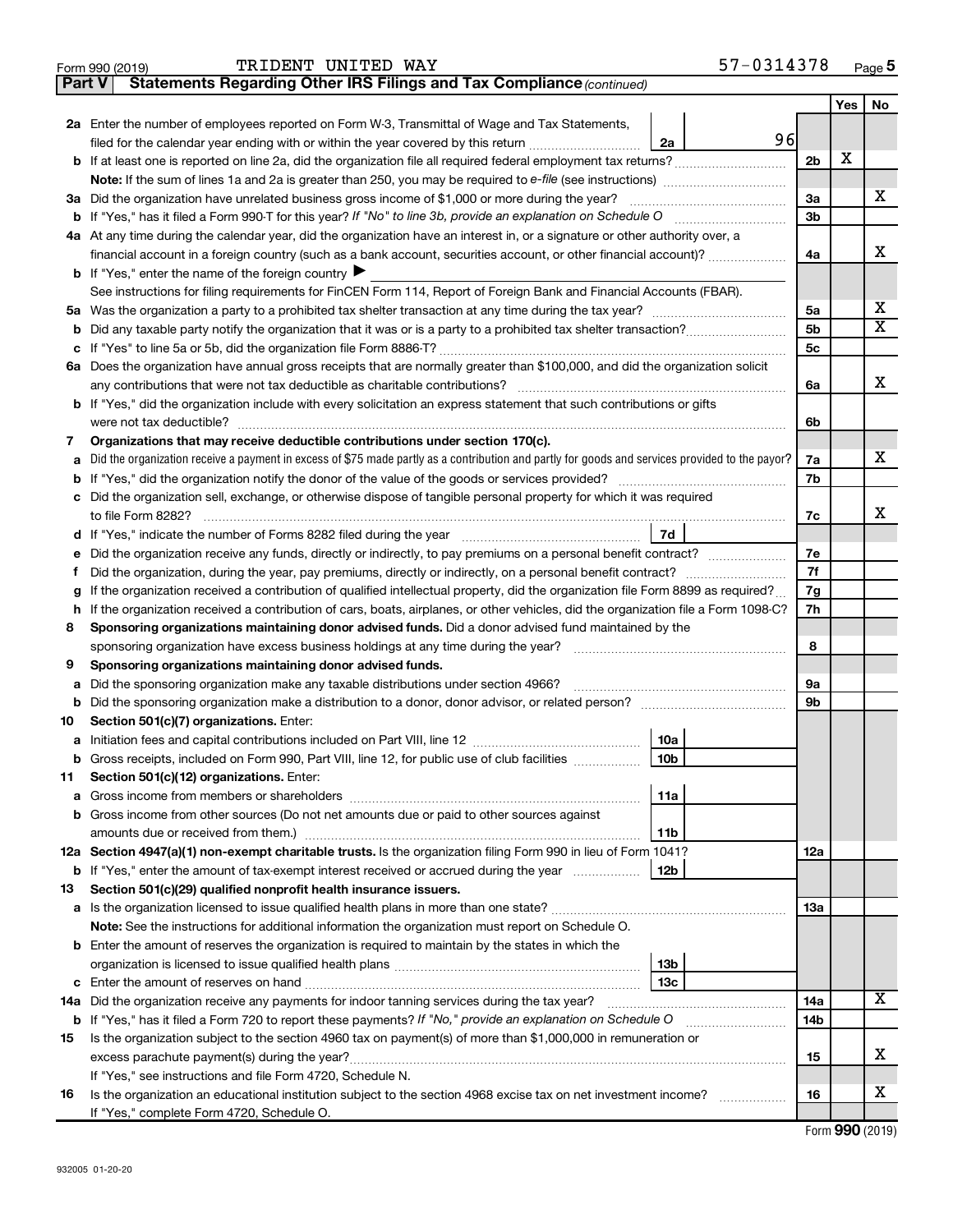Form 990 (2019) TRIDENT UNITED WAY 57-0314378 Page 5

**Part V Statements Regarding Other IRS Filings and Tax Compliance** *(continued)*

| | | | | Yes | No |
|---|---|---|---|---|---|
| **2a** | Enter the number of employees reported on Form W-3, Transmittal of Wage and Tax Statements, filed for the calendar year ending with or within the year covered by this return | 2a 96 | | | |
| **b** | If at least one is reported on line 2a, did the organization file all required federal employment tax returns? | | 2b | X | |
| | **Note:** If the sum of lines 1a and 2a is greater than 250, you may be required to *e-file* (see instructions) | | | | |
| **3a** | Did the organization have unrelated business gross income of $1,000 or more during the year? | | 3a | | X |
| **b** | If "Yes," has it filed a Form 990-T for this year? *If "No" to line 3b, provide an explanation on Schedule O* | | 3b | | |
| **4a** | At any time during the calendar year, did the organization have an interest in, or a signature or other authority over, a financial account in a foreign country (such as a bank account, securities account, or other financial account)? | | 4a | | X |
| **b** | If "Yes," enter the name of the foreign country ▶ | | | | |
| | See instructions for filing requirements for FinCEN Form 114, Report of Foreign Bank and Financial Accounts (FBAR). | | | | |
| **5a** | Was the organization a party to a prohibited tax shelter transaction at any time during the tax year? | | 5a | | X |
| **b** | Did any taxable party notify the organization that it was or is a party to a prohibited tax shelter transaction? | | 5b | | X |
| **c** | If "Yes" to line 5a or 5b, did the organization file Form 8886-T? | | 5c | | |
| **6a** | Does the organization have annual gross receipts that are normally greater than $100,000, and did the organization solicit any contributions that were not tax deductible as charitable contributions? | | 6a | | X |
| **b** | If "Yes," did the organization include with every solicitation an express statement that such contributions or gifts were not tax deductible? | | 6b | | |
| **7** | **Organizations that may receive deductible contributions under section 170(c).** | | | | |
| **a** | Did the organization receive a payment in excess of $75 made partly as a contribution and partly for goods and services provided to the payor? | | 7a | | X |
| **b** | If "Yes," did the organization notify the donor of the value of the goods or services provided? | | 7b | | |
| **c** | Did the organization sell, exchange, or otherwise dispose of tangible personal property for which it was required to file Form 8282? | | 7c | | X |
| **d** | If "Yes," indicate the number of Forms 8282 filed during the year | 7d | | | |
| **e** | Did the organization receive any funds, directly or indirectly, to pay premiums on a personal benefit contract? | | 7e | | |
| **f** | Did the organization, during the year, pay premiums, directly or indirectly, on a personal benefit contract? | | 7f | | |
| **g** | If the organization received a contribution of qualified intellectual property, did the organization file Form 8899 as required? | | 7g | | |
| **h** | If the organization received a contribution of cars, boats, airplanes, or other vehicles, did the organization file a Form 1098-C? | | 7h | | |
| **8** | **Sponsoring organizations maintaining donor advised funds.** Did a donor advised fund maintained by the sponsoring organization have excess business holdings at any time during the year? | | 8 | | |
| **9** | **Sponsoring organizations maintaining donor advised funds.** | | | | |
| **a** | Did the sponsoring organization make any taxable distributions under section 4966? | | 9a | | |
| **b** | Did the sponsoring organization make a distribution to a donor, donor advisor, or related person? | | 9b | | |
| **10** | **Section 501(c)(7) organizations.** Enter: | | | | |
| **a** | Initiation fees and capital contributions included on Part VIII, line 12 | 10a | | | |
| **b** | Gross receipts, included on Form 990, Part VIII, line 12, for public use of club facilities | 10b | | | |
| **11** | **Section 501(c)(12) organizations.** Enter: | | | | |
| **a** | Gross income from members or shareholders | 11a | | | |
| **b** | Gross income from other sources (Do not net amounts due or paid to other sources against amounts due or received from them.) | 11b | | | |
| **12a** | **Section 4947(a)(1) non-exempt charitable trusts.** Is the organization filing Form 990 in lieu of Form 1041? | | 12a | | |
| **b** | If "Yes," enter the amount of tax-exempt interest received or accrued during the year | 12b | | | |
| **13** | **Section 501(c)(29) qualified nonprofit health insurance issuers.** | | | | |
| **a** | Is the organization licensed to issue qualified health plans in more than one state? | | 13a | | |
| | **Note:** See the instructions for additional information the organization must report on Schedule O. | | | | |
| **b** | Enter the amount of reserves the organization is required to maintain by the states in which the organization is licensed to issue qualified health plans | 13b | | | |
| **c** | Enter the amount of reserves on hand | 13c | | | |
| **14a** | Did the organization receive any payments for indoor tanning services during the tax year? | | 14a | | X |
| **b** | If "Yes," has it filed a Form 720 to report these payments? *If "No," provide an explanation on Schedule O* | | 14b | | |
| **15** | Is the organization subject to the section 4960 tax on payment(s) of more than $1,000,000 in remuneration or excess parachute payment(s) during the year? | | 15 | | X |
| | If "Yes," see instructions and file Form 4720, Schedule N. | | | | |
| **16** | Is the organization an educational institution subject to the section 4968 excise tax on net investment income? | | 16 | | X |
| | If "Yes," complete Form 4720, Schedule O. | | | | |

Form **990** (2019)

932005 01-20-20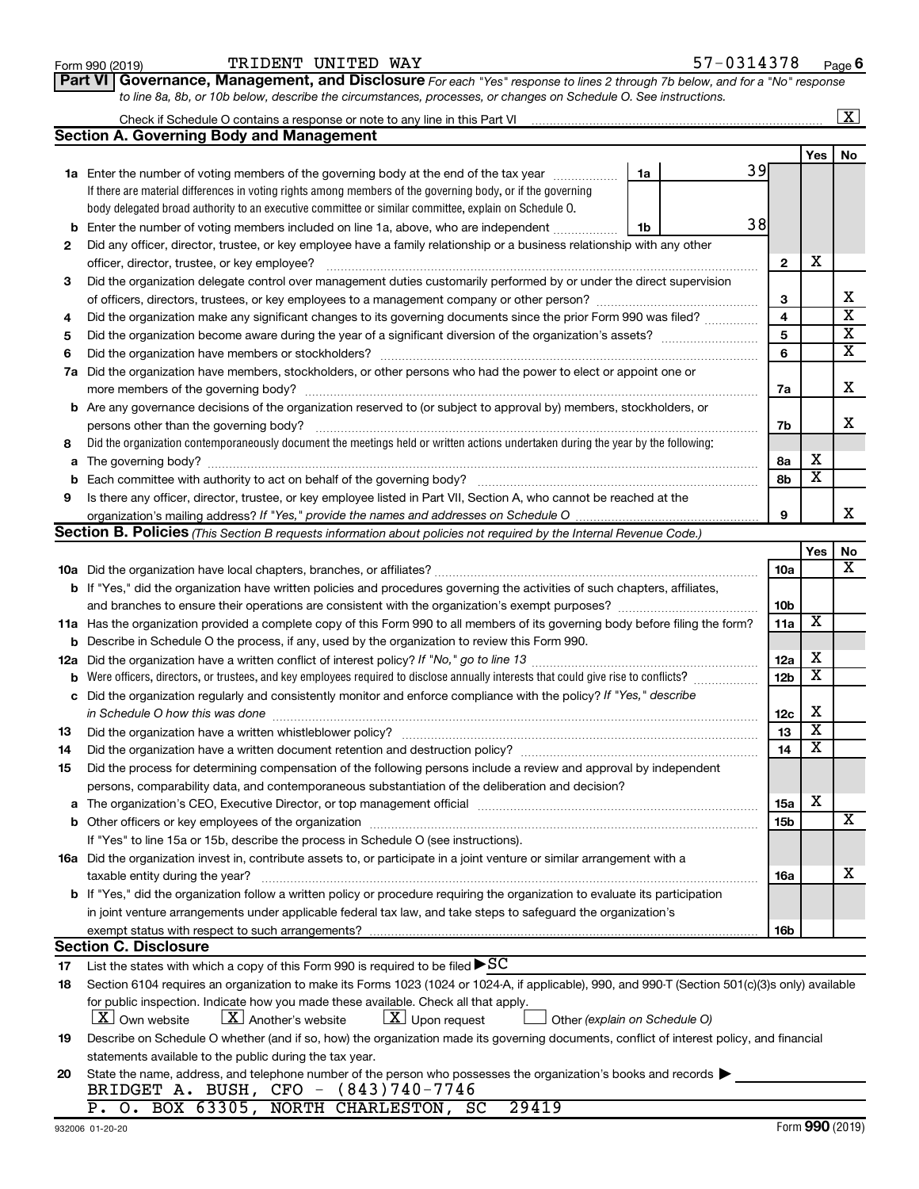Form 990 (2019) TRIDENT UNITED WAY 57-0314378 Page 6

**Part VI Governance, Management, and Disclosure** *For each "Yes" response to lines 2 through 7b below, and for a "No" response to line 8a, 8b, or 10b below, describe the circumstances, processes, or changes on Schedule O. See instructions.*

Check if Schedule O contains a response or note to any line in this Part VI ..... [X]

## Section A. Governing Body and Management

| | | | | | Yes | No |
|---|---|---|---|---|---|---|
| **1a** | Enter the number of voting members of the governing body at the end of the tax year. If there are material differences in voting rights among members of the governing body, or if the governing body delegated broad authority to an executive committee or similar committee, explain on Schedule O. | 1a | 39 | | | |
| **b** | Enter the number of voting members included on line 1a, above, who are independent | 1b | 38 | | | |
| **2** | Did any officer, director, trustee, or key employee have a family relationship or a business relationship with any other officer, director, trustee, or key employee? | | | 2 | X | |
| **3** | Did the organization delegate control over management duties customarily performed by or under the direct supervision of officers, directors, trustees, or key employees to a management company or other person? | | | 3 | | X |
| **4** | Did the organization make any significant changes to its governing documents since the prior Form 990 was filed? | | | 4 | | X |
| **5** | Did the organization become aware during the year of a significant diversion of the organization's assets? | | | 5 | | X |
| **6** | Did the organization have members or stockholders? | | | 6 | | X |
| **7a** | Did the organization have members, stockholders, or other persons who had the power to elect or appoint one or more members of the governing body? | | | 7a | | X |
| **b** | Are any governance decisions of the organization reserved to (or subject to approval by) members, stockholders, or persons other than the governing body? | | | 7b | | X |
| **8** | Did the organization contemporaneously document the meetings held or written actions undertaken during the year by the following: | | | | | |
| **a** | The governing body? | | | 8a | X | |
| **b** | Each committee with authority to act on behalf of the governing body? | | | 8b | X | |
| **9** | Is there any officer, director, trustee, or key employee listed in Part VII, Section A, who cannot be reached at the organization's mailing address? *If "Yes," provide the names and addresses on Schedule O* | | | 9 | | X |

## Section B. Policies *(This Section B requests information about policies not required by the Internal Revenue Code.)*

| | | | Yes | No |
|---|---|---|---|---|
| **10a** | Did the organization have local chapters, branches, or affiliates? | 10a | | X |
| **b** | If "Yes," did the organization have written policies and procedures governing the activities of such chapters, affiliates, and branches to ensure their operations are consistent with the organization's exempt purposes? | 10b | | |
| **11a** | Has the organization provided a complete copy of this Form 990 to all members of its governing body before filing the form? | 11a | X | |
| **b** | Describe in Schedule O the process, if any, used by the organization to review this Form 990. | | | |
| **12a** | Did the organization have a written conflict of interest policy? *If "No," go to line 13* | 12a | X | |
| **b** | Were officers, directors, or trustees, and key employees required to disclose annually interests that could give rise to conflicts? | 12b | X | |
| **c** | Did the organization regularly and consistently monitor and enforce compliance with the policy? *If "Yes," describe in Schedule O how this was done* | 12c | X | |
| **13** | Did the organization have a written whistleblower policy? | 13 | X | |
| **14** | Did the organization have a written document retention and destruction policy? | 14 | X | |
| **15** | Did the process for determining compensation of the following persons include a review and approval by independent persons, comparability data, and contemporaneous substantiation of the deliberation and decision? | | | |
| **a** | The organization's CEO, Executive Director, or top management official | 15a | X | |
| **b** | Other officers or key employees of the organization | 15b | | X |
| | If "Yes" to line 15a or 15b, describe the process in Schedule O (see instructions). | | | |
| **16a** | Did the organization invest in, contribute assets to, or participate in a joint venture or similar arrangement with a taxable entity during the year? | 16a | | X |
| **b** | If "Yes," did the organization follow a written policy or procedure requiring the organization to evaluate its participation in joint venture arrangements under applicable federal tax law, and take steps to safeguard the organization's exempt status with respect to such arrangements? | 16b | | |

## Section C. Disclosure

**17** List the states with which a copy of this Form 990 is required to be filed ▶ SC

**18** Section 6104 requires an organization to make its Forms 1023 (1024 or 1024-A, if applicable), 990, and 990-T (Section 501(c)(3)s only) available for public inspection. Indicate how you made these available. Check all that apply.

[X] Own website [X] Another's website [X] Upon request [ ] Other *(explain on Schedule O)*

**19** Describe on Schedule O whether (and if so, how) the organization made its governing documents, conflict of interest policy, and financial statements available to the public during the tax year.

**20** State the name, address, and telephone number of the person who possesses the organization's books and records ▶

BRIDGET A. BUSH, CFO - (843)740-7746
P. O. BOX 63305, NORTH CHARLESTON, SC 29419

932006 01-20-20 Form **990** (2019)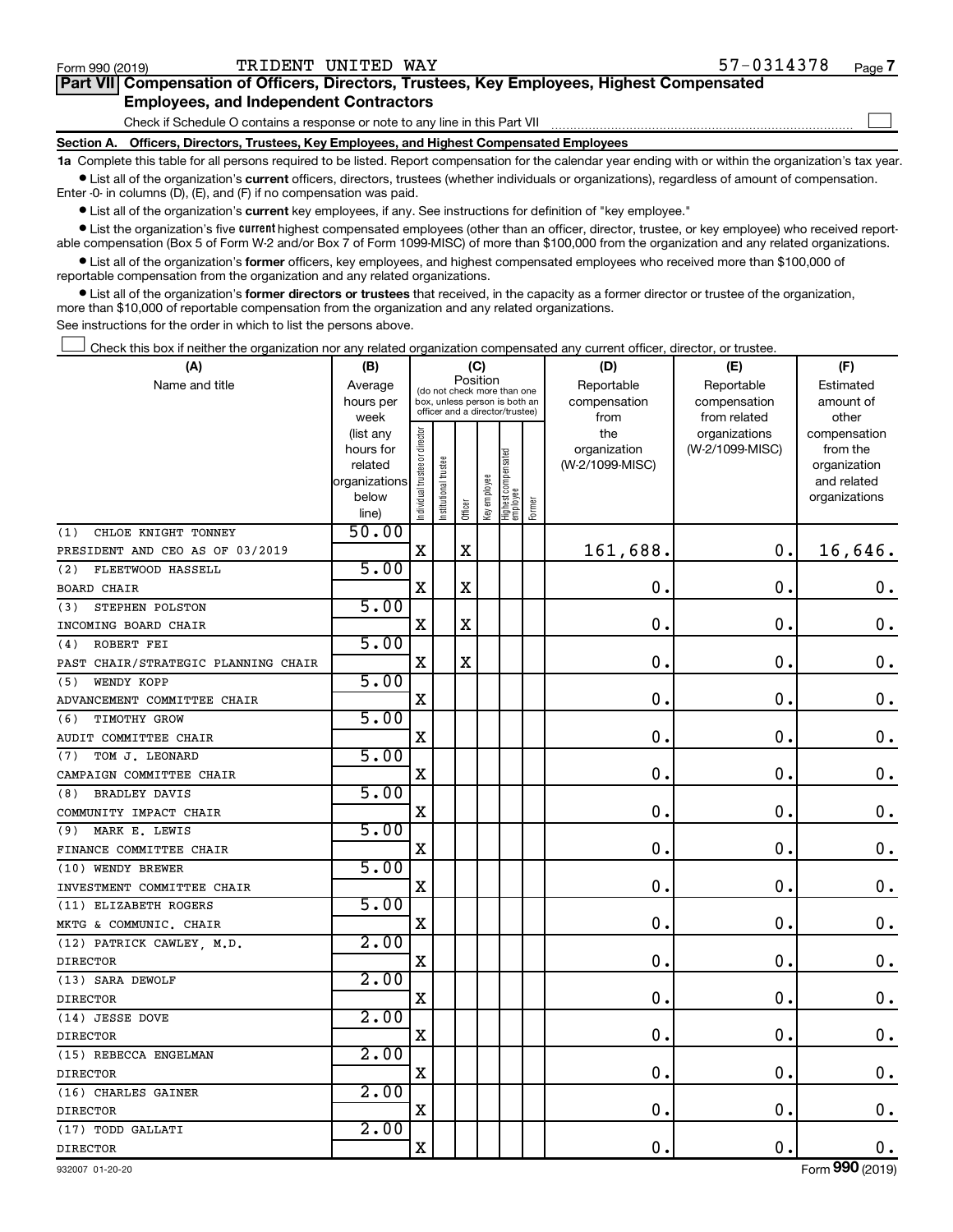Form 990 (2019) TRIDENT UNITED WAY 57-0314378

## Part VII Compensation of Officers, Directors, Trustees, Key Employees, Highest Compensated Employees, and Independent Contractors

Check if Schedule O contains a response or note to any line in this Part VII

### Section A. Officers, Directors, Trustees, Key Employees, and Highest Compensated Employees

**1a** Complete this table for all persons required to be listed. Report compensation for the calendar year ending with or within the organization's tax year.

- List all of the organization's **current** officers, directors, trustees (whether individuals or organizations), regardless of amount of compensation. Enter -0- in columns (D), (E), and (F) if no compensation was paid.
- List all of the organization's **current** key employees, if any. See instructions for definition of "key employee."
- List the organization's five **current** highest compensated employees (other than an officer, director, trustee, or key employee) who received reportable compensation (Box 5 of Form W-2 and/or Box 7 of Form 1099-MISC) of more than $100,000 from the organization and any related organizations.
- List all of the organization's **former** officers, key employees, and highest compensated employees who received more than $100,000 of reportable compensation from the organization and any related organizations.
- List all of the organization's **former directors or trustees** that received, in the capacity as a former director or trustee of the organization, more than $10,000 of reportable compensation from the organization and any related organizations.

See instructions for the order in which to list the persons above.

Check this box if neither the organization nor any related organization compensated any current officer, director, or trustee.

| (A) Name and title | (B) Average hours per week (list any hours for related organizations below line) | (C) Position: Individual trustee or director | Institutional trustee | Officer | Key employee | Highest compensated employee | Former | (D) Reportable compensation from the organization (W-2/1099-MISC) | (E) Reportable compensation from related organizations (W-2/1099-MISC) | (F) Estimated amount of other compensation from the organization and related organizations |
|---|---|---|---|---|---|---|---|---|---|---|
| (1) CHLOE KNIGHT TONNEY<br>PRESIDENT AND CEO AS OF 03/2019 | 50.00 | X | | X | | | | 161,688. | 0. | 16,646. |
| (2) FLEETWOOD HASSELL<br>BOARD CHAIR | 5.00 | X | | X | | | | 0. | 0. | 0. |
| (3) STEPHEN POLSTON<br>INCOMING BOARD CHAIR | 5.00 | X | | X | | | | 0. | 0. | 0. |
| (4) ROBERT FEI<br>PAST CHAIR/STRATEGIC PLANNING CHAIR | 5.00 | X | | X | | | | 0. | 0. | 0. |
| (5) WENDY KOPP<br>ADVANCEMENT COMMITTEE CHAIR | 5.00 | X | | | | | | 0. | 0. | 0. |
| (6) TIMOTHY GROW<br>AUDIT COMMITTEE CHAIR | 5.00 | X | | | | | | 0. | 0. | 0. |
| (7) TOM J. LEONARD<br>CAMPAIGN COMMITTEE CHAIR | 5.00 | X | | | | | | 0. | 0. | 0. |
| (8) BRADLEY DAVIS<br>COMMUNITY IMPACT CHAIR | 5.00 | X | | | | | | 0. | 0. | 0. |
| (9) MARK E. LEWIS<br>FINANCE COMMITTEE CHAIR | 5.00 | X | | | | | | 0. | 0. | 0. |
| (10) WENDY BREWER<br>INVESTMENT COMMITTEE CHAIR | 5.00 | X | | | | | | 0. | 0. | 0. |
| (11) ELIZABETH ROGERS<br>MKTG & COMMUNIC. CHAIR | 5.00 | X | | | | | | 0. | 0. | 0. |
| (12) PATRICK CAWLEY, M.D.<br>DIRECTOR | 2.00 | X | | | | | | 0. | 0. | 0. |
| (13) SARA DEWOLF<br>DIRECTOR | 2.00 | X | | | | | | 0. | 0. | 0. |
| (14) JESSE DOVE<br>DIRECTOR | 2.00 | X | | | | | | 0. | 0. | 0. |
| (15) REBECCA ENGELMAN<br>DIRECTOR | 2.00 | X | | | | | | 0. | 0. | 0. |
| (16) CHARLES GAINER<br>DIRECTOR | 2.00 | X | | | | | | 0. | 0. | 0. |
| (17) TODD GALLATI<br>DIRECTOR | 2.00 | X | | | | | | 0. | 0. | 0. |

932007 01-20-20 Form 990 (2019)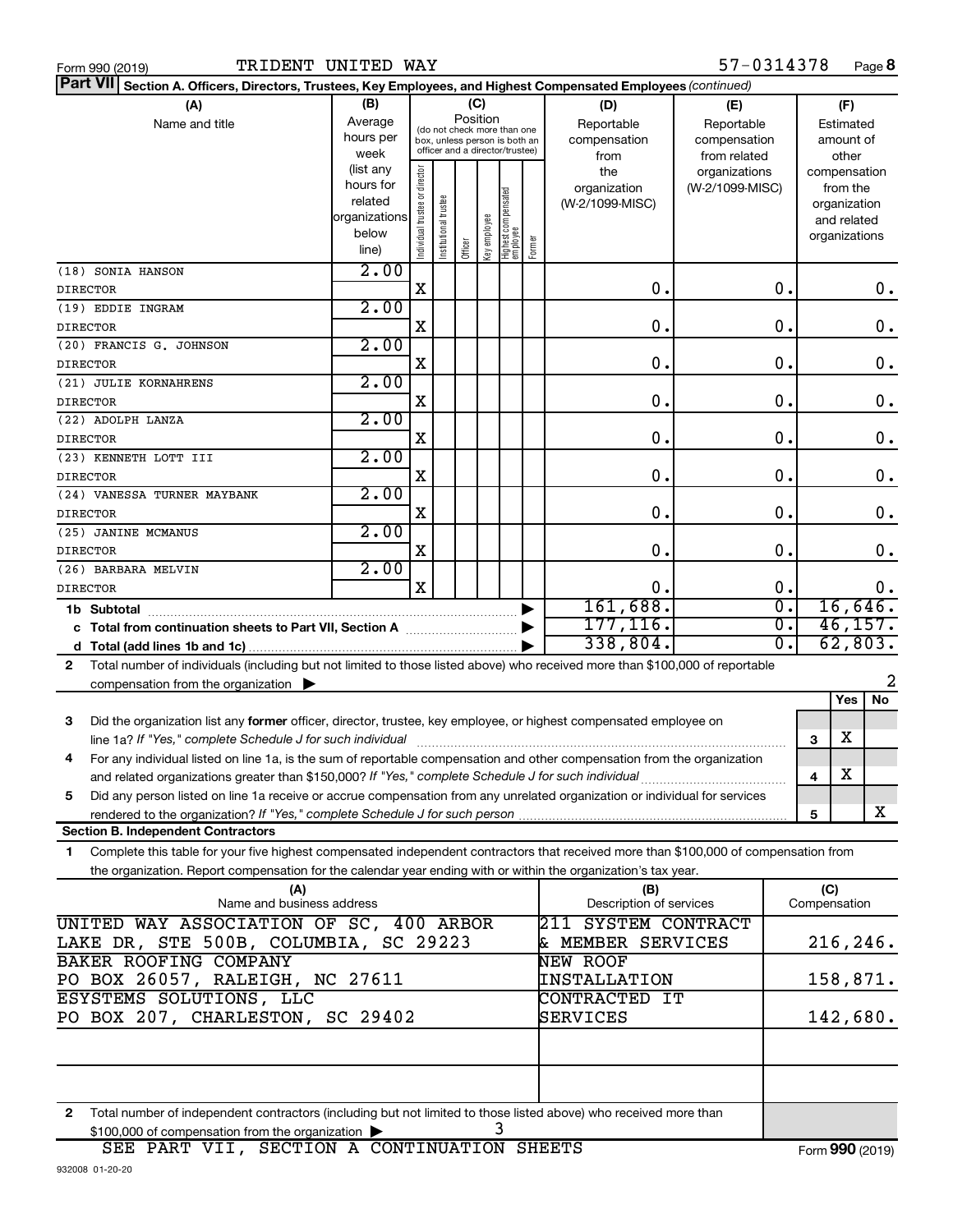Form 990 (2019) TRIDENT UNITED WAY 57-0314378 Page 8

**Part VII** **Section A. Officers, Directors, Trustees, Key Employees, and Highest Compensated Employees** *(continued)*

| (A) Name and title | (B) Average hours per week (list any hours for related organizations below line) | (C) Position: Individual trustee or director | Institutional trustee | Officer | Key employee | Highest compensated employee | Former | (D) Reportable compensation from the organization (W-2/1099-MISC) | (E) Reportable compensation from related organizations (W-2/1099-MISC) | (F) Estimated amount of other compensation from the organization and related organizations |
|---|---|---|---|---|---|---|---|---|---|---|
| (18) SONIA HANSON<br>DIRECTOR | 2.00 | X | | | | | | 0. | 0. | 0. |
| (19) EDDIE INGRAM<br>DIRECTOR | 2.00 | X | | | | | | 0. | 0. | 0. |
| (20) FRANCIS G. JOHNSON<br>DIRECTOR | 2.00 | X | | | | | | 0. | 0. | 0. |
| (21) JULIE KORNAHRENS<br>DIRECTOR | 2.00 | X | | | | | | 0. | 0. | 0. |
| (22) ADOLPH LANZA<br>DIRECTOR | 2.00 | X | | | | | | 0. | 0. | 0. |
| (23) KENNETH LOTT III<br>DIRECTOR | 2.00 | X | | | | | | 0. | 0. | 0. |
| (24) VANESSA TURNER MAYBANK<br>DIRECTOR | 2.00 | X | | | | | | 0. | 0. | 0. |
| (25) JANINE MCMANUS<br>DIRECTOR | 2.00 | X | | | | | | 0. | 0. | 0. |
| (26) BARBARA MELVIN<br>DIRECTOR | 2.00 | X | | | | | | 0. | 0. | 0. |
| **1b Subtotal** | | | | | | | | 161,688. | 0. | 16,646. |
| **c Total from continuation sheets to Part VII, Section A** | | | | | | | | 177,116. | 0. | 46,157. |
| **d Total (add lines 1b and 1c)** | | | | | | | | 338,804. | 0. | 62,803. |

**2** Total number of individuals (including but not limited to those listed above) who received more than $100,000 of reportable compensation from the organization ▶ 2

| | | Yes | No |
|---|---|---|---|
| **3** Did the organization list any **former** officer, director, trustee, key employee, or highest compensated employee on line 1a? *If "Yes," complete Schedule J for such individual* | 3 | X | |
| **4** For any individual listed on line 1a, is the sum of reportable compensation and other compensation from the organization and related organizations greater than $150,000? *If "Yes," complete Schedule J for such individual* | 4 | X | |
| **5** Did any person listed on line 1a receive or accrue compensation from any unrelated organization or individual for services rendered to the organization? *If "Yes," complete Schedule J for such person* | 5 | | X |

**Section B. Independent Contractors**

**1** Complete this table for your five highest compensated independent contractors that received more than $100,000 of compensation from the organization. Report compensation for the calendar year ending with or within the organization's tax year.

| (A) Name and business address | (B) Description of services | (C) Compensation |
|---|---|---|
| UNITED WAY ASSOCIATION OF SC, 400 ARBOR LAKE DR, STE 500B, COLUMBIA, SC 29223 | 211 SYSTEM CONTRACT & MEMBER SERVICES | 216,246. |
| BAKER ROOFING COMPANY PO BOX 26057, RALEIGH, NC 27611 | NEW ROOF INSTALLATION | 158,871. |
| ESYSTEMS SOLUTIONS, LLC PO BOX 207, CHARLESTON, SC 29402 | CONTRACTED IT SERVICES | 142,680. |
| | | |
| | | |

**2** Total number of independent contractors (including but not limited to those listed above) who received more than $100,000 of compensation from the organization ▶ 3

SEE PART VII, SECTION A CONTINUATION SHEETS

932008 01-20-20 Form **990** (2019)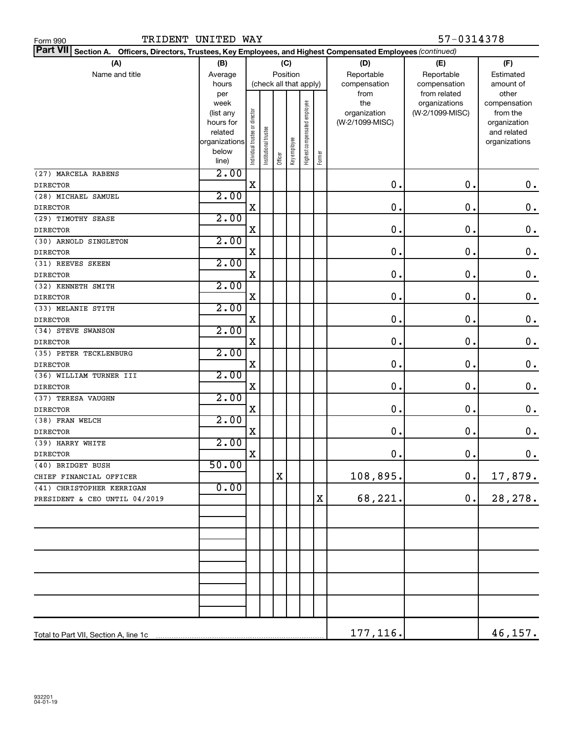Form 990 TRIDENT UNITED WAY 57-0314378

**Part VII Section A. Officers, Directors, Trustees, Key Employees, and Highest Compensated Employees** *(continued)*

| (A) Name and title | (B) Average hours per week (list any hours for related organizations below line) | (C) Position (check all that apply): Individual trustee or director | Institutional trustee | Officer | Key employee | Highest compensated employee | Former | (D) Reportable compensation from the organization (W-2/1099-MISC) | (E) Reportable compensation from related organizations (W-2/1099-MISC) | (F) Estimated amount of other compensation from the organization and related organizations |
|---|---|---|---|---|---|---|---|---|---|---|
| (27) MARCELA RABENS<br>DIRECTOR | 2.00 | X | | | | | | 0. | 0. | 0. |
| (28) MICHAEL SAMUEL<br>DIRECTOR | 2.00 | X | | | | | | 0. | 0. | 0. |
| (29) TIMOTHY SEASE<br>DIRECTOR | 2.00 | X | | | | | | 0. | 0. | 0. |
| (30) ARNOLD SINGLETON<br>DIRECTOR | 2.00 | X | | | | | | 0. | 0. | 0. |
| (31) REEVES SKEEN<br>DIRECTOR | 2.00 | X | | | | | | 0. | 0. | 0. |
| (32) KENNETH SMITH<br>DIRECTOR | 2.00 | X | | | | | | 0. | 0. | 0. |
| (33) MELANIE STITH<br>DIRECTOR | 2.00 | X | | | | | | 0. | 0. | 0. |
| (34) STEVE SWANSON<br>DIRECTOR | 2.00 | X | | | | | | 0. | 0. | 0. |
| (35) PETER TECKLENBURG<br>DIRECTOR | 2.00 | X | | | | | | 0. | 0. | 0. |
| (36) WILLIAM TURNER III<br>DIRECTOR | 2.00 | X | | | | | | 0. | 0. | 0. |
| (37) TERESA VAUGHN<br>DIRECTOR | 2.00 | X | | | | | | 0. | 0. | 0. |
| (38) FRAN WELCH<br>DIRECTOR | 2.00 | X | | | | | | 0. | 0. | 0. |
| (39) HARRY WHITE<br>DIRECTOR | 2.00 | X | | | | | | 0. | 0. | 0. |
| (40) BRIDGET BUSH<br>CHIEF FINANCIAL OFFICER | 50.00 | | | X | | | | 108,895. | 0. | 17,879. |
| (41) CHRISTOPHER KERRIGAN<br>PRESIDENT & CEO UNTIL 04/2019 | 0.00 | | | | | | X | 68,221. | 0. | 28,278. |
| Total to Part VII, Section A, line 1c | | | | | | | | 177,116. | | 46,157. |

932201 04-01-19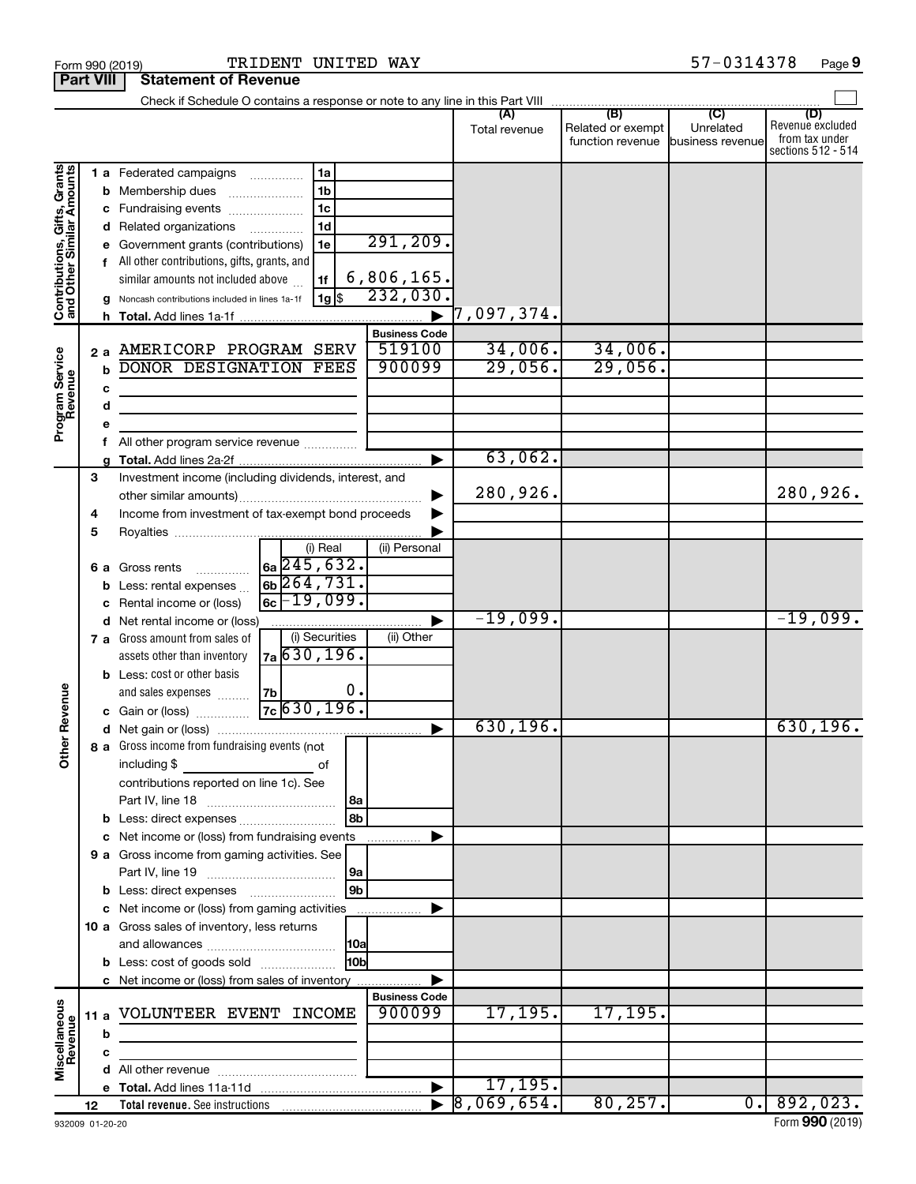Form 990 (2019) TRIDENT UNITED WAY 57-0314378 Page **9**

## Part VIII Statement of Revenue

Check if Schedule O contains a response or note to any line in this Part VIII ☐

| | | | | | (A) Total revenue | (B) Related or exempt function revenue | (C) Unrelated business revenue | (D) Revenue excluded from tax under sections 512 - 514 |
|---|---|---|---|---|---|---|---|---|
| **Contributions, Gifts, Grants and Other Similar Amounts** | 1 a | Federated campaigns | 1a | | | | | |
| | b | Membership dues | 1b | | | | | |
| | c | Fundraising events | 1c | | | | | |
| | d | Related organizations | 1d | | | | | |
| | e | Government grants (contributions) | 1e | 291,209. | | | | |
| | f | All other contributions, gifts, grants, and similar amounts not included above | 1f | 6,806,165. | | | | |
| | g | Noncash contributions included in lines 1a-1f | 1g $ | 232,030. | | | | |
| | h | **Total.** Add lines 1a-1f | | ▶ | 7,097,374. | | | |
| | | | | **Business Code** | | | | |
| **Program Service Revenue** | 2 a | AMERICORP PROGRAM SERV | | 519100 | 34,006. | 34,006. | | |
| | b | DONOR DESIGNATION FEES | | 900099 | 29,056. | 29,056. | | |
| | c | | | | | | | |
| | d | | | | | | | |
| | e | | | | | | | |
| | f | All other program service revenue | | | | | | |
| | g | **Total.** Add lines 2a-2f | | ▶ | 63,062. | | | |
| **Other Revenue** | 3 | Investment income (including dividends, interest, and other similar amounts) | | ▶ | 280,926. | | | 280,926. |
| | 4 | Income from investment of tax-exempt bond proceeds | | ▶ | | | | |
| | 5 | Royalties | | ▶ | | | | |
| | | | (i) Real | (ii) Personal | | | | |
| | 6 a | Gross rents | 6a 245,632. | | | | | |
| | b | Less: rental expenses | 6b 264,731. | | | | | |
| | c | Rental income or (loss) | 6c -19,099. | | | | | |
| | d | Net rental income or (loss) | | ▶ | -19,099. | | | -19,099. |
| | | | (i) Securities | (ii) Other | | | | |
| | 7 a | Gross amount from sales of assets other than inventory | 7a 630,196. | | | | | |
| | b | Less: cost or other basis and sales expenses | 7b 0. | | | | | |
| | c | Gain or (loss) | 7c 630,196. | | | | | |
| | d | Net gain or (loss) | | ▶ | 630,196. | | | 630,196. |
| | 8 a | Gross income from fundraising events (not including $ ______ of contributions reported on line 1c). See Part IV, line 18 | 8a | | | | | |
| | b | Less: direct expenses | 8b | | | | | |
| | c | Net income or (loss) from fundraising events | | ▶ | | | | |
| | 9 a | Gross income from gaming activities. See Part IV, line 19 | 9a | | | | | |
| | b | Less: direct expenses | 9b | | | | | |
| | c | Net income or (loss) from gaming activities | | ▶ | | | | |
| | 10 a | Gross sales of inventory, less returns and allowances | 10a | | | | | |
| | b | Less: cost of goods sold | 10b | | | | | |
| | c | Net income or (loss) from sales of inventory | | ▶ | | | | |
| | | | | **Business Code** | | | | |
| **Miscellaneous Revenue** | 11 a | VOLUNTEER EVENT INCOME | | 900099 | 17,195. | 17,195. | | |
| | b | | | | | | | |
| | c | | | | | | | |
| | d | All other revenue | | | | | | |
| | e | **Total.** Add lines 11a-11d | | ▶ | 17,195. | | | |
| | 12 | **Total revenue.** See instructions | | ▶ | 8,069,654. | 80,257. | 0. | 892,023. |

932009 01-20-20 Form **990** (2019)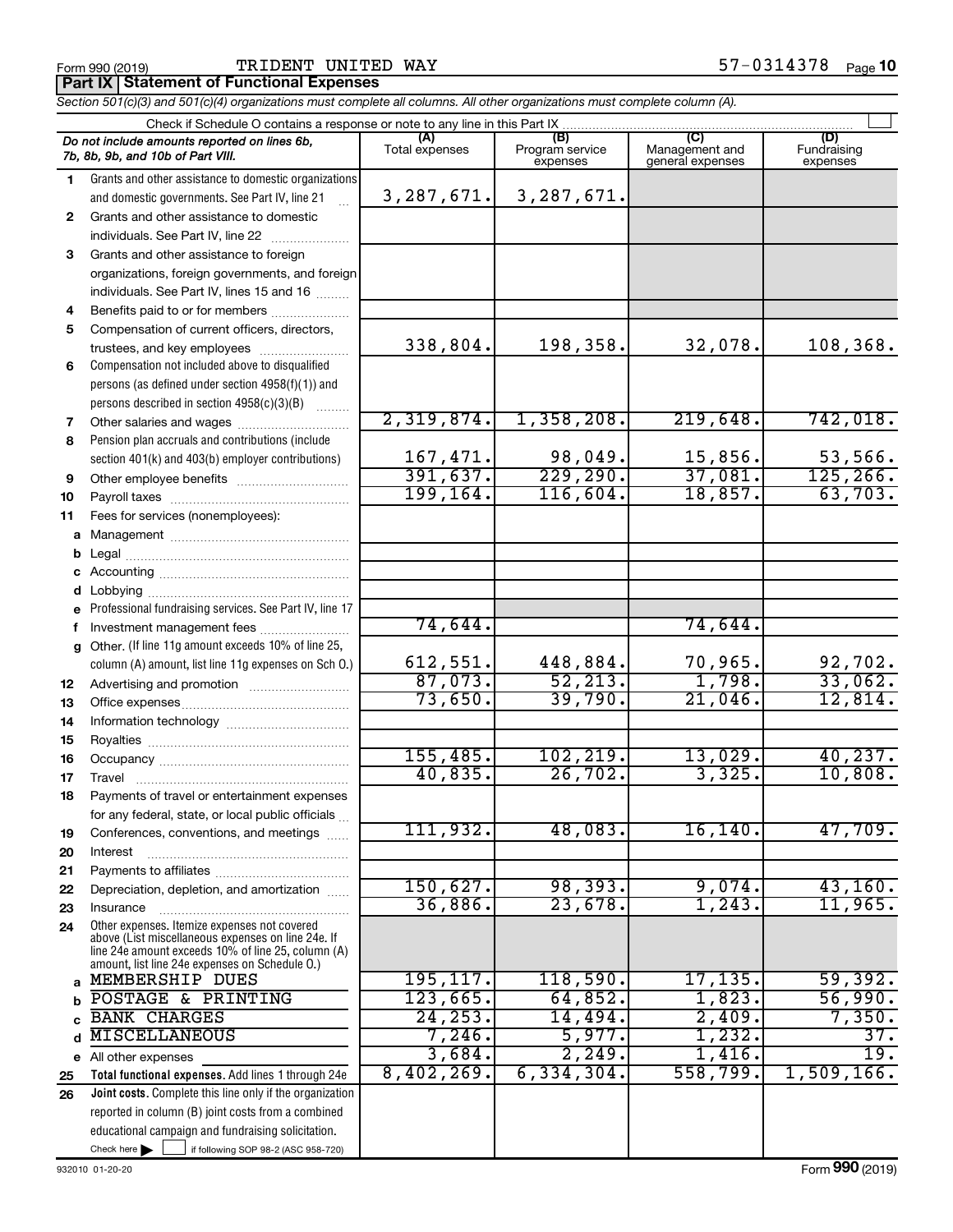Form 990 (2019) TRIDENT UNITED WAY 57-0314378 Page **10**

**Part IX Statement of Functional Expenses**

*Section 501(c)(3) and 501(c)(4) organizations must complete all columns. All other organizations must complete column (A).*

Check if Schedule O contains a response or note to any line in this Part IX

| *Do not include amounts reported on lines 6b, 7b, 8b, 9b, and 10b of Part VIII.* | (A) Total expenses | (B) Program service expenses | (C) Management and general expenses | (D) Fundraising expenses |
|---|---|---|---|---|
| 1 Grants and other assistance to domestic organizations and domestic governments. See Part IV, line 21 | 3,287,671. | 3,287,671. | | |
| 2 Grants and other assistance to domestic individuals. See Part IV, line 22 | | | | |
| 3 Grants and other assistance to foreign organizations, foreign governments, and foreign individuals. See Part IV, lines 15 and 16 | | | | |
| 4 Benefits paid to or for members | | | | |
| 5 Compensation of current officers, directors, trustees, and key employees | 338,804. | 198,358. | 32,078. | 108,368. |
| 6 Compensation not included above to disqualified persons (as defined under section 4958(f)(1)) and persons described in section 4958(c)(3)(B) | | | | |
| 7 Other salaries and wages | 2,319,874. | 1,358,208. | 219,648. | 742,018. |
| 8 Pension plan accruals and contributions (include section 401(k) and 403(b) employer contributions) | 167,471. | 98,049. | 15,856. | 53,566. |
| 9 Other employee benefits | 391,637. | 229,290. | 37,081. | 125,266. |
| 10 Payroll taxes | 199,164. | 116,604. | 18,857. | 63,703. |
| 11 Fees for services (nonemployees): | | | | |
| a Management | | | | |
| b Legal | | | | |
| c Accounting | | | | |
| d Lobbying | | | | |
| e Professional fundraising services. See Part IV, line 17 | | | | |
| f Investment management fees | 74,644. | | 74,644. | |
| g Other. (If line 11g amount exceeds 10% of line 25, column (A) amount, list line 11g expenses on Sch O.) | 612,551. | 448,884. | 70,965. | 92,702. |
| 12 Advertising and promotion | 87,073. | 52,213. | 1,798. | 33,062. |
| 13 Office expenses | 73,650. | 39,790. | 21,046. | 12,814. |
| 14 Information technology | | | | |
| 15 Royalties | | | | |
| 16 Occupancy | 155,485. | 102,219. | 13,029. | 40,237. |
| 17 Travel | 40,835. | 26,702. | 3,325. | 10,808. |
| 18 Payments of travel or entertainment expenses for any federal, state, or local public officials | | | | |
| 19 Conferences, conventions, and meetings | 111,932. | 48,083. | 16,140. | 47,709. |
| 20 Interest | | | | |
| 21 Payments to affiliates | | | | |
| 22 Depreciation, depletion, and amortization | 150,627. | 98,393. | 9,074. | 43,160. |
| 23 Insurance | 36,886. | 23,678. | 1,243. | 11,965. |
| 24 Other expenses. Itemize expenses not covered above (List miscellaneous expenses on line 24e. If line 24e amount exceeds 10% of line 25, column (A) amount, list line 24e expenses on Schedule O.) | | | | |
| a MEMBERSHIP DUES | 195,117. | 118,590. | 17,135. | 59,392. |
| b POSTAGE & PRINTING | 123,665. | 64,852. | 1,823. | 56,990. |
| c BANK CHARGES | 24,253. | 14,494. | 2,409. | 7,350. |
| d MISCELLANEOUS | 7,246. | 5,977. | 1,232. | 37. |
| e All other expenses | 3,684. | 2,249. | 1,416. | 19. |
| 25 **Total functional expenses.** Add lines 1 through 24e | 8,402,269. | 6,334,304. | 558,799. | 1,509,166. |
| 26 **Joint costs.** Complete this line only if the organization reported in column (B) joint costs from a combined educational campaign and fundraising solicitation. Check here ☐ if following SOP 98-2 (ASC 958-720) | | | | |

932010 01-20-20 Form **990** (2019)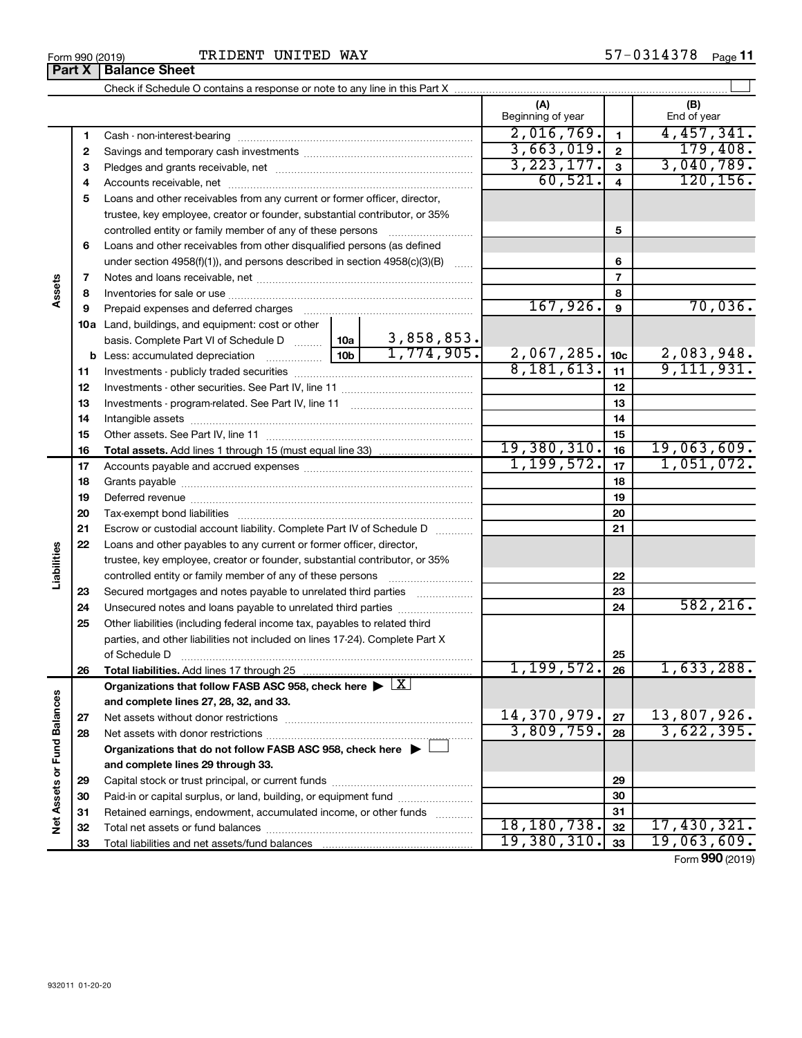Form 990 (2019) TRIDENT UNITED WAY 57-0314378 Page **11**

## Part X | Balance Sheet

Check if Schedule O contains a response or note to any line in this Part X

| | | | | (A) Beginning of year | | (B) End of year |
|---|---|---|---|---|---|---|
| **Assets** | 1 | Cash - non-interest-bearing | | 2,016,769. | 1 | 4,457,341. |
| | 2 | Savings and temporary cash investments | | 3,663,019. | 2 | 179,408. |
| | 3 | Pledges and grants receivable, net | | 3,223,177. | 3 | 3,040,789. |
| | 4 | Accounts receivable, net | | 60,521. | 4 | 120,156. |
| | 5 | Loans and other receivables from any current or former officer, director, trustee, key employee, creator or founder, substantial contributor, or 35% controlled entity or family member of any of these persons | | | 5 | |
| | 6 | Loans and other receivables from other disqualified persons (as defined under section 4958(f)(1)), and persons described in section 4958(c)(3)(B) | | | 6 | |
| | 7 | Notes and loans receivable, net | | | 7 | |
| | 8 | Inventories for sale or use | | | 8 | |
| | 9 | Prepaid expenses and deferred charges | | 167,926. | 9 | 70,036. |
| | 10a | Land, buildings, and equipment: cost or other basis. Complete Part VI of Schedule D | 10a 3,858,853. | | | |
| | b | Less: accumulated depreciation | 10b 1,774,905. | 2,067,285. | 10c | 2,083,948. |
| | 11 | Investments - publicly traded securities | | 8,181,613. | 11 | 9,111,931. |
| | 12 | Investments - other securities. See Part IV, line 11 | | | 12 | |
| | 13 | Investments - program-related. See Part IV, line 11 | | | 13 | |
| | 14 | Intangible assets | | | 14 | |
| | 15 | Other assets. See Part IV, line 11 | | | 15 | |
| | 16 | **Total assets.** Add lines 1 through 15 (must equal line 33) | | 19,380,310. | 16 | 19,063,609. |
| **Liabilities** | 17 | Accounts payable and accrued expenses | | 1,199,572. | 17 | 1,051,072. |
| | 18 | Grants payable | | | 18 | |
| | 19 | Deferred revenue | | | 19 | |
| | 20 | Tax-exempt bond liabilities | | | 20 | |
| | 21 | Escrow or custodial account liability. Complete Part IV of Schedule D | | | 21 | |
| | 22 | Loans and other payables to any current or former officer, director, trustee, key employee, creator or founder, substantial contributor, or 35% controlled entity or family member of any of these persons | | | 22 | |
| | 23 | Secured mortgages and notes payable to unrelated third parties | | | 23 | |
| | 24 | Unsecured notes and loans payable to unrelated third parties | | | 24 | 582,216. |
| | 25 | Other liabilities (including federal income tax, payables to related third parties, and other liabilities not included on lines 17-24). Complete Part X of Schedule D | | | 25 | |
| | 26 | **Total liabilities.** Add lines 17 through 25 | | 1,199,572. | 26 | 1,633,288. |
| **Net Assets or Fund Balances** | | **Organizations that follow FASB ASC 958, check here** ▶ X **and complete lines 27, 28, 32, and 33.** | | | | |
| | 27 | Net assets without donor restrictions | | 14,370,979. | 27 | 13,807,926. |
| | 28 | Net assets with donor restrictions | | 3,809,759. | 28 | 3,622,395. |
| | | **Organizations that do not follow FASB ASC 958, check here** ▶ ☐ **and complete lines 29 through 33.** | | | | |
| | 29 | Capital stock or trust principal, or current funds | | | 29 | |
| | 30 | Paid-in or capital surplus, or land, building, or equipment fund | | | 30 | |
| | 31 | Retained earnings, endowment, accumulated income, or other funds | | | 31 | |
| | 32 | Total net assets or fund balances | | 18,180,738. | 32 | 17,430,321. |
| | 33 | Total liabilities and net assets/fund balances | | 19,380,310. | 33 | 19,063,609. |

Form **990** (2019)

932011 01-20-20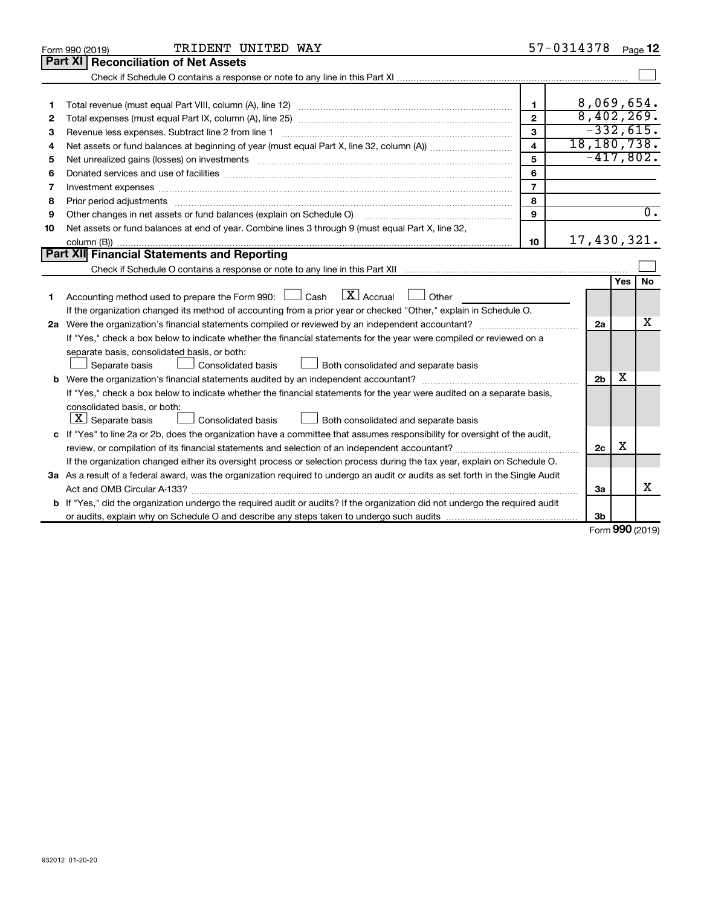Form 990 (2019) TRIDENT UNITED WAY 57-0314378 Page 12

## Part XI Reconciliation of Net Assets

Check if Schedule O contains a response or note to any line in this Part XI ☐

| | | | |
|---|---|---|---|
| 1 | Total revenue (must equal Part VIII, column (A), line 12) | 1 | 8,069,654. |
| 2 | Total expenses (must equal Part IX, column (A), line 25) | 2 | 8,402,269. |
| 3 | Revenue less expenses. Subtract line 2 from line 1 | 3 | -332,615. |
| 4 | Net assets or fund balances at beginning of year (must equal Part X, line 32, column (A)) | 4 | 18,180,738. |
| 5 | Net unrealized gains (losses) on investments | 5 | -417,802. |
| 6 | Donated services and use of facilities | 6 | |
| 7 | Investment expenses | 7 | |
| 8 | Prior period adjustments | 8 | |
| 9 | Other changes in net assets or fund balances (explain on Schedule O) | 9 | 0. |
| 10 | Net assets or fund balances at end of year. Combine lines 3 through 9 (must equal Part X, line 32, column (B)) | 10 | 17,430,321. |

## Part XII Financial Statements and Reporting

Check if Schedule O contains a response or note to any line in this Part XII ☐

| | | | Yes | No |
|---|---|---|---|---|
| 1 | Accounting method used to prepare the Form 990: ☐ Cash ☒ Accrual ☐ Other<br>If the organization changed its method of accounting from a prior year or checked "Other," explain in Schedule O. | | | |
| 2a | Were the organization's financial statements compiled or reviewed by an independent accountant?<br>If "Yes," check a box below to indicate whether the financial statements for the year were compiled or reviewed on a separate basis, consolidated basis, or both:<br>☐ Separate basis ☐ Consolidated basis ☐ Both consolidated and separate basis | 2a | | X |
| b | Were the organization's financial statements audited by an independent accountant?<br>If "Yes," check a box below to indicate whether the financial statements for the year were audited on a separate basis, consolidated basis, or both:<br>☒ Separate basis ☐ Consolidated basis ☐ Both consolidated and separate basis | 2b | X | |
| c | If "Yes" to line 2a or 2b, does the organization have a committee that assumes responsibility for oversight of the audit, review, or compilation of its financial statements and selection of an independent accountant?<br>If the organization changed either its oversight process or selection process during the tax year, explain on Schedule O. | 2c | X | |
| 3a | As a result of a federal award, was the organization required to undergo an audit or audits as set forth in the Single Audit Act and OMB Circular A-133? | 3a | | X |
| b | If "Yes," did the organization undergo the required audit or audits? If the organization did not undergo the required audit or audits, explain why on Schedule O and describe any steps taken to undergo such audits | 3b | | |

Form 990 (2019)

932012 01-20-20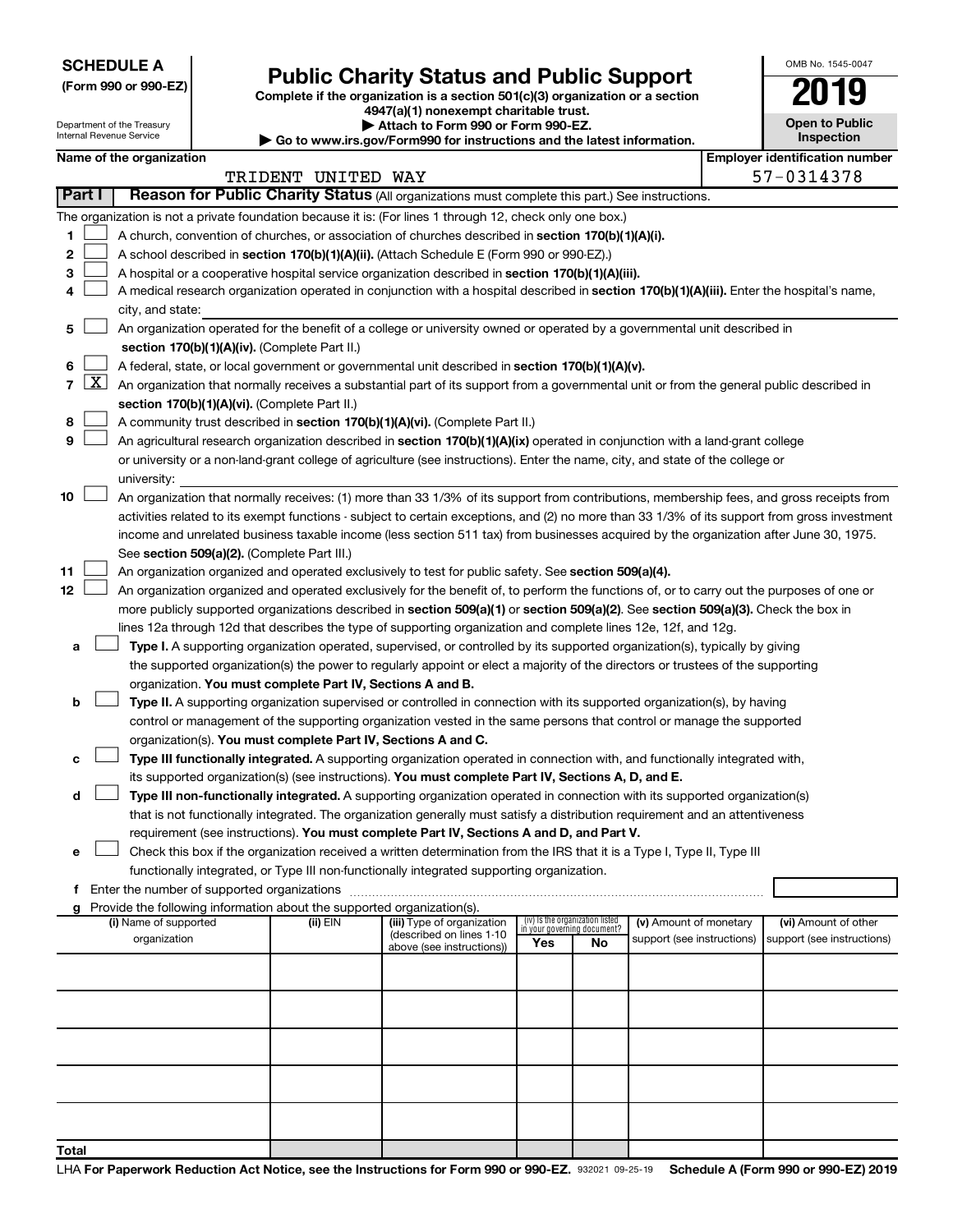**SCHEDULE A**
**(Form 990 or 990-EZ)**

Department of the Treasury
Internal Revenue Service

# Public Charity Status and Public Support

**Complete if the organization is a section 501(c)(3) organization or a section 4947(a)(1) nonexempt charitable trust.**
**▶ Attach to Form 990 or Form 990-EZ.**
**▶ Go to www.irs.gov/Form990 for instructions and the latest information.**

OMB No. 1545-0047

**2019**

**Open to Public Inspection**

**Name of the organization**
TRIDENT UNITED WAY

**Employer identification number**
57-0314378

**Part I** **Reason for Public Charity Status** (All organizations must complete this part.) See instructions.

The organization is not a private foundation because it is: (For lines 1 through 12, check only one box.)

1 [ ] A church, convention of churches, or association of churches described in **section 170(b)(1)(A)(i).**

2 [ ] A school described in **section 170(b)(1)(A)(ii).** (Attach Schedule E (Form 990 or 990-EZ).)

3 [ ] A hospital or a cooperative hospital service organization described in **section 170(b)(1)(A)(iii).**

4 [ ] A medical research organization operated in conjunction with a hospital described in **section 170(b)(1)(A)(iii).** Enter the hospital's name, city, and state:

5 [ ] An organization operated for the benefit of a college or university owned or operated by a governmental unit described in **section 170(b)(1)(A)(iv).** (Complete Part II.)

6 [ ] A federal, state, or local government or governmental unit described in **section 170(b)(1)(A)(v).**

7 [X] An organization that normally receives a substantial part of its support from a governmental unit or from the general public described in **section 170(b)(1)(A)(vi).** (Complete Part II.)

8 [ ] A community trust described in **section 170(b)(1)(A)(vi).** (Complete Part II.)

9 [ ] An agricultural research organization described in **section 170(b)(1)(A)(ix)** operated in conjunction with a land-grant college or university or a non-land-grant college of agriculture (see instructions). Enter the name, city, and state of the college or university:

10 [ ] An organization that normally receives: (1) more than 33 1/3% of its support from contributions, membership fees, and gross receipts from activities related to its exempt functions - subject to certain exceptions, and (2) no more than 33 1/3% of its support from gross investment income and unrelated business taxable income (less section 511 tax) from businesses acquired by the organization after June 30, 1975. See **section 509(a)(2).** (Complete Part III.)

11 [ ] An organization organized and operated exclusively to test for public safety. See **section 509(a)(4).**

12 [ ] An organization organized and operated exclusively for the benefit of, to perform the functions of, or to carry out the purposes of one or more publicly supported organizations described in **section 509(a)(1)** or **section 509(a)(2)**. See **section 509(a)(3).** Check the box in lines 12a through 12d that describes the type of supporting organization and complete lines 12e, 12f, and 12g.

a [ ] **Type I.** A supporting organization operated, supervised, or controlled by its supported organization(s), typically by giving the supported organization(s) the power to regularly appoint or elect a majority of the directors or trustees of the supporting organization. **You must complete Part IV, Sections A and B.**

b [ ] **Type II.** A supporting organization supervised or controlled in connection with its supported organization(s), by having control or management of the supporting organization vested in the same persons that control or manage the supported organization(s). **You must complete Part IV, Sections A and C.**

c [ ] **Type III functionally integrated.** A supporting organization operated in connection with, and functionally integrated with, its supported organization(s) (see instructions). **You must complete Part IV, Sections A, D, and E.**

d [ ] **Type III non-functionally integrated.** A supporting organization operated in connection with its supported organization(s) that is not functionally integrated. The organization generally must satisfy a distribution requirement and an attentiveness requirement (see instructions). **You must complete Part IV, Sections A and D, and Part V.**

e [ ] Check this box if the organization received a written determination from the IRS that it is a Type I, Type II, Type III functionally integrated, or Type III non-functionally integrated supporting organization.

f Enter the number of supported organizations

g Provide the following information about the supported organization(s).

| (i) Name of supported organization | (ii) EIN | (iii) Type of organization (described on lines 1-10 above (see instructions)) | (iv) Is the organization listed in your governing document? Yes | No | (v) Amount of monetary support (see instructions) | (vi) Amount of other support (see instructions) |
|---|---|---|---|---|---|---|
| | | | | | | |
| | | | | | | |
| | | | | | | |
| | | | | | | |
| | | | | | | |
| **Total** | | | | | | |

LHA **For Paperwork Reduction Act Notice, see the Instructions for Form 990 or 990-EZ.** 932021 09-25-19 **Schedule A (Form 990 or 990-EZ) 2019**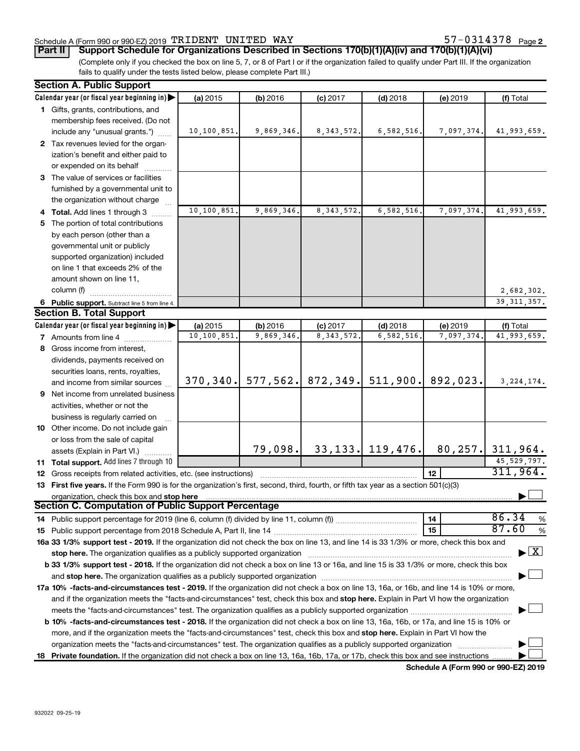Schedule A (Form 990 or 990-EZ) 2019 TRIDENT UNITED WAY 57-0314378 Page 2

**Part II Support Schedule for Organizations Described in Sections 170(b)(1)(A)(iv) and 170(b)(1)(A)(vi)**

(Complete only if you checked the box on line 5, 7, or 8 of Part I or if the organization failed to qualify under Part III. If the organization fails to qualify under the tests listed below, please complete Part III.)

**Section A. Public Support**

| Calendar year (or fiscal year beginning in) ▶ | (a) 2015 | (b) 2016 | (c) 2017 | (d) 2018 | (e) 2019 | (f) Total |
|---|---|---|---|---|---|---|
| 1 Gifts, grants, contributions, and membership fees received. (Do not include any "unusual grants.") | 10,100,851. | 9,869,346. | 8,343,572. | 6,582,516. | 7,097,374. | 41,993,659. |
| 2 Tax revenues levied for the organization's benefit and either paid to or expended on its behalf | | | | | | |
| 3 The value of services or facilities furnished by a governmental unit to the organization without charge | | | | | | |
| 4 **Total.** Add lines 1 through 3 | 10,100,851. | 9,869,346. | 8,343,572. | 6,582,516. | 7,097,374. | 41,993,659. |
| 5 The portion of total contributions by each person (other than a governmental unit or publicly supported organization) included on line 1 that exceeds 2% of the amount shown on line 11, column (f) | | | | | | 2,682,302. |
| 6 **Public support.** Subtract line 5 from line 4. | | | | | | 39,311,357. |

**Section B. Total Support**

| Calendar year (or fiscal year beginning in) ▶ | (a) 2015 | (b) 2016 | (c) 2017 | (d) 2018 | (e) 2019 | (f) Total |
|---|---|---|---|---|---|---|
| 7 Amounts from line 4 | 10,100,851. | 9,869,346. | 8,343,572. | 6,582,516. | 7,097,374. | 41,993,659. |
| 8 Gross income from interest, dividends, payments received on securities loans, rents, royalties, and income from similar sources | 370,340. | 577,562. | 872,349. | 511,900. | 892,023. | 3,224,174. |
| 9 Net income from unrelated business activities, whether or not the business is regularly carried on | | | | | | |
| 10 Other income. Do not include gain or loss from the sale of capital assets (Explain in Part VI.) | | 79,098. | 33,133. | 119,476. | 80,257. | 311,964. |
| 11 **Total support.** Add lines 7 through 10 | | | | | | 45,529,797. |
| 12 Gross receipts from related activities, etc. (see instructions) | | | | | 12 | 311,964. |

13 **First five years.** If the Form 990 is for the organization's first, second, third, fourth, or fifth tax year as a section 501(c)(3) organization, check this box and **stop here** ▶ ☐

**Section C. Computation of Public Support Percentage**

| | | |
|---|---|---|
| 14 Public support percentage for 2019 (line 6, column (f) divided by line 11, column (f)) | 14 | 86.34 % |
| 15 Public support percentage from 2018 Schedule A, Part II, line 14 | 15 | 87.60 % |

16a **33 1/3% support test - 2019.** If the organization did not check the box on line 13, and line 14 is 33 1/3% or more, check this box and **stop here.** The organization qualifies as a publicly supported organization ▶ ☒

b **33 1/3% support test - 2018.** If the organization did not check a box on line 13 or 16a, and line 15 is 33 1/3% or more, check this box and **stop here.** The organization qualifies as a publicly supported organization ▶ ☐

17a **10% -facts-and-circumstances test - 2019.** If the organization did not check a box on line 13, 16a, or 16b, and line 14 is 10% or more, and if the organization meets the "facts-and-circumstances" test, check this box and **stop here.** Explain in Part VI how the organization meets the "facts-and-circumstances" test. The organization qualifies as a publicly supported organization ▶ ☐

b **10% -facts-and-circumstances test - 2018.** If the organization did not check a box on line 13, 16a, 16b, or 17a, and line 15 is 10% or more, and if the organization meets the "facts-and-circumstances" test, check this box and **stop here.** Explain in Part VI how the organization meets the "facts-and-circumstances" test. The organization qualifies as a publicly supported organization ▶ ☐

18 **Private foundation.** If the organization did not check a box on line 13, 16a, 16b, 17a, or 17b, check this box and see instructions ▶ ☐

**Schedule A (Form 990 or 990-EZ) 2019**

932022 09-25-19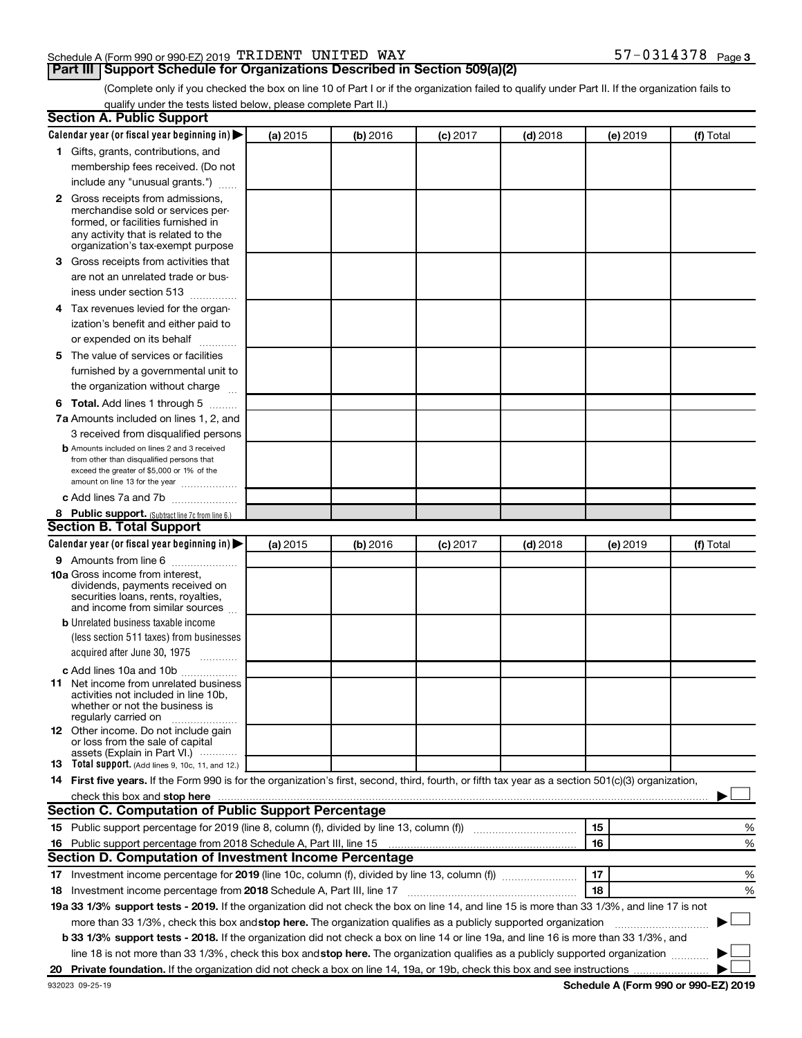Schedule A (Form 990 or 990-EZ) 2019 TRIDENT UNITED WAY 57-0314378 Page 3

## Part III Support Schedule for Organizations Described in Section 509(a)(2)

(Complete only if you checked the box on line 10 of Part I or if the organization failed to qualify under Part II. If the organization fails to qualify under the tests listed below, please complete Part II.)

### Section A. Public Support

| Calendar year (or fiscal year beginning in) ▶ | (a) 2015 | (b) 2016 | (c) 2017 | (d) 2018 | (e) 2019 | (f) Total |
|---|---|---|---|---|---|---|
| 1 Gifts, grants, contributions, and membership fees received. (Do not include any "unusual grants.") | | | | | | |
| 2 Gross receipts from admissions, merchandise sold or services performed, or facilities furnished in any activity that is related to the organization's tax-exempt purpose | | | | | | |
| 3 Gross receipts from activities that are not an unrelated trade or business under section 513 | | | | | | |
| 4 Tax revenues levied for the organization's benefit and either paid to or expended on its behalf | | | | | | |
| 5 The value of services or facilities furnished by a governmental unit to the organization without charge | | | | | | |
| 6 Total. Add lines 1 through 5 | | | | | | |
| 7a Amounts included on lines 1, 2, and 3 received from disqualified persons | | | | | | |
| b Amounts included on lines 2 and 3 received from other than disqualified persons that exceed the greater of $5,000 or 1% of the amount on line 13 for the year | | | | | | |
| c Add lines 7a and 7b | | | | | | |
| 8 Public support. (Subtract line 7c from line 6.) | | | | | | |

### Section B. Total Support

| Calendar year (or fiscal year beginning in) ▶ | (a) 2015 | (b) 2016 | (c) 2017 | (d) 2018 | (e) 2019 | (f) Total |
|---|---|---|---|---|---|---|
| 9 Amounts from line 6 | | | | | | |
| 10a Gross income from interest, dividends, payments received on securities loans, rents, royalties, and income from similar sources | | | | | | |
| b Unrelated business taxable income (less section 511 taxes) from businesses acquired after June 30, 1975 | | | | | | |
| c Add lines 10a and 10b | | | | | | |
| 11 Net income from unrelated business activities not included in line 10b, whether or not the business is regularly carried on | | | | | | |
| 12 Other income. Do not include gain or loss from the sale of capital assets (Explain in Part VI.) | | | | | | |
| 13 Total support. (Add lines 9, 10c, 11, and 12.) | | | | | | |

14 **First five years.** If the Form 990 is for the organization's first, second, third, fourth, or fifth tax year as a section 501(c)(3) organization, check this box and **stop here** ▶ ☐

### Section C. Computation of Public Support Percentage

| | | |
|---|---|---|
| 15 Public support percentage for 2019 (line 8, column (f), divided by line 13, column (f)) | 15 | % |
| 16 Public support percentage from 2018 Schedule A, Part III, line 15 | 16 | % |

### Section D. Computation of Investment Income Percentage

| | | |
|---|---|---|
| 17 Investment income percentage for **2019** (line 10c, column (f), divided by line 13, column (f)) | 17 | % |
| 18 Investment income percentage from **2018** Schedule A, Part III, line 17 | 18 | % |

**19a 33 1/3% support tests - 2019.** If the organization did not check the box on line 14, and line 15 is more than 33 1/3%, and line 17 is not more than 33 1/3%, check this box and **stop here.** The organization qualifies as a publicly supported organization ▶ ☐

**b 33 1/3% support tests - 2018.** If the organization did not check a box on line 14 or line 19a, and line 16 is more than 33 1/3%, and line 18 is not more than 33 1/3%, check this box and **stop here.** The organization qualifies as a publicly supported organization ▶ ☐

**20 Private foundation.** If the organization did not check a box on line 14, 19a, or 19b, check this box and see instructions ▶ ☐

932023 09-25-19 **Schedule A (Form 990 or 990-EZ) 2019**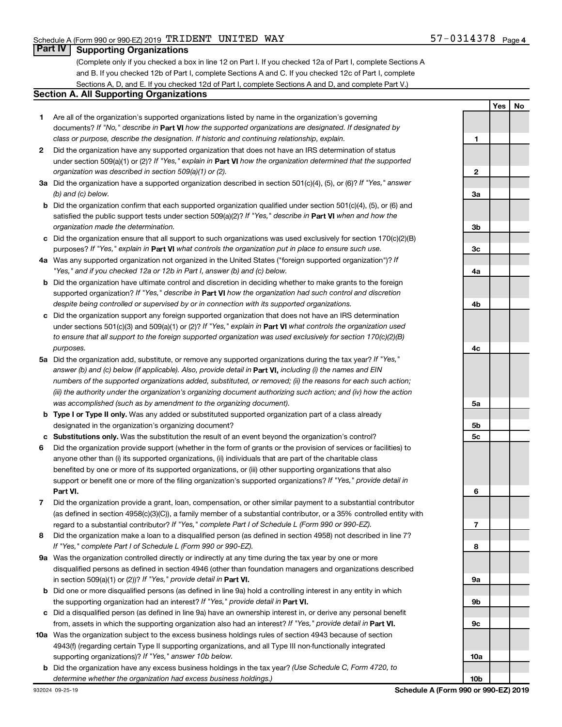Schedule A (Form 990 or 990-EZ) 2019 TRIDENT UNITED WAY 57-0314378 Page 4

## Part IV Supporting Organizations

(Complete only if you checked a box in line 12 on Part I. If you checked 12a of Part I, complete Sections A and B. If you checked 12b of Part I, complete Sections A and C. If you checked 12c of Part I, complete Sections A, D, and E. If you checked 12d of Part I, complete Sections A and D, and complete Part V.)

### Section A. All Supporting Organizations

| | | | Yes | No |
|---|---|---|---|---|
| **1** | Are all of the organization's supported organizations listed by name in the organization's governing documents? *If "No," describe in* **Part VI** *how the supported organizations are designated. If designated by class or purpose, describe the designation. If historic and continuing relationship, explain.* | **1** | | |
| **2** | Did the organization have any supported organization that does not have an IRS determination of status under section 509(a)(1) or (2)? *If "Yes," explain in* **Part VI** *how the organization determined that the supported organization was described in section 509(a)(1) or (2).* | **2** | | |
| **3a** | Did the organization have a supported organization described in section 501(c)(4), (5), or (6)? *If "Yes," answer (b) and (c) below.* | **3a** | | |
| **b** | Did the organization confirm that each supported organization qualified under section 501(c)(4), (5), or (6) and satisfied the public support tests under section 509(a)(2)? *If "Yes," describe in* **Part VI** *when and how the organization made the determination.* | **3b** | | |
| **c** | Did the organization ensure that all support to such organizations was used exclusively for section 170(c)(2)(B) purposes? *If "Yes," explain in* **Part VI** *what controls the organization put in place to ensure such use.* | **3c** | | |
| **4a** | Was any supported organization not organized in the United States ("foreign supported organization")? *If "Yes," and if you checked 12a or 12b in Part I, answer (b) and (c) below.* | **4a** | | |
| **b** | Did the organization have ultimate control and discretion in deciding whether to make grants to the foreign supported organization? *If "Yes," describe in* **Part VI** *how the organization had such control and discretion despite being controlled or supervised by or in connection with its supported organizations.* | **4b** | | |
| **c** | Did the organization support any foreign supported organization that does not have an IRS determination under sections 501(c)(3) and 509(a)(1) or (2)? *If "Yes," explain in* **Part VI** *what controls the organization used to ensure that all support to the foreign supported organization was used exclusively for section 170(c)(2)(B) purposes.* | **4c** | | |
| **5a** | Did the organization add, substitute, or remove any supported organizations during the tax year? *If "Yes," answer (b) and (c) below (if applicable). Also, provide detail in* **Part VI,** *including (i) the names and EIN numbers of the supported organizations added, substituted, or removed; (ii) the reasons for each such action; (iii) the authority under the organization's organizing document authorizing such action; and (iv) how the action was accomplished (such as by amendment to the organizing document).* | **5a** | | |
| **b** | **Type I or Type II only.** Was any added or substituted supported organization part of a class already designated in the organization's organizing document? | **5b** | | |
| **c** | **Substitutions only.** Was the substitution the result of an event beyond the organization's control? | **5c** | | |
| **6** | Did the organization provide support (whether in the form of grants or the provision of services or facilities) to anyone other than (i) its supported organizations, (ii) individuals that are part of the charitable class benefited by one or more of its supported organizations, or (iii) other supporting organizations that also support or benefit one or more of the filing organization's supported organizations? *If "Yes," provide detail in* **Part VI.** | **6** | | |
| **7** | Did the organization provide a grant, loan, compensation, or other similar payment to a substantial contributor (as defined in section 4958(c)(3)(C)), a family member of a substantial contributor, or a 35% controlled entity with regard to a substantial contributor? *If "Yes," complete Part I of Schedule L (Form 990 or 990-EZ).* | **7** | | |
| **8** | Did the organization make a loan to a disqualified person (as defined in section 4958) not described in line 7? *If "Yes," complete Part I of Schedule L (Form 990 or 990-EZ).* | **8** | | |
| **9a** | Was the organization controlled directly or indirectly at any time during the tax year by one or more disqualified persons as defined in section 4946 (other than foundation managers and organizations described in section 509(a)(1) or (2))? *If "Yes," provide detail in* **Part VI.** | **9a** | | |
| **b** | Did one or more disqualified persons (as defined in line 9a) hold a controlling interest in any entity in which the supporting organization had an interest? *If "Yes," provide detail in* **Part VI.** | **9b** | | |
| **c** | Did a disqualified person (as defined in line 9a) have an ownership interest in, or derive any personal benefit from, assets in which the supporting organization also had an interest? *If "Yes," provide detail in* **Part VI.** | **9c** | | |
| **10a** | Was the organization subject to the excess business holdings rules of section 4943 because of section 4943(f) (regarding certain Type II supporting organizations, and all Type III non-functionally integrated supporting organizations)? *If "Yes," answer 10b below.* | **10a** | | |
| **b** | Did the organization have any excess business holdings in the tax year? *(Use Schedule C, Form 4720, to determine whether the organization had excess business holdings.)* | **10b** | | |

932024 09-25-19 **Schedule A (Form 990 or 990-EZ) 2019**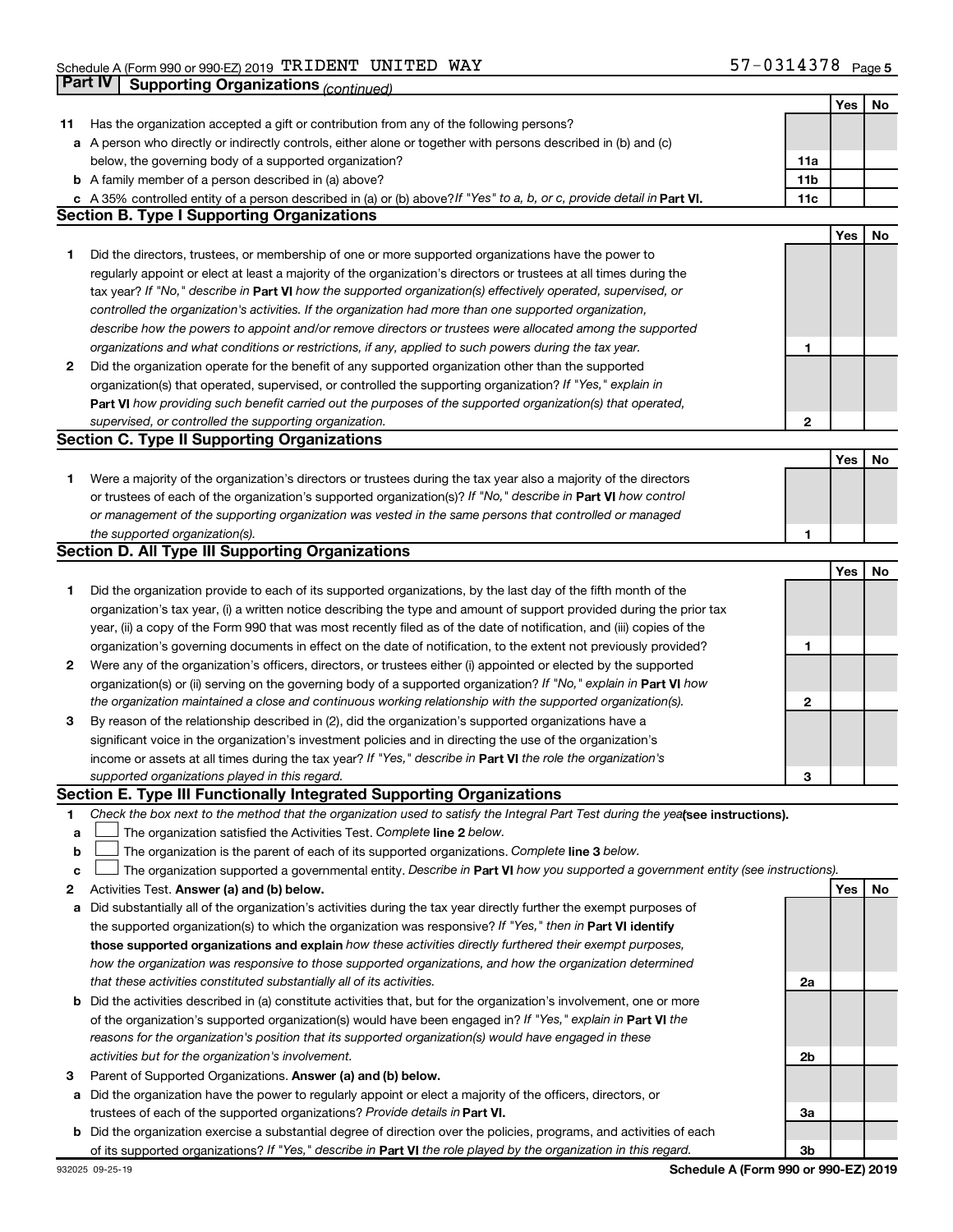## Part IV | Supporting Organizations *(continued)*

| | | | Yes | No |
|---|---|---|---|---|
| **11** | Has the organization accepted a gift or contribution from any of the following persons? | | | |
| **a** | A person who directly or indirectly controls, either alone or together with persons described in (b) and (c) below, the governing body of a supported organization? | **11a** | | |
| **b** | A family member of a person described in (a) above? | **11b** | | |
| **c** | A 35% controlled entity of a person described in (a) or (b) above? *If "Yes" to a, b, or c, provide detail in* **Part VI.** | **11c** | | |

### Section B. Type I Supporting Organizations

| | | | Yes | No |
|---|---|---|---|---|
| **1** | Did the directors, trustees, or membership of one or more supported organizations have the power to regularly appoint or elect at least a majority of the organization's directors or trustees at all times during the tax year? *If "No," describe in* **Part VI** *how the supported organization(s) effectively operated, supervised, or controlled the organization's activities. If the organization had more than one supported organization, describe how the powers to appoint and/or remove directors or trustees were allocated among the supported organizations and what conditions or restrictions, if any, applied to such powers during the tax year.* | **1** | | |
| **2** | Did the organization operate for the benefit of any supported organization other than the supported organization(s) that operated, supervised, or controlled the supporting organization? *If "Yes," explain in* **Part VI** *how providing such benefit carried out the purposes of the supported organization(s) that operated, supervised, or controlled the supporting organization.* | **2** | | |

### Section C. Type II Supporting Organizations

| | | | Yes | No |
|---|---|---|---|---|
| **1** | Were a majority of the organization's directors or trustees during the tax year also a majority of the directors or trustees of each of the organization's supported organization(s)? *If "No," describe in* **Part VI** *how control or management of the supporting organization was vested in the same persons that controlled or managed the supported organization(s).* | **1** | | |

### Section D. All Type III Supporting Organizations

| | | | Yes | No |
|---|---|---|---|---|
| **1** | Did the organization provide to each of its supported organizations, by the last day of the fifth month of the organization's tax year, (i) a written notice describing the type and amount of support provided during the prior tax year, (ii) a copy of the Form 990 that was most recently filed as of the date of notification, and (iii) copies of the organization's governing documents in effect on the date of notification, to the extent not previously provided? | **1** | | |
| **2** | Were any of the organization's officers, directors, or trustees either (i) appointed or elected by the supported organization(s) or (ii) serving on the governing body of a supported organization? *If "No," explain in* **Part VI** *how the organization maintained a close and continuous working relationship with the supported organization(s).* | **2** | | |
| **3** | By reason of the relationship described in (2), did the organization's supported organizations have a significant voice in the organization's investment policies and in directing the use of the organization's income or assets at all times during the tax year? *If "Yes," describe in* **Part VI** *the role the organization's supported organizations played in this regard.* | **3** | | |

### Section E. Type III Functionally Integrated Supporting Organizations

**1** *Check the box next to the method that the organization used to satisfy the Integral Part Test during the year* **(see instructions).**

- **a** ☐ The organization satisfied the Activities Test. *Complete* **line 2** *below.*
- **b** ☐ The organization is the parent of each of its supported organizations. *Complete* **line 3** *below.*
- **c** ☐ The organization supported a governmental entity. *Describe in* **Part VI** *how you supported a government entity (see instructions).*

| | | | Yes | No |
|---|---|---|---|---|
| **2** | Activities Test. **Answer (a) and (b) below.** | | | |
| **a** | Did substantially all of the organization's activities during the tax year directly further the exempt purposes of the supported organization(s) to which the organization was responsive? *If "Yes," then in* **Part VI identify those supported organizations and explain** *how these activities directly furthered their exempt purposes, how the organization was responsive to those supported organizations, and how the organization determined that these activities constituted substantially all of its activities.* | **2a** | | |
| **b** | Did the activities described in (a) constitute activities that, but for the organization's involvement, one or more of the organization's supported organization(s) would have been engaged in? *If "Yes," explain in* **Part VI** *the reasons for the organization's position that its supported organization(s) would have engaged in these activities but for the organization's involvement.* | **2b** | | |
| **3** | Parent of Supported Organizations. **Answer (a) and (b) below.** | | | |
| **a** | Did the organization have the power to regularly appoint or elect a majority of the officers, directors, or trustees of each of the supported organizations? *Provide details in* **Part VI.** | **3a** | | |
| **b** | Did the organization exercise a substantial degree of direction over the policies, programs, and activities of each of its supported organizations? *If "Yes," describe in* **Part VI** *the role played by the organization in this regard.* | **3b** | | |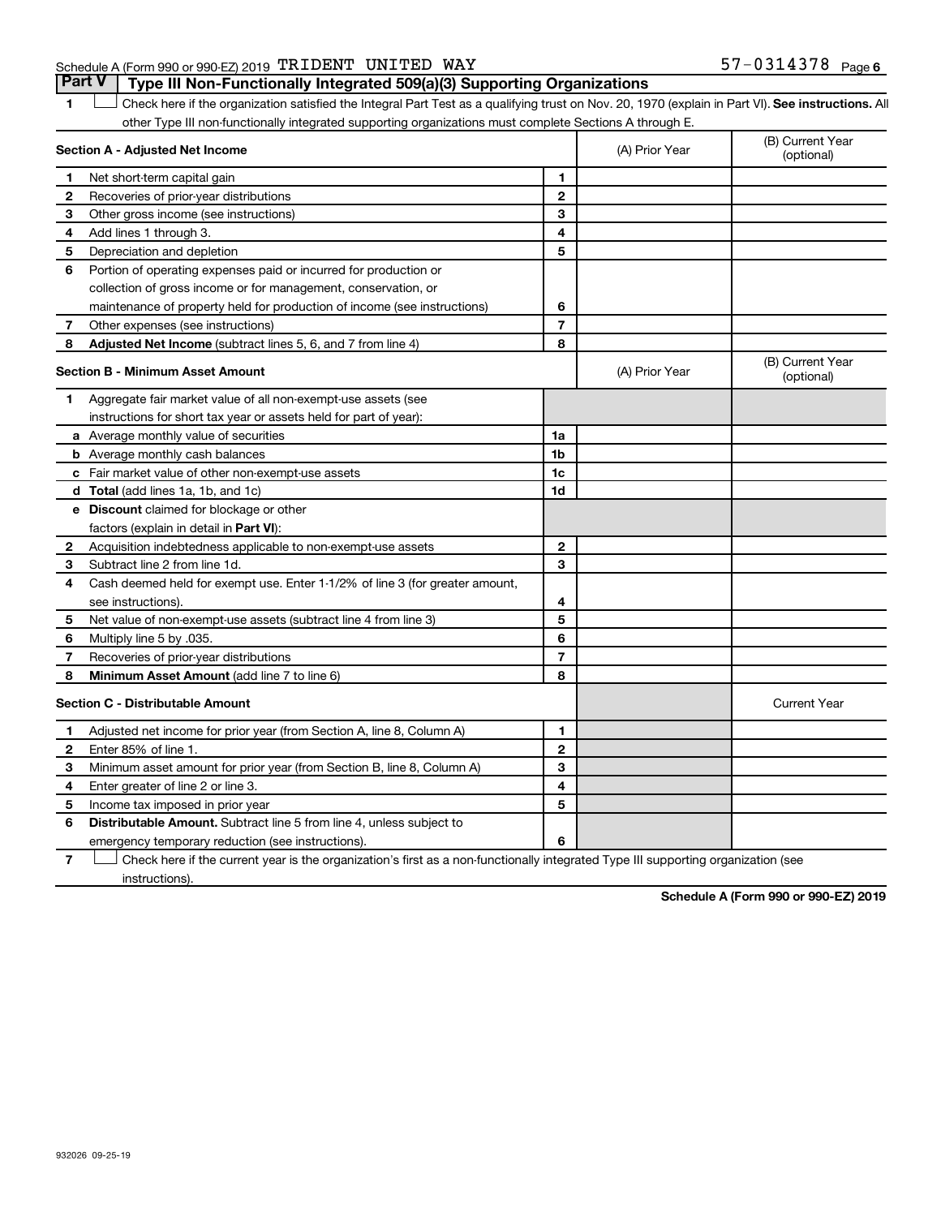Schedule A (Form 990 or 990-EZ) 2019 TRIDENT UNITED WAY 57-0314378 Page 6

## Part V Type III Non-Functionally Integrated 509(a)(3) Supporting Organizations

1 ☐ Check here if the organization satisfied the Integral Part Test as a qualifying trust on Nov. 20, 1970 (explain in Part VI). **See instructions.** All other Type III non-functionally integrated supporting organizations must complete Sections A through E.

| **Section A - Adjusted Net Income** | | | (A) Prior Year | (B) Current Year (optional) |
|---|---|---|---|---|
| 1 | Net short-term capital gain | 1 | | |
| 2 | Recoveries of prior-year distributions | 2 | | |
| 3 | Other gross income (see instructions) | 3 | | |
| 4 | Add lines 1 through 3. | 4 | | |
| 5 | Depreciation and depletion | 5 | | |
| 6 | Portion of operating expenses paid or incurred for production or collection of gross income or for management, conservation, or maintenance of property held for production of income (see instructions) | 6 | | |
| 7 | Other expenses (see instructions) | 7 | | |
| 8 | **Adjusted Net Income** (subtract lines 5, 6, and 7 from line 4) | 8 | | |

| **Section B - Minimum Asset Amount** | | | (A) Prior Year | (B) Current Year (optional) |
|---|---|---|---|---|
| 1 | Aggregate fair market value of all non-exempt-use assets (see instructions for short tax year or assets held for part of year): | | | |
| a | Average monthly value of securities | 1a | | |
| b | Average monthly cash balances | 1b | | |
| c | Fair market value of other non-exempt-use assets | 1c | | |
| d | **Total** (add lines 1a, 1b, and 1c) | 1d | | |
| e | **Discount** claimed for blockage or other factors (explain in detail in **Part VI**): | | | |
| 2 | Acquisition indebtedness applicable to non-exempt-use assets | 2 | | |
| 3 | Subtract line 2 from line 1d. | 3 | | |
| 4 | Cash deemed held for exempt use. Enter 1-1/2% of line 3 (for greater amount, see instructions). | 4 | | |
| 5 | Net value of non-exempt-use assets (subtract line 4 from line 3) | 5 | | |
| 6 | Multiply line 5 by .035. | 6 | | |
| 7 | Recoveries of prior-year distributions | 7 | | |
| 8 | **Minimum Asset Amount** (add line 7 to line 6) | 8 | | |

| **Section C - Distributable Amount** | | | | Current Year |
|---|---|---|---|---|
| 1 | Adjusted net income for prior year (from Section A, line 8, Column A) | 1 | | |
| 2 | Enter 85% of line 1. | 2 | | |
| 3 | Minimum asset amount for prior year (from Section B, line 8, Column A) | 3 | | |
| 4 | Enter greater of line 2 or line 3. | 4 | | |
| 5 | Income tax imposed in prior year | 5 | | |
| 6 | **Distributable Amount.** Subtract line 5 from line 4, unless subject to emergency temporary reduction (see instructions). | 6 | | |

7 ☐ Check here if the current year is the organization's first as a non-functionally integrated Type III supporting organization (see instructions).

**Schedule A (Form 990 or 990-EZ) 2019**

932026 09-25-19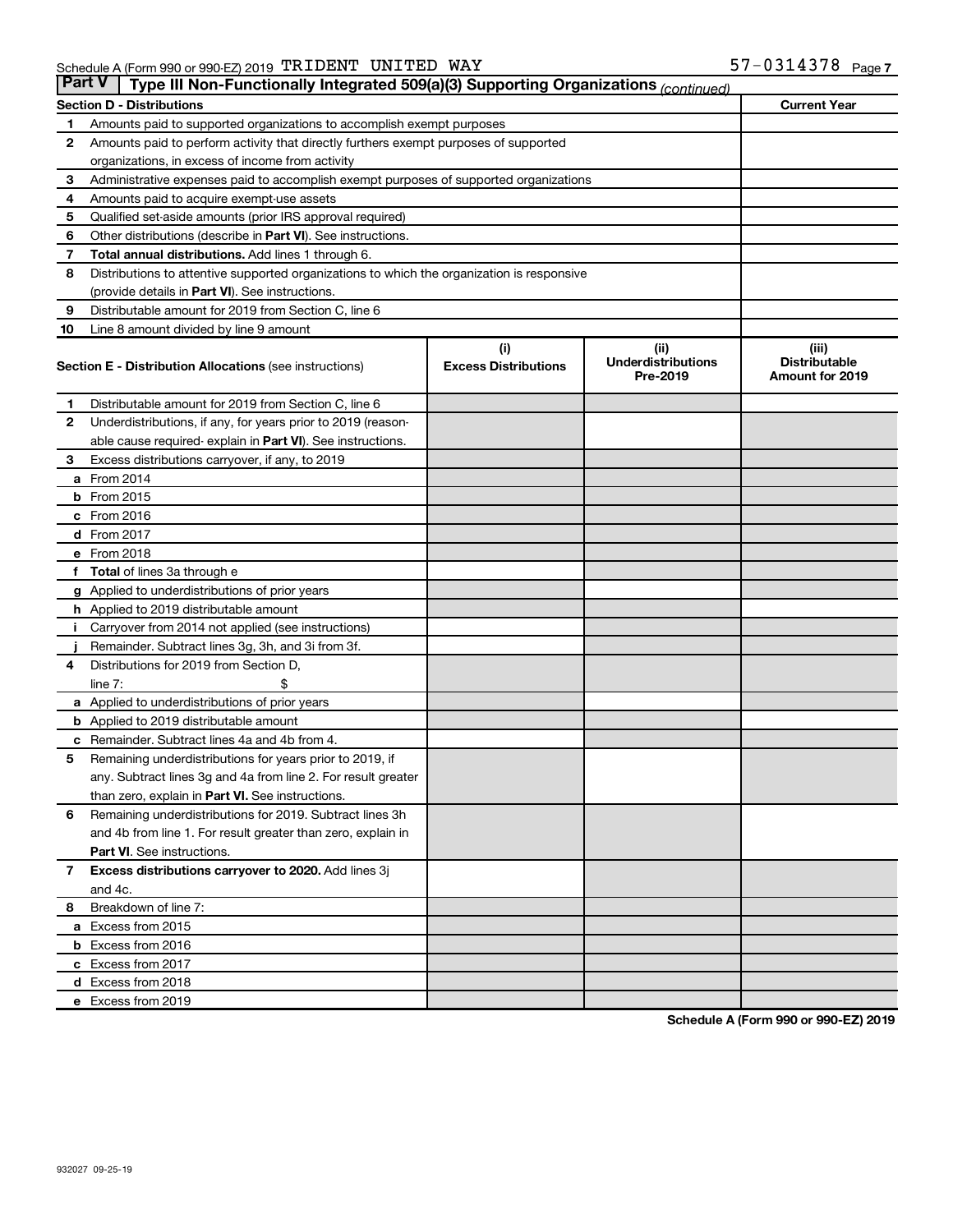Schedule A (Form 990 or 990-EZ) 2019 TRIDENT UNITED WAY 57-0314378

## Part V Type III Non-Functionally Integrated 509(a)(3) Supporting Organizations *(continued)*

| Section D - Distributions | | Current Year |
|---|---|---|
| 1 | Amounts paid to supported organizations to accomplish exempt purposes | |
| 2 | Amounts paid to perform activity that directly furthers exempt purposes of supported organizations, in excess of income from activity | |
| 3 | Administrative expenses paid to accomplish exempt purposes of supported organizations | |
| 4 | Amounts paid to acquire exempt-use assets | |
| 5 | Qualified set-aside amounts (prior IRS approval required) | |
| 6 | Other distributions (describe in **Part VI**). See instructions. | |
| 7 | **Total annual distributions.** Add lines 1 through 6. | |
| 8 | Distributions to attentive supported organizations to which the organization is responsive (provide details in **Part VI**). See instructions. | |
| 9 | Distributable amount for 2019 from Section C, line 6 | |
| 10 | Line 8 amount divided by line 9 amount | |

| Section E - Distribution Allocations (see instructions) | (i) Excess Distributions | (ii) Underdistributions Pre-2019 | (iii) Distributable Amount for 2019 |
|---|---|---|---|
| **1** Distributable amount for 2019 from Section C, line 6 | | | |
| **2** Underdistributions, if any, for years prior to 2019 (reasonable cause required- explain in **Part VI**). See instructions. | | | |
| **3** Excess distributions carryover, if any, to 2019 | | | |
| **a** From 2014 | | | |
| **b** From 2015 | | | |
| **c** From 2016 | | | |
| **d** From 2017 | | | |
| **e** From 2018 | | | |
| **f** **Total** of lines 3a through e | | | |
| **g** Applied to underdistributions of prior years | | | |
| **h** Applied to 2019 distributable amount | | | |
| **i** Carryover from 2014 not applied (see instructions) | | | |
| **j** Remainder. Subtract lines 3g, 3h, and 3i from 3f. | | | |
| **4** Distributions for 2019 from Section D, line 7: $ | | | |
| **a** Applied to underdistributions of prior years | | | |
| **b** Applied to 2019 distributable amount | | | |
| **c** Remainder. Subtract lines 4a and 4b from 4. | | | |
| **5** Remaining underdistributions for years prior to 2019, if any. Subtract lines 3g and 4a from line 2. For result greater than zero, explain in **Part VI.** See instructions. | | | |
| **6** Remaining underdistributions for 2019. Subtract lines 3h and 4b from line 1. For result greater than zero, explain in **Part VI**. See instructions. | | | |
| **7** **Excess distributions carryover to 2020.** Add lines 3j and 4c. | | | |
| **8** Breakdown of line 7: | | | |
| **a** Excess from 2015 | | | |
| **b** Excess from 2016 | | | |
| **c** Excess from 2017 | | | |
| **d** Excess from 2018 | | | |
| **e** Excess from 2019 | | | |

**Schedule A (Form 990 or 990-EZ) 2019**

932027 09-25-19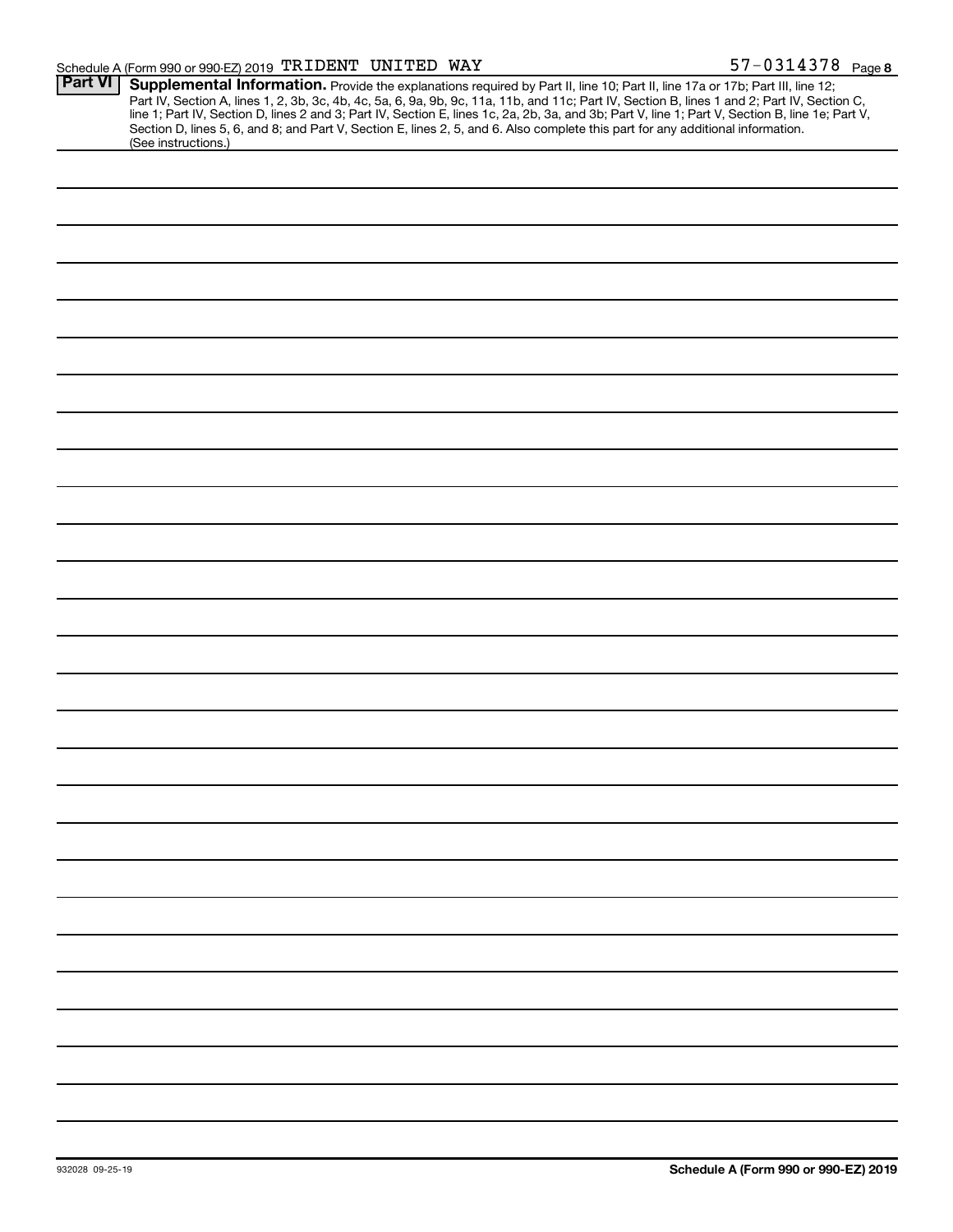Schedule A (Form 990 or 990-EZ) 2019 TRIDENT UNITED WAY 57-0314378 Page 8

**Part VI** **Supplemental Information.** Provide the explanations required by Part II, line 10; Part II, line 17a or 17b; Part III, line 12; Part IV, Section A, lines 1, 2, 3b, 3c, 4b, 4c, 5a, 6, 9a, 9b, 9c, 11a, 11b, and 11c; Part IV, Section B, lines 1 and 2; Part IV, Section C, line 1; Part IV, Section D, lines 2 and 3; Part IV, Section E, lines 1c, 2a, 2b, 3a, and 3b; Part V, line 1; Part V, Section B, line 1e; Part V, Section D, lines 5, 6, and 8; and Part V, Section E, lines 2, 5, and 6. Also complete this part for any additional information. (See instructions.)

932028 09-25-19

**Schedule A (Form 990 or 990-EZ) 2019**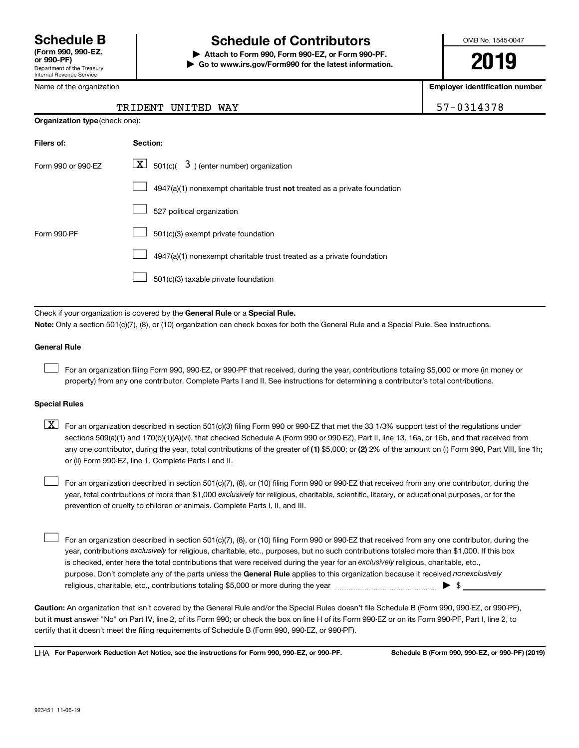**Schedule B**
**(Form 990, 990-EZ, or 990-PF)**
Department of the Treasury
Internal Revenue Service

# Schedule of Contributors

**▶ Attach to Form 990, Form 990-EZ, or Form 990-PF.**
**▶ Go to www.irs.gov/Form990 for the latest information.**

OMB No. 1545-0047

**2019**

Name of the organization: TRIDENT UNITED WAY

**Employer identification number:** 57-0314378

**Organization type** (check one):

| Filers of: | Section: |
|---|---|
| Form 990 or 990-EZ | [X] 501(c)( 3 ) (enter number) organization |
| | [ ] 4947(a)(1) nonexempt charitable trust **not** treated as a private foundation |
| | [ ] 527 political organization |
| Form 990-PF | [ ] 501(c)(3) exempt private foundation |
| | [ ] 4947(a)(1) nonexempt charitable trust treated as a private foundation |
| | [ ] 501(c)(3) taxable private foundation |

Check if your organization is covered by the **General Rule** or a **Special Rule.**

**Note:** Only a section 501(c)(7), (8), or (10) organization can check boxes for both the General Rule and a Special Rule. See instructions.

**General Rule**

[ ] For an organization filing Form 990, 990-EZ, or 990-PF that received, during the year, contributions totaling $5,000 or more (in money or property) from any one contributor. Complete Parts I and II. See instructions for determining a contributor's total contributions.

**Special Rules**

[X] For an organization described in section 501(c)(3) filing Form 990 or 990-EZ that met the 33 1/3% support test of the regulations under sections 509(a)(1) and 170(b)(1)(A)(vi), that checked Schedule A (Form 990 or 990-EZ), Part II, line 13, 16a, or 16b, and that received from any one contributor, during the year, total contributions of the greater of **(1)** $5,000; or **(2)** 2% of the amount on (i) Form 990, Part VIII, line 1h; or (ii) Form 990-EZ, line 1. Complete Parts I and II.

[ ] For an organization described in section 501(c)(7), (8), or (10) filing Form 990 or 990-EZ that received from any one contributor, during the year, total contributions of more than $1,000 *exclusively* for religious, charitable, scientific, literary, or educational purposes, or for the prevention of cruelty to children or animals. Complete Parts I, II, and III.

[ ] For an organization described in section 501(c)(7), (8), or (10) filing Form 990 or 990-EZ that received from any one contributor, during the year, contributions *exclusively* for religious, charitable, etc., purposes, but no such contributions totaled more than $1,000. If this box is checked, enter here the total contributions that were received during the year for an *exclusively* religious, charitable, etc., purpose. Don't complete any of the parts unless the **General Rule** applies to this organization because it received *nonexclusively* religious, charitable, etc., contributions totaling $5,000 or more during the year ▶ $ ____________

**Caution:** An organization that isn't covered by the General Rule and/or the Special Rules doesn't file Schedule B (Form 990, 990-EZ, or 990-PF), but it **must** answer "No" on Part IV, line 2, of its Form 990; or check the box on line H of its Form 990-EZ or on its Form 990-PF, Part I, line 2, to certify that it doesn't meet the filing requirements of Schedule B (Form 990, 990-EZ, or 990-PF).

LHA **For Paperwork Reduction Act Notice, see the instructions for Form 990, 990-EZ, or 990-PF.** **Schedule B (Form 990, 990-EZ, or 990-PF) (2019)**

923451 11-06-19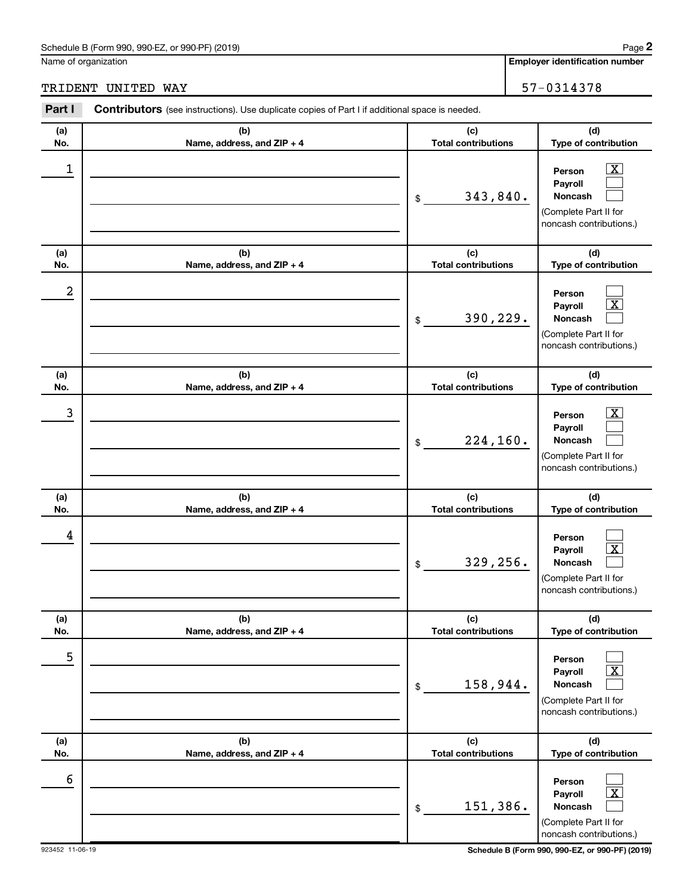Name of organization

TRIDENT UNITED WAY

**Employer identification number**

57-0314378

**Part I** **Contributors** (see instructions). Use duplicate copies of Part I if additional space is needed.

| (a) No. | (b) Name, address, and ZIP + 4 | (c) Total contributions | (d) Type of contribution |
|---|---|---|---|
| 1 | | $ 343,840. | Person [X] Payroll [ ] Noncash [ ] (Complete Part II for noncash contributions.) |
| 2 | | $ 390,229. | Person [ ] Payroll [X] Noncash [ ] (Complete Part II for noncash contributions.) |
| 3 | | $ 224,160. | Person [X] Payroll [ ] Noncash [ ] (Complete Part II for noncash contributions.) |
| 4 | | $ 329,256. | Person [ ] Payroll [X] Noncash [ ] (Complete Part II for noncash contributions.) |
| 5 | | $ 158,944. | Person [ ] Payroll [X] Noncash [ ] (Complete Part II for noncash contributions.) |
| 6 | | $ 151,386. | Person [ ] Payroll [X] Noncash [ ] (Complete Part II for noncash contributions.) |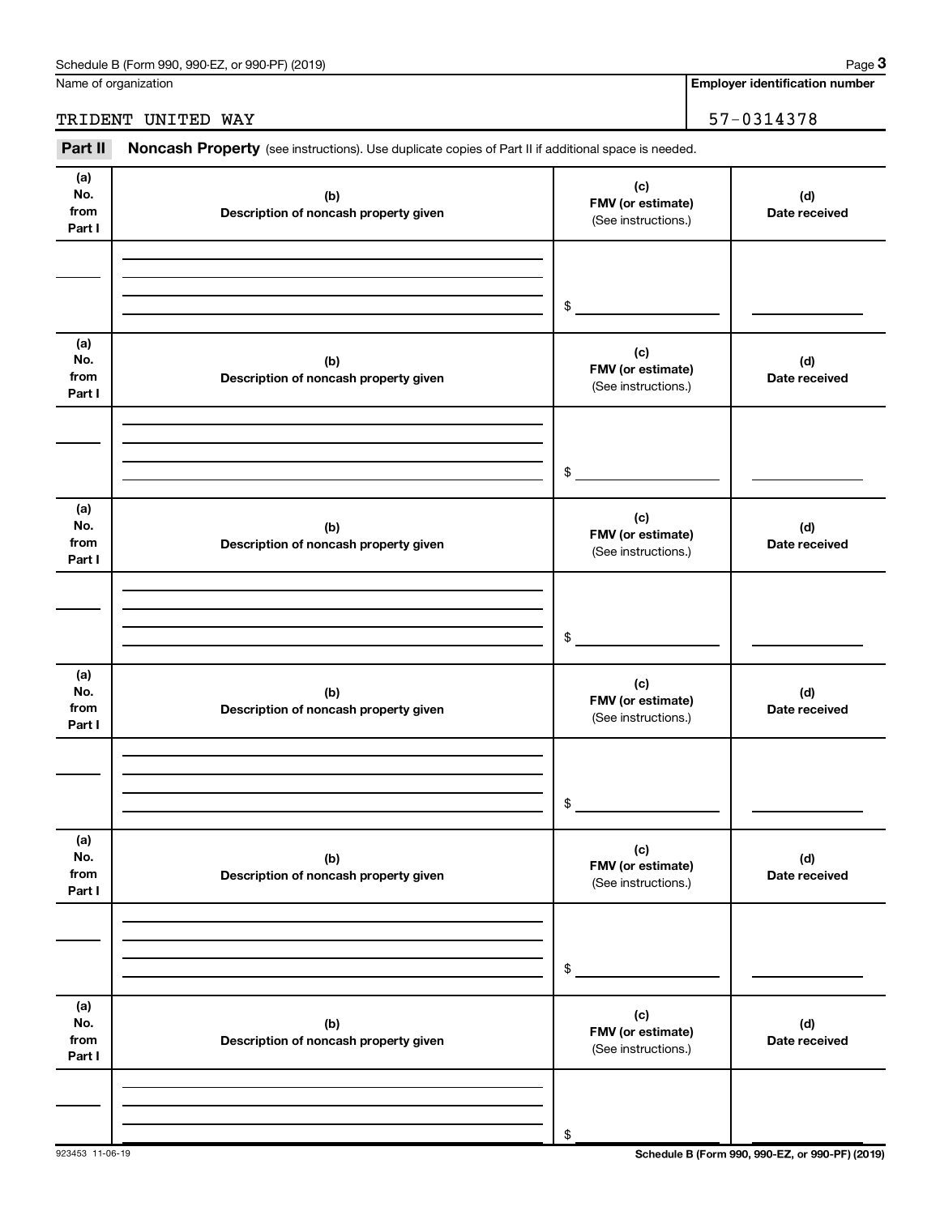Name of organization

TRIDENT UNITED WAY

**Employer identification number**

57-0314378

**Part II** **Noncash Property** (see instructions). Use duplicate copies of Part II if additional space is needed.

| (a) No. from Part I | (b) Description of noncash property given | (c) FMV (or estimate) (See instructions.) | (d) Date received |
|---|---|---|---|
| | | $ | |
| (a) No. from Part I | (b) Description of noncash property given | (c) FMV (or estimate) (See instructions.) | (d) Date received |
| | | $ | |
| (a) No. from Part I | (b) Description of noncash property given | (c) FMV (or estimate) (See instructions.) | (d) Date received |
| | | $ | |
| (a) No. from Part I | (b) Description of noncash property given | (c) FMV (or estimate) (See instructions.) | (d) Date received |
| | | $ | |
| (a) No. from Part I | (b) Description of noncash property given | (c) FMV (or estimate) (See instructions.) | (d) Date received |
| | | $ | |
| (a) No. from Part I | (b) Description of noncash property given | (c) FMV (or estimate) (See instructions.) | (d) Date received |
| | | $ | |

923453 11-06-19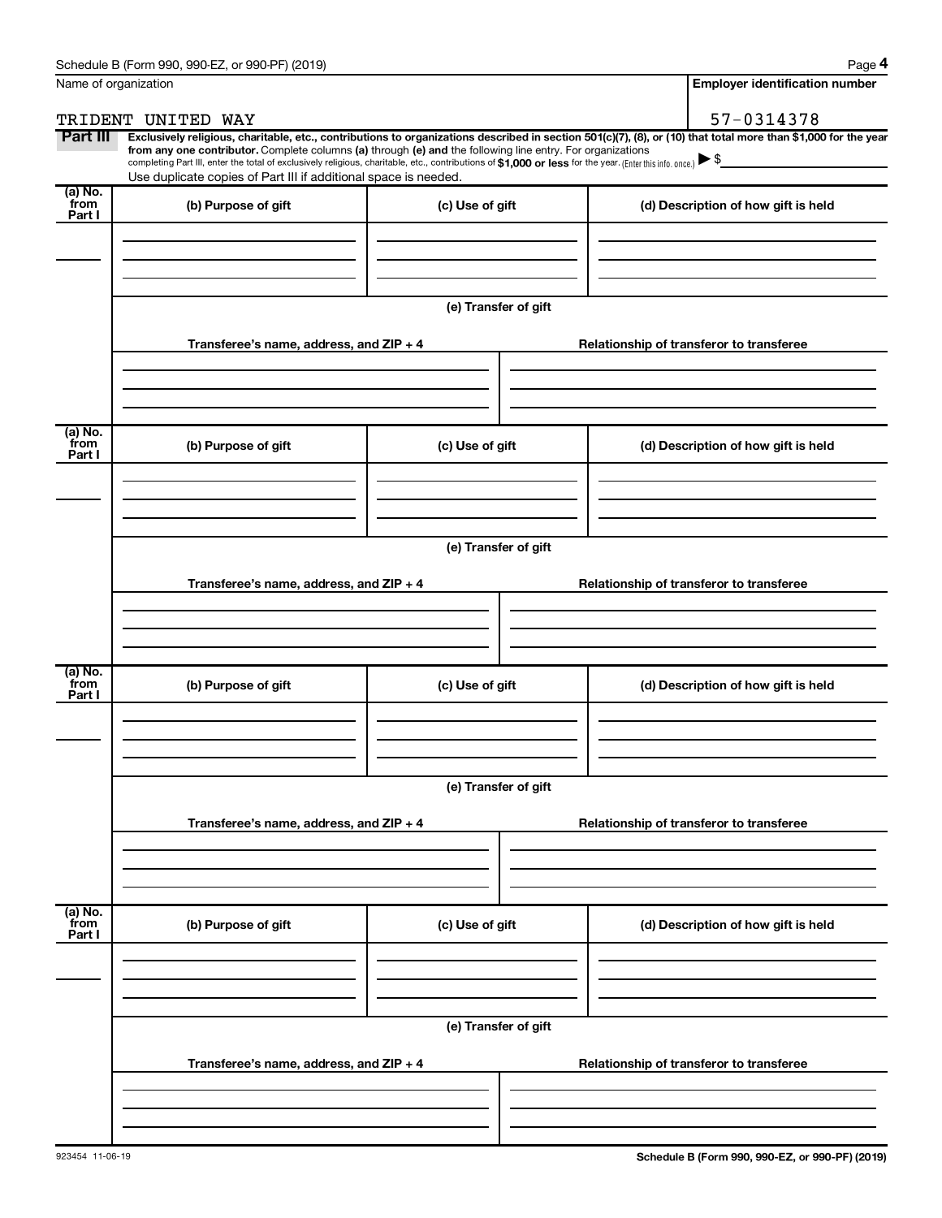Name of organization

TRIDENT UNITED WAY

Employer identification number

57-0314378

**Part III** **Exclusively religious, charitable, etc., contributions to organizations described in section 501(c)(7), (8), or (10) that total more than $1,000 for the year from any one contributor.** Complete columns **(a)** through **(e)** and the following line entry. For organizations completing Part III, enter the total of exclusively religious, charitable, etc., contributions of **$1,000 or less** for the year. (Enter this info. once.) ▶ $

Use duplicate copies of Part III if additional space is needed.

| (a) No. from Part I | (b) Purpose of gift | (c) Use of gift | (d) Description of how gift is held |
|---|---|---|---|
| | | | |

**(e) Transfer of gift**

| Transferee's name, address, and ZIP + 4 | Relationship of transferor to transferee |
|---|---|
| | |

| (a) No. from Part I | (b) Purpose of gift | (c) Use of gift | (d) Description of how gift is held |
|---|---|---|---|
| | | | |

**(e) Transfer of gift**

| Transferee's name, address, and ZIP + 4 | Relationship of transferor to transferee |
|---|---|
| | |

| (a) No. from Part I | (b) Purpose of gift | (c) Use of gift | (d) Description of how gift is held |
|---|---|---|---|
| | | | |

**(e) Transfer of gift**

| Transferee's name, address, and ZIP + 4 | Relationship of transferor to transferee |
|---|---|
| | |

| (a) No. from Part I | (b) Purpose of gift | (c) Use of gift | (d) Description of how gift is held |
|---|---|---|---|
| | | | |

**(e) Transfer of gift**

| Transferee's name, address, and ZIP + 4 | Relationship of transferor to transferee |
|---|---|
| | |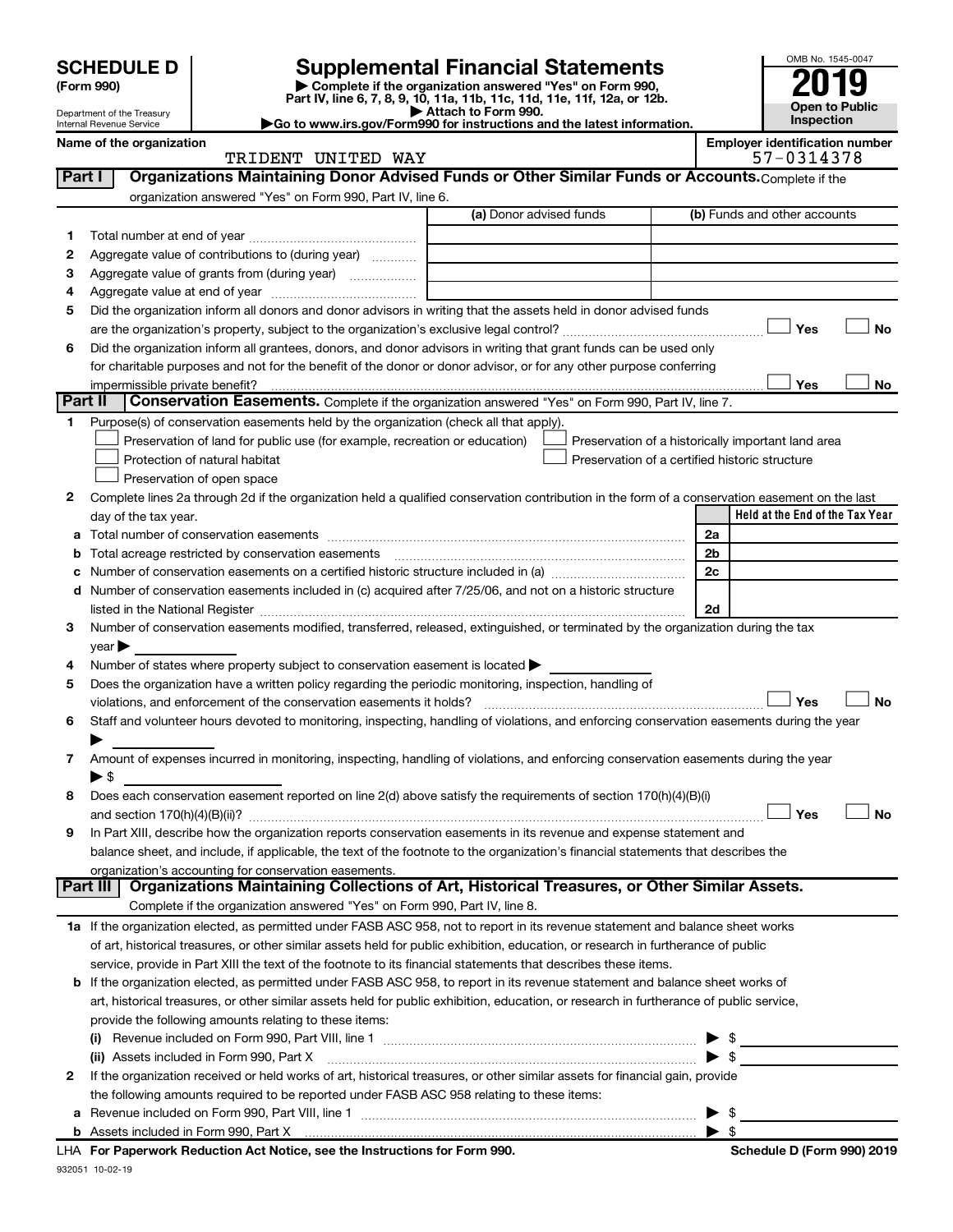# SCHEDULE D (Form 990)

Department of the Treasury
Internal Revenue Service

## Supplemental Financial Statements

▶ Complete if the organization answered "Yes" on Form 990, Part IV, line 6, 7, 8, 9, 10, 11a, 11b, 11c, 11d, 11e, 11f, 12a, or 12b.
▶ Attach to Form 990.
▶Go to www.irs.gov/Form990 for instructions and the latest information.

OMB No. 1545-0047

**2019**

**Open to Public Inspection**

Name of the organization: TRIDENT UNITED WAY

Employer identification number: 57-0314378

## Part I Organizations Maintaining Donor Advised Funds or Other Similar Funds or Accounts.

Complete if the organization answered "Yes" on Form 990, Part IV, line 6.

| | | (a) Donor advised funds | (b) Funds and other accounts |
|---|---|---|---|
| 1 | Total number at end of year | | |
| 2 | Aggregate value of contributions to (during year) | | |
| 3 | Aggregate value of grants from (during year) | | |
| 4 | Aggregate value at end of year | | |

5 Did the organization inform all donors and donor advisors in writing that the assets held in donor advised funds are the organization's property, subject to the organization's exclusive legal control? ☐ Yes ☐ No

6 Did the organization inform all grantees, donors, and donor advisors in writing that grant funds can be used only for charitable purposes and not for the benefit of the donor or donor advisor, or for any other purpose conferring impermissible private benefit? ☐ Yes ☐ No

## Part II Conservation Easements.

Complete if the organization answered "Yes" on Form 990, Part IV, line 7.

1 Purpose(s) of conservation easements held by the organization (check all that apply).

- ☐ Preservation of land for public use (for example, recreation or education)
- ☐ Protection of natural habitat
- ☐ Preservation of open space
- ☐ Preservation of a historically important land area
- ☐ Preservation of a certified historic structure

2 Complete lines 2a through 2d if the organization held a qualified conservation contribution in the form of a conservation easement on the last day of the tax year.

| | | | Held at the End of the Tax Year |
|---|---|---|---|
| a | Total number of conservation easements | 2a | |
| b | Total acreage restricted by conservation easements | 2b | |
| c | Number of conservation easements on a certified historic structure included in (a) | 2c | |
| d | Number of conservation easements included in (c) acquired after 7/25/06, and not on a historic structure listed in the National Register | 2d | |

3 Number of conservation easements modified, transferred, released, extinguished, or terminated by the organization during the tax year ▶

4 Number of states where property subject to conservation easement is located ▶

5 Does the organization have a written policy regarding the periodic monitoring, inspection, handling of violations, and enforcement of the conservation easements it holds? ☐ Yes ☐ No

6 Staff and volunteer hours devoted to monitoring, inspecting, handling of violations, and enforcing conservation easements during the year ▶

7 Amount of expenses incurred in monitoring, inspecting, handling of violations, and enforcing conservation easements during the year ▶ $

8 Does each conservation easement reported on line 2(d) above satisfy the requirements of section 170(h)(4)(B)(i) and section 170(h)(4)(B)(ii)? ☐ Yes ☐ No

9 In Part XIII, describe how the organization reports conservation easements in its revenue and expense statement and balance sheet, and include, if applicable, the text of the footnote to the organization's financial statements that describes the organization's accounting for conservation easements.

## Part III Organizations Maintaining Collections of Art, Historical Treasures, or Other Similar Assets.

Complete if the organization answered "Yes" on Form 990, Part IV, line 8.

1a If the organization elected, as permitted under FASB ASC 958, not to report in its revenue statement and balance sheet works of art, historical treasures, or other similar assets held for public exhibition, education, or research in furtherance of public service, provide in Part XIII the text of the footnote to its financial statements that describes these items.

b If the organization elected, as permitted under FASB ASC 958, to report in its revenue statement and balance sheet works of art, historical treasures, or other similar assets held for public exhibition, education, or research in furtherance of public service, provide the following amounts relating to these items:

(i) Revenue included on Form 990, Part VIII, line 1 ▶ $

(ii) Assets included in Form 990, Part X ▶ $

2 If the organization received or held works of art, historical treasures, or other similar assets for financial gain, provide the following amounts required to be reported under FASB ASC 958 relating to these items:

a Revenue included on Form 990, Part VIII, line 1 ▶ $

b Assets included in Form 990, Part X ▶ $

LHA For Paperwork Reduction Act Notice, see the Instructions for Form 990. Schedule D (Form 990) 2019

932051 10-02-19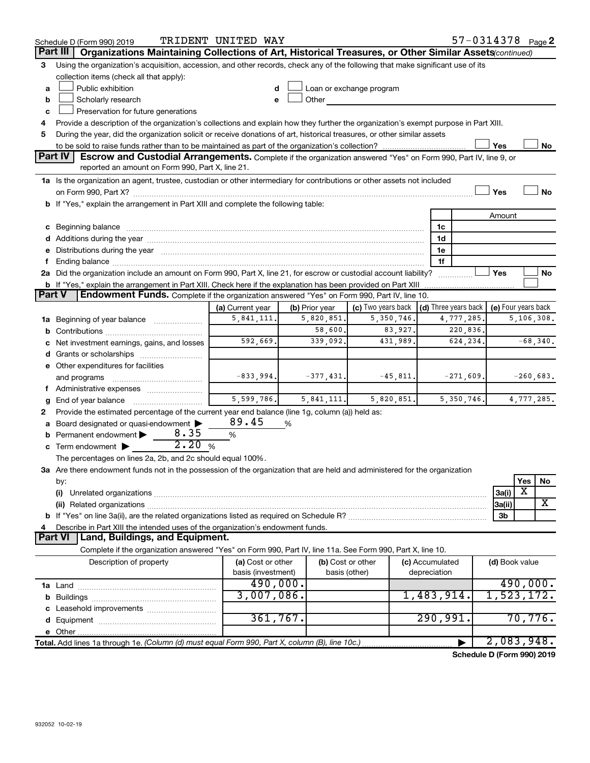Schedule D (Form 990) 2019 TRIDENT UNITED WAY 57-0314378 Page 2

## Part III Organizations Maintaining Collections of Art, Historical Treasures, or Other Similar Assets *(continued)*

3 Using the organization's acquisition, accession, and other records, check any of the following that make significant use of its collection items (check all that apply):

a ☐ Public exhibition
b ☐ Scholarly research
c ☐ Preservation for future generations
d ☐ Loan or exchange program
e ☐ Other

4 Provide a description of the organization's collections and explain how they further the organization's exempt purpose in Part XIII.

5 During the year, did the organization solicit or receive donations of art, historical treasures, or other similar assets to be sold to raise funds rather than to be maintained as part of the organization's collection? ☐ Yes ☐ No

## Part IV Escrow and Custodial Arrangements.

Complete if the organization answered "Yes" on Form 990, Part IV, line 9, or reported an amount on Form 990, Part X, line 21.

1a Is the organization an agent, trustee, custodian or other intermediary for contributions or other assets not included on Form 990, Part X? ☐ Yes ☐ No

b If "Yes," explain the arrangement in Part XIII and complete the following table:

| | | Amount |
|---|---|---|
| c Beginning balance | 1c | |
| d Additions during the year | 1d | |
| e Distributions during the year | 1e | |
| f Ending balance | 1f | |

2a Did the organization include an amount on Form 990, Part X, line 21, for escrow or custodial account liability? ☐ Yes ☐ No

b If "Yes," explain the arrangement in Part XIII. Check here if the explanation has been provided on Part XIII ☐

## Part V Endowment Funds.

Complete if the organization answered "Yes" on Form 990, Part IV, line 10.

| | (a) Current year | (b) Prior year | (c) Two years back | (d) Three years back | (e) Four years back |
|---|---|---|---|---|---|
| 1a Beginning of year balance | 5,841,111. | 5,820,851. | 5,350,746. | 4,777,285. | 5,106,308. |
| b Contributions | | 58,600. | 83,927. | 220,836. | |
| c Net investment earnings, gains, and losses | 592,669. | 339,092. | 431,989. | 624,234. | -68,340. |
| d Grants or scholarships | | | | | |
| e Other expenditures for facilities and programs | -833,994. | -377,431. | -45,811. | -271,609. | -260,683. |
| f Administrative expenses | | | | | |
| g End of year balance | 5,599,786. | 5,841,111. | 5,820,851. | 5,350,746. | 4,777,285. |

2 Provide the estimated percentage of the current year end balance (line 1g, column (a)) held as:

a Board designated or quasi-endowment ▶ 89.45 %

b Permanent endowment ▶ 8.35 %

c Term endowment ▶ 2.20 %

The percentages on lines 2a, 2b, and 2c should equal 100%.

3a Are there endowment funds not in the possession of the organization that are held and administered for the organization by:

| | | Yes | No |
|---|---|---|---|
| (i) Unrelated organizations | 3a(i) | X | |
| (ii) Related organizations | 3a(ii) | | X |
| b If "Yes" on line 3a(ii), are the related organizations listed as required on Schedule R? | 3b | | |

4 Describe in Part XIII the intended uses of the organization's endowment funds.

## Part VI Land, Buildings, and Equipment.

Complete if the organization answered "Yes" on Form 990, Part IV, line 11a. See Form 990, Part X, line 10.

| Description of property | (a) Cost or other basis (investment) | (b) Cost or other basis (other) | (c) Accumulated depreciation | (d) Book value |
|---|---|---|---|---|
| 1a Land | 490,000. | | | 490,000. |
| b Buildings | 3,007,086. | | 1,483,914. | 1,523,172. |
| c Leasehold improvements | | | | |
| d Equipment | 361,767. | | 290,991. | 70,776. |
| e Other | | | | |
| **Total.** Add lines 1a through 1e. *(Column (d) must equal Form 990, Part X, column (B), line 10c.)* | | | ▶ | 2,083,948. |

**Schedule D (Form 990) 2019**

932052 10-02-19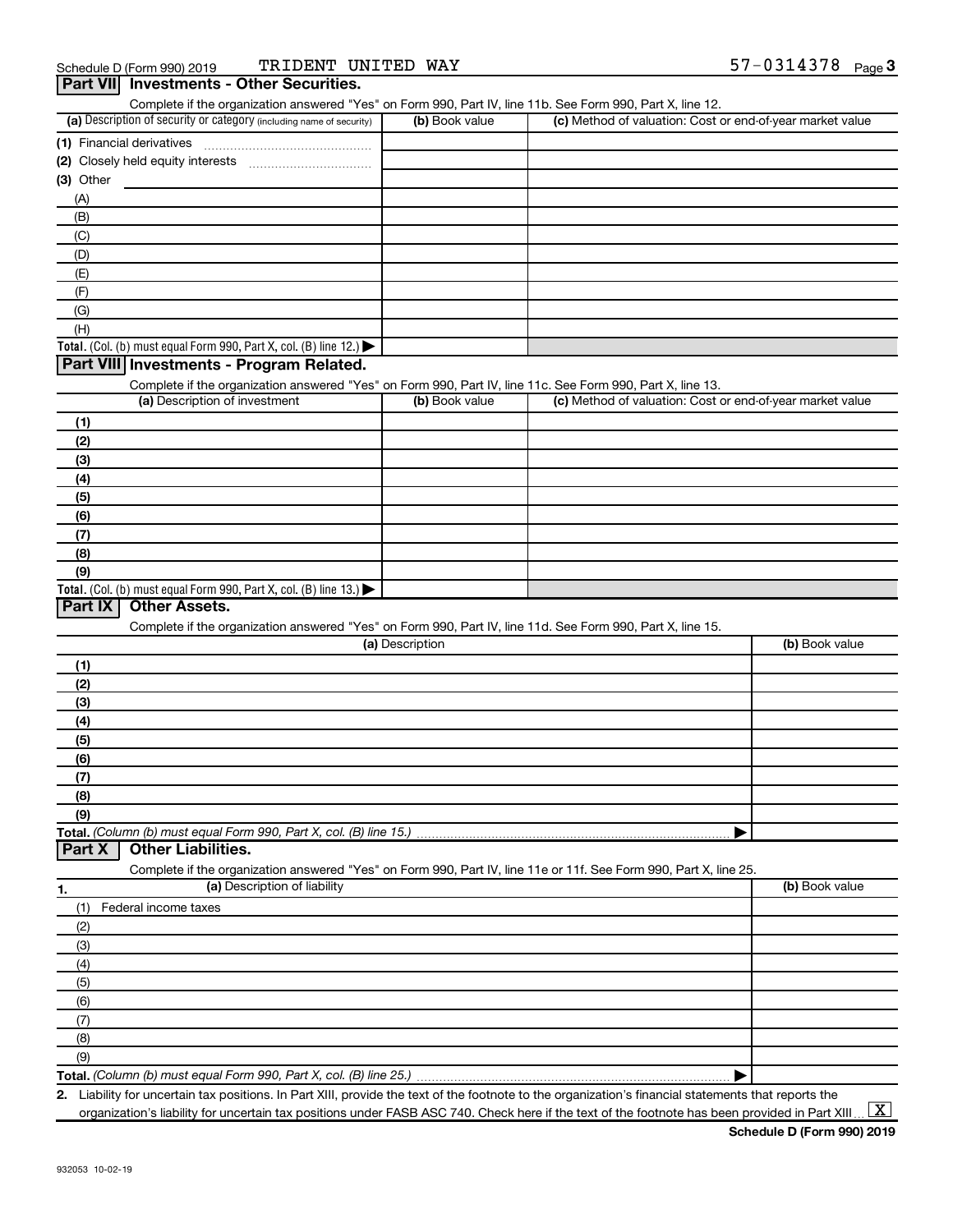Schedule D (Form 990) 2019    TRIDENT UNITED WAY    57-0314378

## Part VII Investments - Other Securities.

Complete if the organization answered "Yes" on Form 990, Part IV, line 11b. See Form 990, Part X, line 12.

| (a) Description of security or category (including name of security) | (b) Book value | (c) Method of valuation: Cost or end-of-year market value |
|---|---|---|
| (1) Financial derivatives | | |
| (2) Closely held equity interests | | |
| (3) Other | | |
| (A) | | |
| (B) | | |
| (C) | | |
| (D) | | |
| (E) | | |
| (F) | | |
| (G) | | |
| (H) | | |
| **Total.** (Col. (b) must equal Form 990, Part X, col. (B) line 12.) ▶ | | |

## Part VIII Investments - Program Related.

Complete if the organization answered "Yes" on Form 990, Part IV, line 11c. See Form 990, Part X, line 13.

| (a) Description of investment | (b) Book value | (c) Method of valuation: Cost or end-of-year market value |
|---|---|---|
| (1) | | |
| (2) | | |
| (3) | | |
| (4) | | |
| (5) | | |
| (6) | | |
| (7) | | |
| (8) | | |
| (9) | | |
| **Total.** (Col. (b) must equal Form 990, Part X, col. (B) line 13.) ▶ | | |

## Part IX Other Assets.

Complete if the organization answered "Yes" on Form 990, Part IV, line 11d. See Form 990, Part X, line 15.

| (a) Description | (b) Book value |
|---|---|
| (1) | |
| (2) | |
| (3) | |
| (4) | |
| (5) | |
| (6) | |
| (7) | |
| (8) | |
| (9) | |
| **Total.** *(Column (b) must equal Form 990, Part X, col. (B) line 15.)* ▶ | |

## Part X Other Liabilities.

Complete if the organization answered "Yes" on Form 990, Part IV, line 11e or 11f. See Form 990, Part X, line 25.

| 1. (a) Description of liability | (b) Book value |
|---|---|
| (1) Federal income taxes | |
| (2) | |
| (3) | |
| (4) | |
| (5) | |
| (6) | |
| (7) | |
| (8) | |
| (9) | |
| **Total.** *(Column (b) must equal Form 990, Part X, col. (B) line 25.)* ▶ | |

**2.** Liability for uncertain tax positions. In Part XIII, provide the text of the footnote to the organization's financial statements that reports the organization's liability for uncertain tax positions under FASB ASC 740. Check here if the text of the footnote has been provided in Part XIII ... [X]

**Schedule D (Form 990) 2019**

932053 10-02-19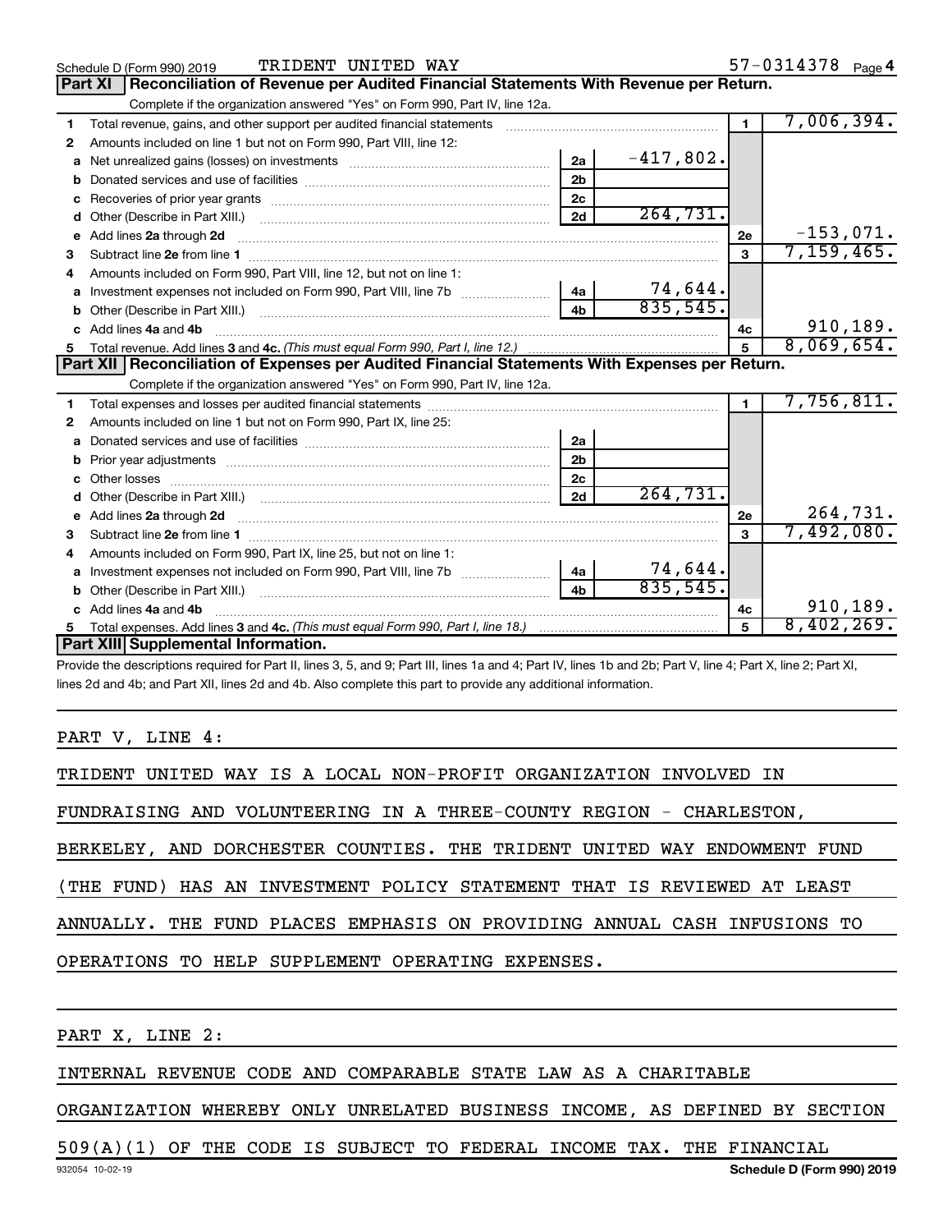Schedule D (Form 990) 2019 TRIDENT UNITED WAY 57-0314378 Page 4

## Part XI Reconciliation of Revenue per Audited Financial Statements With Revenue per Return.

Complete if the organization answered "Yes" on Form 990, Part IV, line 12a.

| | | | | | |
|---|---|---|---|---|---|
| 1 | Total revenue, gains, and other support per audited financial statements | | | 1 | 7,006,394. |
| 2 | Amounts included on line 1 but not on Form 990, Part VIII, line 12: | | | | |
| a | Net unrealized gains (losses) on investments | 2a | -417,802. | | |
| b | Donated services and use of facilities | 2b | | | |
| c | Recoveries of prior year grants | 2c | | | |
| d | Other (Describe in Part XIII.) | 2d | 264,731. | | |
| e | Add lines 2a through 2d | | | 2e | -153,071. |
| 3 | Subtract line 2e from line 1 | | | 3 | 7,159,465. |
| 4 | Amounts included on Form 990, Part VIII, line 12, but not on line 1: | | | | |
| a | Investment expenses not included on Form 990, Part VIII, line 7b | 4a | 74,644. | | |
| b | Other (Describe in Part XIII.) | 4b | 835,545. | | |
| c | Add lines 4a and 4b | | | 4c | 910,189. |
| 5 | Total revenue. Add lines 3 and 4c. *(This must equal Form 990, Part I, line 12.)* | | | 5 | 8,069,654. |

## Part XII Reconciliation of Expenses per Audited Financial Statements With Expenses per Return.

Complete if the organization answered "Yes" on Form 990, Part IV, line 12a.

| | | | | | |
|---|---|---|---|---|---|
| 1 | Total expenses and losses per audited financial statements | | | 1 | 7,756,811. |
| 2 | Amounts included on line 1 but not on Form 990, Part IX, line 25: | | | | |
| a | Donated services and use of facilities | 2a | | | |
| b | Prior year adjustments | 2b | | | |
| c | Other losses | 2c | | | |
| d | Other (Describe in Part XIII.) | 2d | 264,731. | | |
| e | Add lines 2a through 2d | | | 2e | 264,731. |
| 3 | Subtract line 2e from line 1 | | | 3 | 7,492,080. |
| 4 | Amounts included on Form 990, Part IX, line 25, but not on line 1: | | | | |
| a | Investment expenses not included on Form 990, Part VIII, line 7b | 4a | 74,644. | | |
| b | Other (Describe in Part XIII.) | 4b | 835,545. | | |
| c | Add lines 4a and 4b | | | 4c | 910,189. |
| 5 | Total expenses. Add lines 3 and 4c. *(This must equal Form 990, Part I, line 18.)* | | | 5 | 8,402,269. |

## Part XIII Supplemental Information.

Provide the descriptions required for Part II, lines 3, 5, and 9; Part III, lines 1a and 4; Part IV, lines 1b and 2b; Part V, line 4; Part X, line 2; Part XI, lines 2d and 4b; and Part XII, lines 2d and 4b. Also complete this part to provide any additional information.

PART V, LINE 4:

TRIDENT UNITED WAY IS A LOCAL NON-PROFIT ORGANIZATION INVOLVED IN FUNDRAISING AND VOLUNTEERING IN A THREE-COUNTY REGION - CHARLESTON, BERKELEY, AND DORCHESTER COUNTIES. THE TRIDENT UNITED WAY ENDOWMENT FUND (THE FUND) HAS AN INVESTMENT POLICY STATEMENT THAT IS REVIEWED AT LEAST ANNUALLY. THE FUND PLACES EMPHASIS ON PROVIDING ANNUAL CASH INFUSIONS TO OPERATIONS TO HELP SUPPLEMENT OPERATING EXPENSES.

PART X, LINE 2:

INTERNAL REVENUE CODE AND COMPARABLE STATE LAW AS A CHARITABLE ORGANIZATION WHEREBY ONLY UNRELATED BUSINESS INCOME, AS DEFINED BY SECTION 509(A)(1) OF THE CODE IS SUBJECT TO FEDERAL INCOME TAX. THE FINANCIAL

932054 10-02-19 Schedule D (Form 990) 2019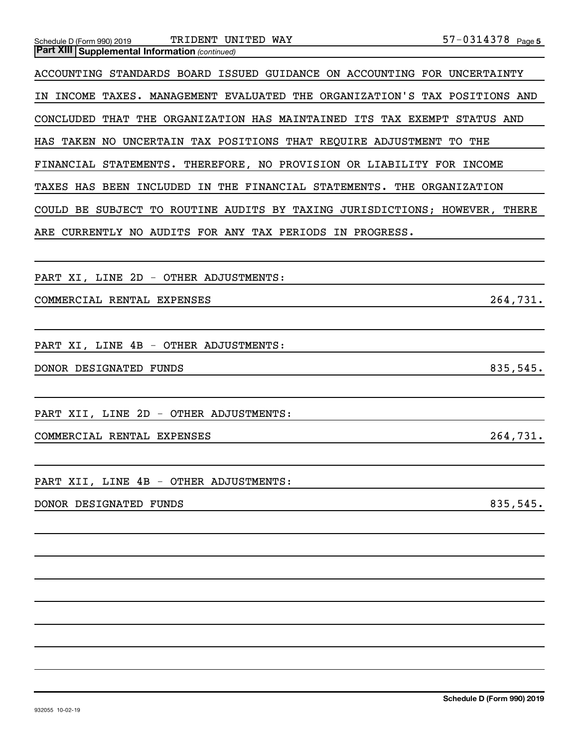**Part XIII | Supplemental Information** *(continued)*

ACCOUNTING STANDARDS BOARD ISSUED GUIDANCE ON ACCOUNTING FOR UNCERTAINTY IN INCOME TAXES. MANAGEMENT EVALUATED THE ORGANIZATION'S TAX POSITIONS AND CONCLUDED THAT THE ORGANIZATION HAS MAINTAINED ITS TAX EXEMPT STATUS AND HAS TAKEN NO UNCERTAIN TAX POSITIONS THAT REQUIRE ADJUSTMENT TO THE FINANCIAL STATEMENTS. THEREFORE, NO PROVISION OR LIABILITY FOR INCOME TAXES HAS BEEN INCLUDED IN THE FINANCIAL STATEMENTS. THE ORGANIZATION COULD BE SUBJECT TO ROUTINE AUDITS BY TAXING JURISDICTIONS; HOWEVER, THERE ARE CURRENTLY NO AUDITS FOR ANY TAX PERIODS IN PROGRESS.

PART XI, LINE 2D - OTHER ADJUSTMENTS:

| | |
|---|---|
| COMMERCIAL RENTAL EXPENSES | 264,731. |

PART XI, LINE 4B - OTHER ADJUSTMENTS:

| | |
|---|---|
| DONOR DESIGNATED FUNDS | 835,545. |

PART XII, LINE 2D - OTHER ADJUSTMENTS:

| | |
|---|---|
| COMMERCIAL RENTAL EXPENSES | 264,731. |

PART XII, LINE 4B - OTHER ADJUSTMENTS:

| | |
|---|---|
| DONOR DESIGNATED FUNDS | 835,545. |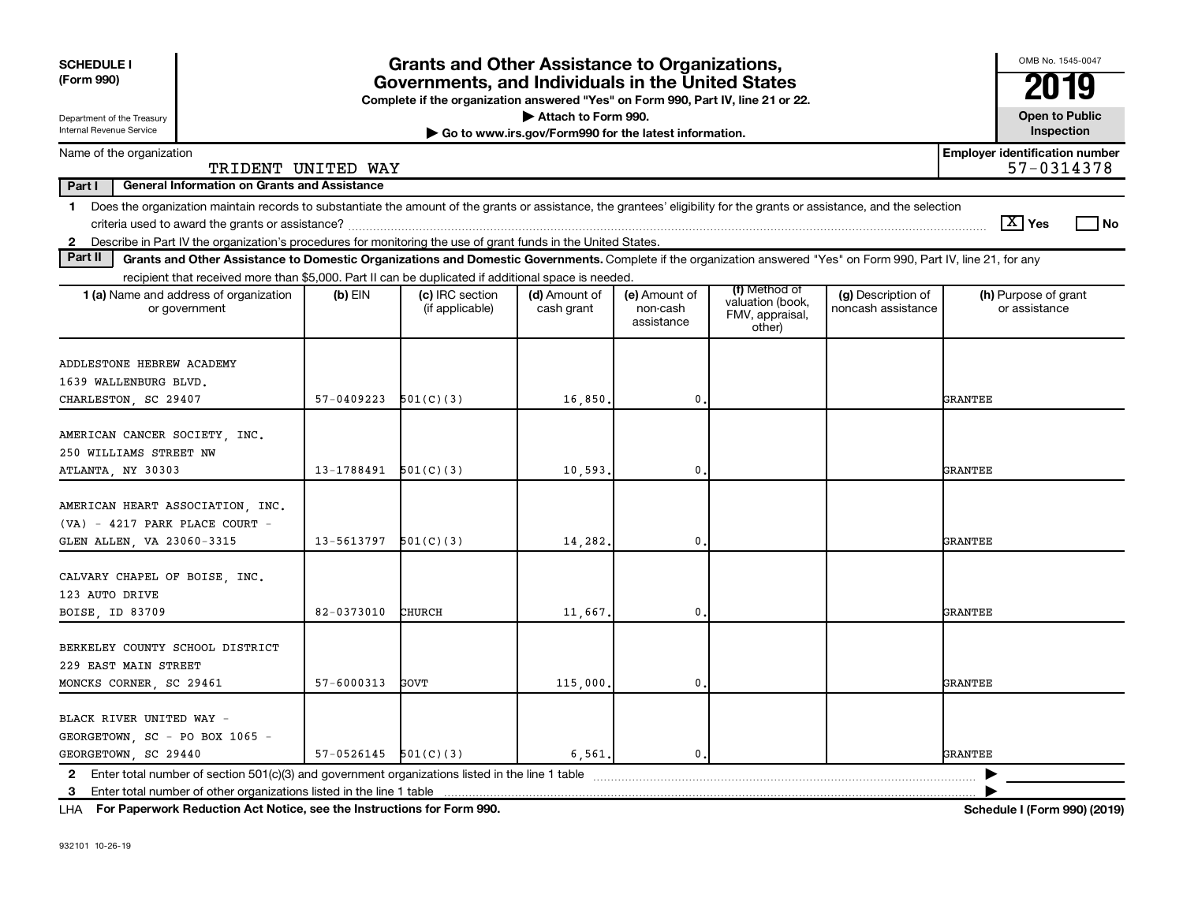**SCHEDULE I (Form 990)**

Department of the Treasury
Internal Revenue Service

# Grants and Other Assistance to Organizations, Governments, and Individuals in the United States

**Complete if the organization answered "Yes" on Form 990, Part IV, line 21 or 22.**
**▶ Attach to Form 990.**
**▶ Go to www.irs.gov/Form990 for the latest information.**

OMB No. 1545-0047

**2019**

**Open to Public Inspection**

Name of the organization: TRIDENT UNITED WAY

**Employer identification number** 57-0314378

**Part I — General Information on Grants and Assistance**

1 Does the organization maintain records to substantiate the amount of the grants or assistance, the grantees' eligibility for the grants or assistance, and the selection criteria used to award the grants or assistance? [X] Yes [ ] No

2 Describe in Part IV the organization's procedures for monitoring the use of grant funds in the United States.

**Part II — Grants and Other Assistance to Domestic Organizations and Domestic Governments.** Complete if the organization answered "Yes" on Form 990, Part IV, line 21, for any recipient that received more than $5,000. Part II can be duplicated if additional space is needed.

| 1 (a) Name and address of organization or government | (b) EIN | (c) IRC section (if applicable) | (d) Amount of cash grant | (e) Amount of non-cash assistance | (f) Method of valuation (book, FMV, appraisal, other) | (g) Description of noncash assistance | (h) Purpose of grant or assistance |
|---|---|---|---|---|---|---|---|
| ADDLESTONE HEBREW ACADEMY<br>1639 WALLENBURG BLVD.<br>CHARLESTON, SC 29407 | 57-0409223 | 501(C)(3) | 16,850. | 0. | | | GRANTEE |
| AMERICAN CANCER SOCIETY, INC.<br>250 WILLIAMS STREET NW<br>ATLANTA, NY 30303 | 13-1788491 | 501(C)(3) | 10,593. | 0. | | | GRANTEE |
| AMERICAN HEART ASSOCIATION, INC.<br>(VA) - 4217 PARK PLACE COURT -<br>GLEN ALLEN, VA 23060-3315 | 13-5613797 | 501(C)(3) | 14,282. | 0. | | | GRANTEE |
| CALVARY CHAPEL OF BOISE, INC.<br>123 AUTO DRIVE<br>BOISE, ID 83709 | 82-0373010 | CHURCH | 11,667. | 0. | | | GRANTEE |
| BERKELEY COUNTY SCHOOL DISTRICT<br>229 EAST MAIN STREET<br>MONCKS CORNER, SC 29461 | 57-6000313 | GOVT | 115,000. | 0. | | | GRANTEE |
| BLACK RIVER UNITED WAY -<br>GEORGETOWN, SC - PO BOX 1065 -<br>GEORGETOWN, SC 29440 | 57-0526145 | 501(C)(3) | 6,561. | 0. | | | GRANTEE |

2 Enter total number of section 501(c)(3) and government organizations listed in the line 1 table ▶

3 Enter total number of other organizations listed in the line 1 table ▶

LHA **For Paperwork Reduction Act Notice, see the Instructions for Form 990.** **Schedule I (Form 990) (2019)**

932101 10-26-19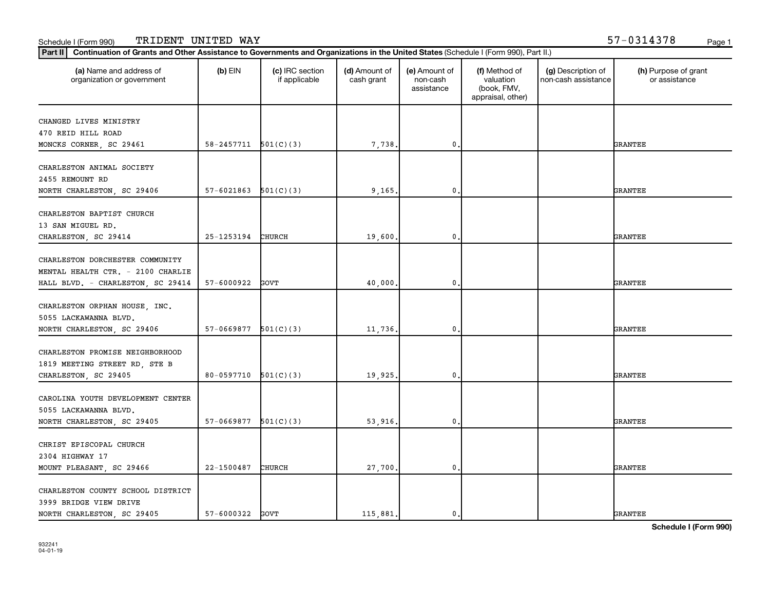Schedule I (Form 990) TRIDENT UNITED WAY 57-0314378

**Part II** **Continuation of Grants and Other Assistance to Governments and Organizations in the United States** (Schedule I (Form 990), Part II.)

| (a) Name and address of organization or government | (b) EIN | (c) IRC section if applicable | (d) Amount of cash grant | (e) Amount of non-cash assistance | (f) Method of valuation (book, FMV, appraisal, other) | (g) Description of non-cash assistance | (h) Purpose of grant or assistance |
|---|---|---|---|---|---|---|---|
| CHANGED LIVES MINISTRY 470 REID HILL ROAD MONCKS CORNER, SC 29461 | 58-2457711 | 501(C)(3) | 7,738. | 0. | | | GRANTEE |
| CHARLESTON ANIMAL SOCIETY 2455 REMOUNT RD NORTH CHARLESTON, SC 29406 | 57-6021863 | 501(C)(3) | 9,165. | 0. | | | GRANTEE |
| CHARLESTON BAPTIST CHURCH 13 SAN MIGUEL RD. CHARLESTON, SC 29414 | 25-1253194 | CHURCH | 19,600. | 0. | | | GRANTEE |
| CHARLESTON DORCHESTER COMMUNITY MENTAL HEALTH CTR. - 2100 CHARLIE HALL BLVD. - CHARLESTON, SC 29414 | 57-6000922 | GOVT | 40,000. | 0. | | | GRANTEE |
| CHARLESTON ORPHAN HOUSE, INC. 5055 LACKAWANNA BLVD. NORTH CHARLESTON, SC 29406 | 57-0669877 | 501(C)(3) | 11,736. | 0. | | | GRANTEE |
| CHARLESTON PROMISE NEIGHBORHOOD 1819 MEETING STREET RD, STE B CHARLESTON, SC 29405 | 80-0597710 | 501(C)(3) | 19,925. | 0. | | | GRANTEE |
| CAROLINA YOUTH DEVELOPMENT CENTER 5055 LACKAWANNA BLVD. NORTH CHARLESTON, SC 29405 | 57-0669877 | 501(C)(3) | 53,916. | 0. | | | GRANTEE |
| CHRIST EPISCOPAL CHURCH 2304 HIGHWAY 17 MOUNT PLEASANT, SC 29466 | 22-1500487 | CHURCH | 27,700. | 0. | | | GRANTEE |
| CHARLESTON COUNTY SCHOOL DISTRICT 3999 BRIDGE VIEW DRIVE NORTH CHARLESTON, SC 29405 | 57-6000322 | GOVT | 115,881. | 0. | | | GRANTEE |

Schedule I (Form 990)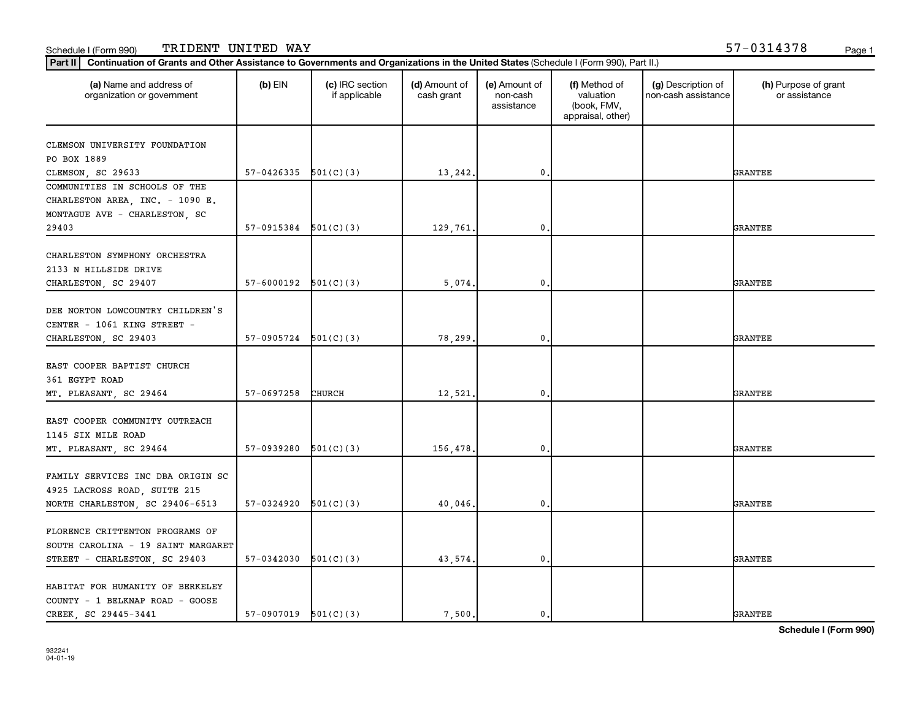Schedule I (Form 990) TRIDENT UNITED WAY 57-0314378

**Part II** **Continuation of Grants and Other Assistance to Governments and Organizations in the United States** (Schedule I (Form 990), Part II.)

| (a) Name and address of organization or government | (b) EIN | (c) IRC section if applicable | (d) Amount of cash grant | (e) Amount of non-cash assistance | (f) Method of valuation (book, FMV, appraisal, other) | (g) Description of non-cash assistance | (h) Purpose of grant or assistance |
|---|---|---|---|---|---|---|---|
| CLEMSON UNIVERSITY FOUNDATION PO BOX 1889 CLEMSON, SC 29633 | 57-0426335 | 501(C)(3) | 13,242. | 0. | | | GRANTEE |
| COMMUNITIES IN SCHOOLS OF THE CHARLESTON AREA, INC. - 1090 E. MONTAGUE AVE - CHARLESTON, SC 29403 | 57-0915384 | 501(C)(3) | 129,761. | 0. | | | GRANTEE |
| CHARLESTON SYMPHONY ORCHESTRA 2133 N HILLSIDE DRIVE CHARLESTON, SC 29407 | 57-6000192 | 501(C)(3) | 5,074. | 0. | | | GRANTEE |
| DEE NORTON LOWCOUNTRY CHILDREN'S CENTER - 1061 KING STREET - CHARLESTON, SC 29403 | 57-0905724 | 501(C)(3) | 78,299. | 0. | | | GRANTEE |
| EAST COOPER BAPTIST CHURCH 361 EGYPT ROAD MT. PLEASANT, SC 29464 | 57-0697258 | CHURCH | 12,521. | 0. | | | GRANTEE |
| EAST COOPER COMMUNITY OUTREACH 1145 SIX MILE ROAD MT. PLEASANT, SC 29464 | 57-0939280 | 501(C)(3) | 156,478. | 0. | | | GRANTEE |
| FAMILY SERVICES INC DBA ORIGIN SC 4925 LACROSS ROAD, SUITE 215 NORTH CHARLESTON, SC 29406-6513 | 57-0324920 | 501(C)(3) | 40,046. | 0. | | | GRANTEE |
| FLORENCE CRITTENTON PROGRAMS OF SOUTH CAROLINA - 19 SAINT MARGARET STREET - CHARLESTON, SC 29403 | 57-0342030 | 501(C)(3) | 43,574. | 0. | | | GRANTEE |
| HABITAT FOR HUMANITY OF BERKELEY COUNTY - 1 BELKNAP ROAD - GOOSE CREEK, SC 29445-3441 | 57-0907019 | 501(C)(3) | 7,500. | 0. | | | GRANTEE |

932241 04-01-19

**Schedule I (Form 990)**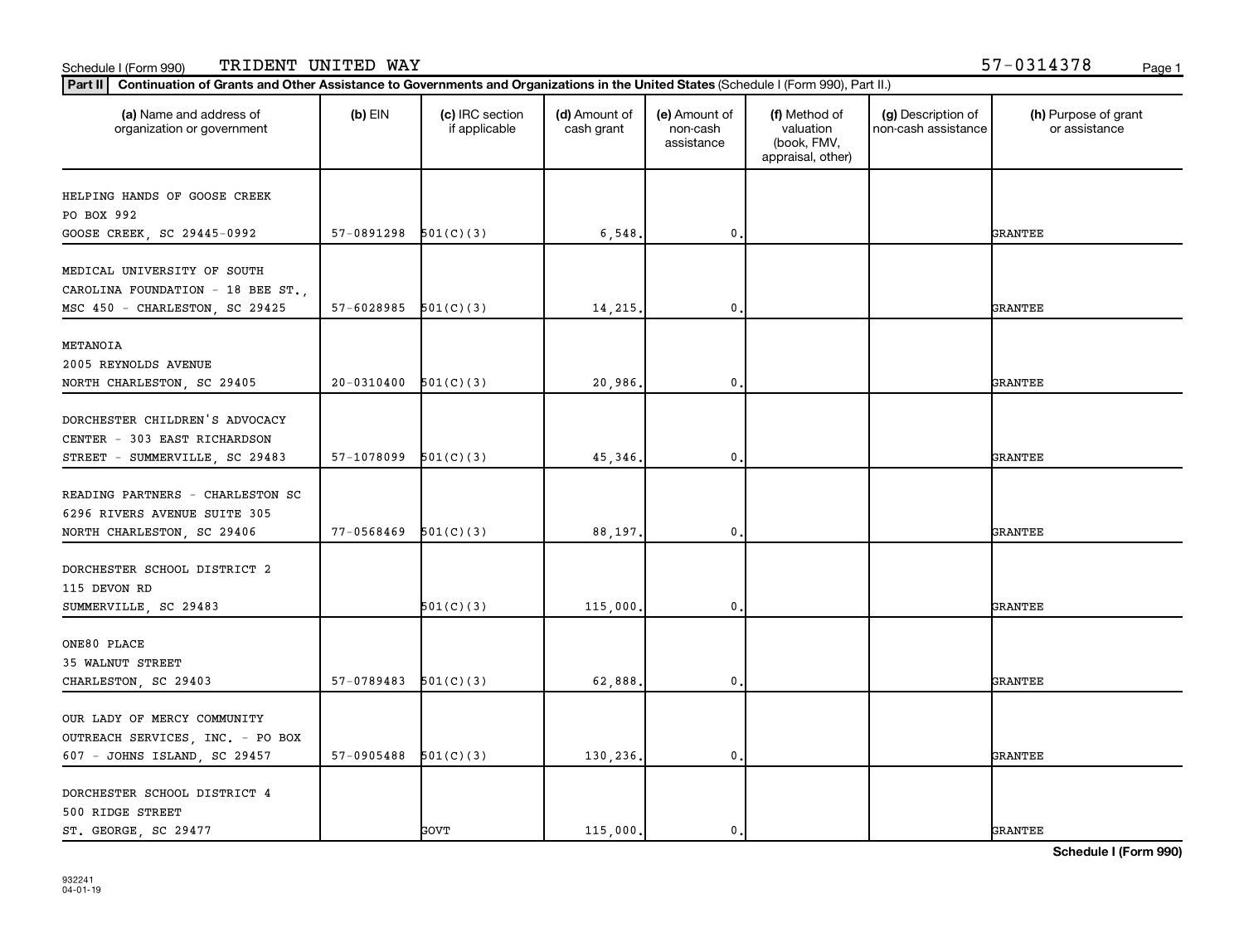Schedule I (Form 990) TRIDENT UNITED WAY 57-0314378

**Part II** **Continuation of Grants and Other Assistance to Governments and Organizations in the United States** (Schedule I (Form 990), Part II.)

| (a) Name and address of organization or government | (b) EIN | (c) IRC section if applicable | (d) Amount of cash grant | (e) Amount of non-cash assistance | (f) Method of valuation (book, FMV, appraisal, other) | (g) Description of non-cash assistance | (h) Purpose of grant or assistance |
|---|---|---|---|---|---|---|---|
| HELPING HANDS OF GOOSE CREEK<br>PO BOX 992<br>GOOSE CREEK, SC 29445-0992 | 57-0891298 | 501(C)(3) | 6,548. | 0. | | | GRANTEE |
| MEDICAL UNIVERSITY OF SOUTH CAROLINA FOUNDATION - 18 BEE ST., MSC 450 - CHARLESTON, SC 29425 | 57-6028985 | 501(C)(3) | 14,215. | 0. | | | GRANTEE |
| METANOIA<br>2005 REYNOLDS AVENUE<br>NORTH CHARLESTON, SC 29405 | 20-0310400 | 501(C)(3) | 20,986. | 0. | | | GRANTEE |
| DORCHESTER CHILDREN'S ADVOCACY CENTER - 303 EAST RICHARDSON STREET - SUMMERVILLE, SC 29483 | 57-1078099 | 501(C)(3) | 45,346. | 0. | | | GRANTEE |
| READING PARTNERS - CHARLESTON SC<br>6296 RIVERS AVENUE SUITE 305<br>NORTH CHARLESTON, SC 29406 | 77-0568469 | 501(C)(3) | 88,197. | 0. | | | GRANTEE |
| DORCHESTER SCHOOL DISTRICT 2<br>115 DEVON RD<br>SUMMERVILLE, SC 29483 | | 501(C)(3) | 115,000. | 0. | | | GRANTEE |
| ONE80 PLACE<br>35 WALNUT STREET<br>CHARLESTON, SC 29403 | 57-0789483 | 501(C)(3) | 62,888. | 0. | | | GRANTEE |
| OUR LADY OF MERCY COMMUNITY OUTREACH SERVICES, INC. - PO BOX 607 - JOHNS ISLAND, SC 29457 | 57-0905488 | 501(C)(3) | 130,236. | 0. | | | GRANTEE |
| DORCHESTER SCHOOL DISTRICT 4<br>500 RIDGE STREET<br>ST. GEORGE, SC 29477 | | GOVT | 115,000. | 0. | | | GRANTEE |

932241
04-01-19

**Schedule I (Form 990)**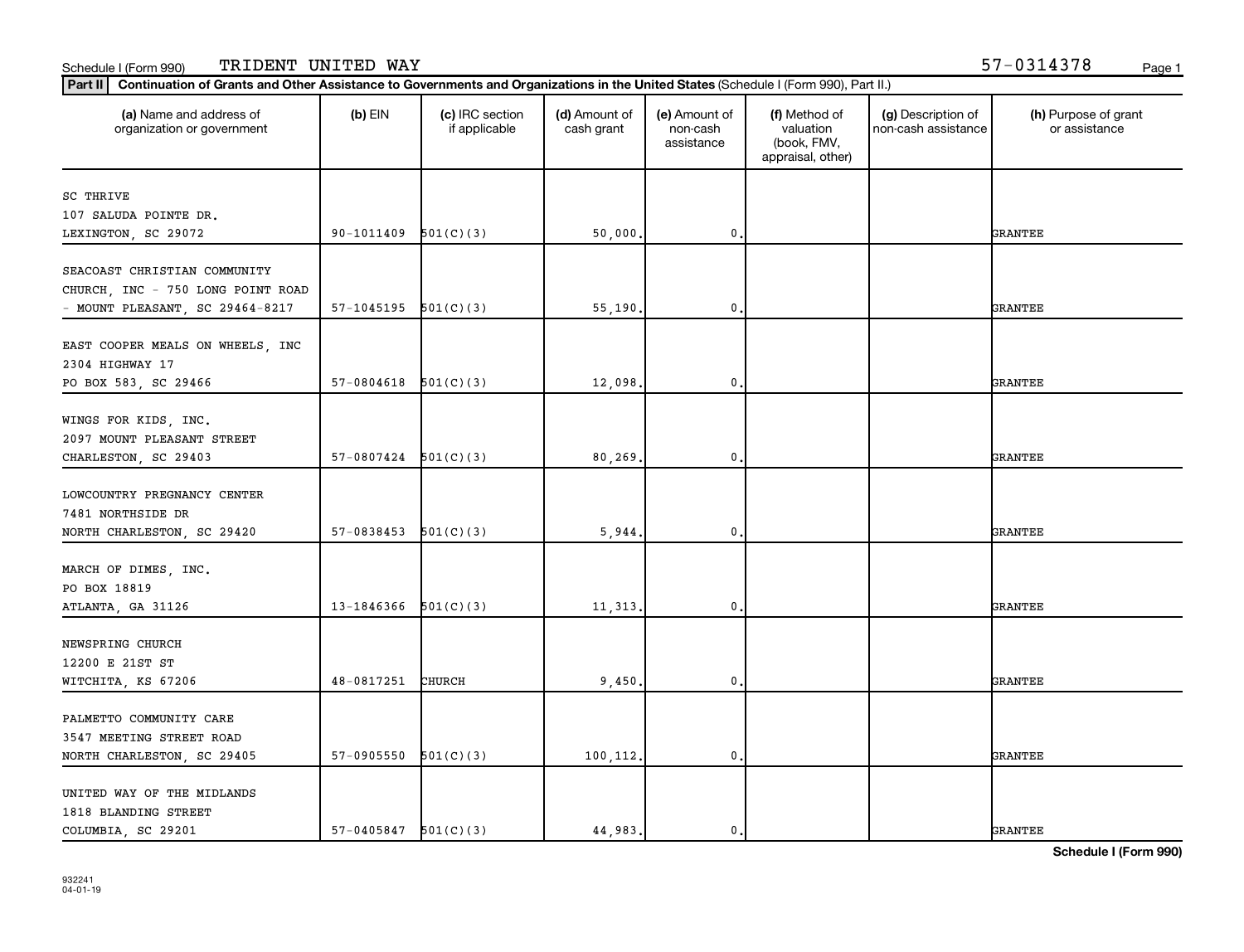Schedule I (Form 990) TRIDENT UNITED WAY 57-0314378

**Part II** **Continuation of Grants and Other Assistance to Governments and Organizations in the United States** (Schedule I (Form 990), Part II.)

| (a) Name and address of organization or government | (b) EIN | (c) IRC section if applicable | (d) Amount of cash grant | (e) Amount of non-cash assistance | (f) Method of valuation (book, FMV, appraisal, other) | (g) Description of non-cash assistance | (h) Purpose of grant or assistance |
|---|---|---|---|---|---|---|---|
| SC THRIVE<br>107 SALUDA POINTE DR.<br>LEXINGTON, SC 29072 | 90-1011409 | 501(C)(3) | 50,000. | 0. | | | GRANTEE |
| SEACOAST CHRISTIAN COMMUNITY CHURCH, INC - 750 LONG POINT ROAD - MOUNT PLEASANT, SC 29464-8217 | 57-1045195 | 501(C)(3) | 55,190. | 0. | | | GRANTEE |
| EAST COOPER MEALS ON WHEELS, INC<br>2304 HIGHWAY 17<br>PO BOX 583, SC 29466 | 57-0804618 | 501(C)(3) | 12,098. | 0. | | | GRANTEE |
| WINGS FOR KIDS, INC.<br>2097 MOUNT PLEASANT STREET<br>CHARLESTON, SC 29403 | 57-0807424 | 501(C)(3) | 80,269. | 0. | | | GRANTEE |
| LOWCOUNTRY PREGNANCY CENTER<br>7481 NORTHSIDE DR<br>NORTH CHARLESTON, SC 29420 | 57-0838453 | 501(C)(3) | 5,944. | 0. | | | GRANTEE |
| MARCH OF DIMES, INC.<br>PO BOX 18819<br>ATLANTA, GA 31126 | 13-1846366 | 501(C)(3) | 11,313. | 0. | | | GRANTEE |
| NEWSPRING CHURCH<br>12200 E 21ST ST<br>WITCHITA, KS 67206 | 48-0817251 | CHURCH | 9,450. | 0. | | | GRANTEE |
| PALMETTO COMMUNITY CARE<br>3547 MEETING STREET ROAD<br>NORTH CHARLESTON, SC 29405 | 57-0905550 | 501(C)(3) | 100,112. | 0. | | | GRANTEE |
| UNITED WAY OF THE MIDLANDS<br>1818 BLANDING STREET<br>COLUMBIA, SC 29201 | 57-0405847 | 501(C)(3) | 44,983. | 0. | | | GRANTEE |

**Schedule I (Form 990)**

932241
04-01-19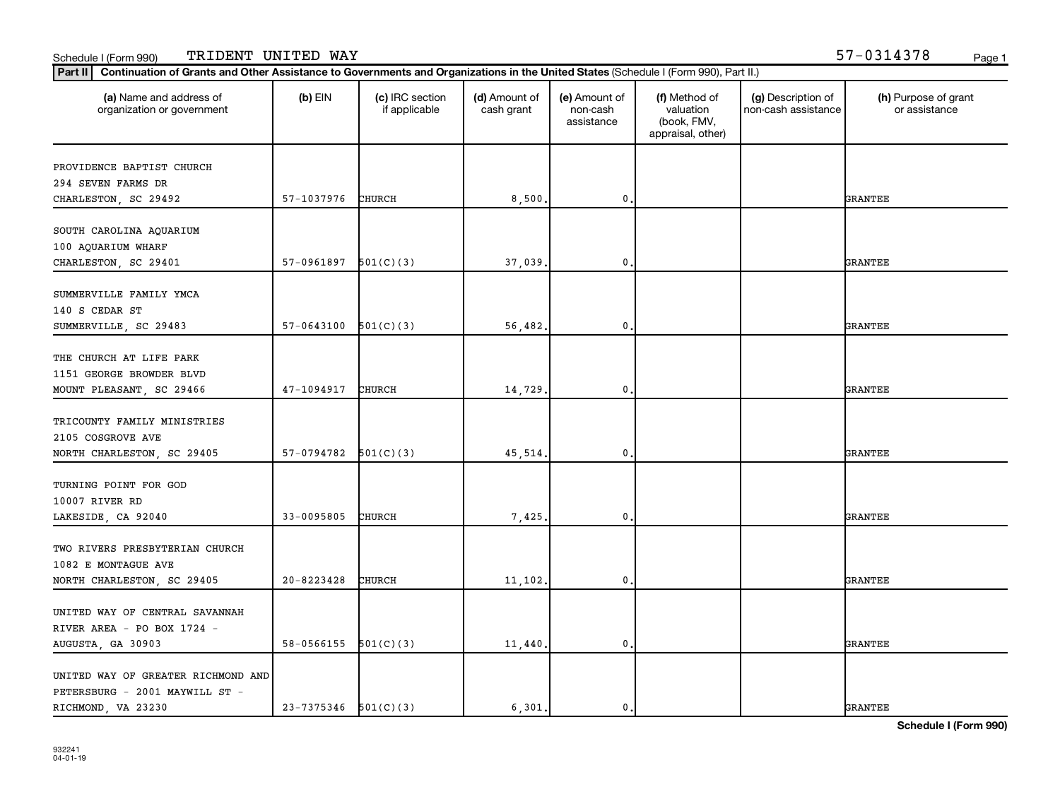Schedule I (Form 990) TRIDENT UNITED WAY 57-0314378

**Part II** **Continuation of Grants and Other Assistance to Governments and Organizations in the United States** (Schedule I (Form 990), Part II.)

| (a) Name and address of organization or government | (b) EIN | (c) IRC section if applicable | (d) Amount of cash grant | (e) Amount of non-cash assistance | (f) Method of valuation (book, FMV, appraisal, other) | (g) Description of non-cash assistance | (h) Purpose of grant or assistance |
|---|---|---|---|---|---|---|---|
| PROVIDENCE BAPTIST CHURCH<br>294 SEVEN FARMS DR<br>CHARLESTON, SC 29492 | 57-1037976 | CHURCH | 8,500. | 0. | | | GRANTEE |
| SOUTH CAROLINA AQUARIUM<br>100 AQUARIUM WHARF<br>CHARLESTON, SC 29401 | 57-0961897 | 501(C)(3) | 37,039. | 0. | | | GRANTEE |
| SUMMERVILLE FAMILY YMCA<br>140 S CEDAR ST<br>SUMMERVILLE, SC 29483 | 57-0643100 | 501(C)(3) | 56,482. | 0. | | | GRANTEE |
| THE CHURCH AT LIFE PARK<br>1151 GEORGE BROWDER BLVD<br>MOUNT PLEASANT, SC 29466 | 47-1094917 | CHURCH | 14,729. | 0. | | | GRANTEE |
| TRICOUNTY FAMILY MINISTRIES<br>2105 COSGROVE AVE<br>NORTH CHARLESTON, SC 29405 | 57-0794782 | 501(C)(3) | 45,514. | 0. | | | GRANTEE |
| TURNING POINT FOR GOD<br>10007 RIVER RD<br>LAKESIDE, CA 92040 | 33-0095805 | CHURCH | 7,425. | 0. | | | GRANTEE |
| TWO RIVERS PRESBYTERIAN CHURCH<br>1082 E MONTAGUE AVE<br>NORTH CHARLESTON, SC 29405 | 20-8223428 | CHURCH | 11,102. | 0. | | | GRANTEE |
| UNITED WAY OF CENTRAL SAVANNAH<br>RIVER AREA - PO BOX 1724 -<br>AUGUSTA, GA 30903 | 58-0566155 | 501(C)(3) | 11,440. | 0. | | | GRANTEE |
| UNITED WAY OF GREATER RICHMOND AND<br>PETERSBURG - 2001 MAYWILL ST -<br>RICHMOND, VA 23230 | 23-7375346 | 501(C)(3) | 6,301. | 0. | | | GRANTEE |

932241
04-01-19

**Schedule I (Form 990)**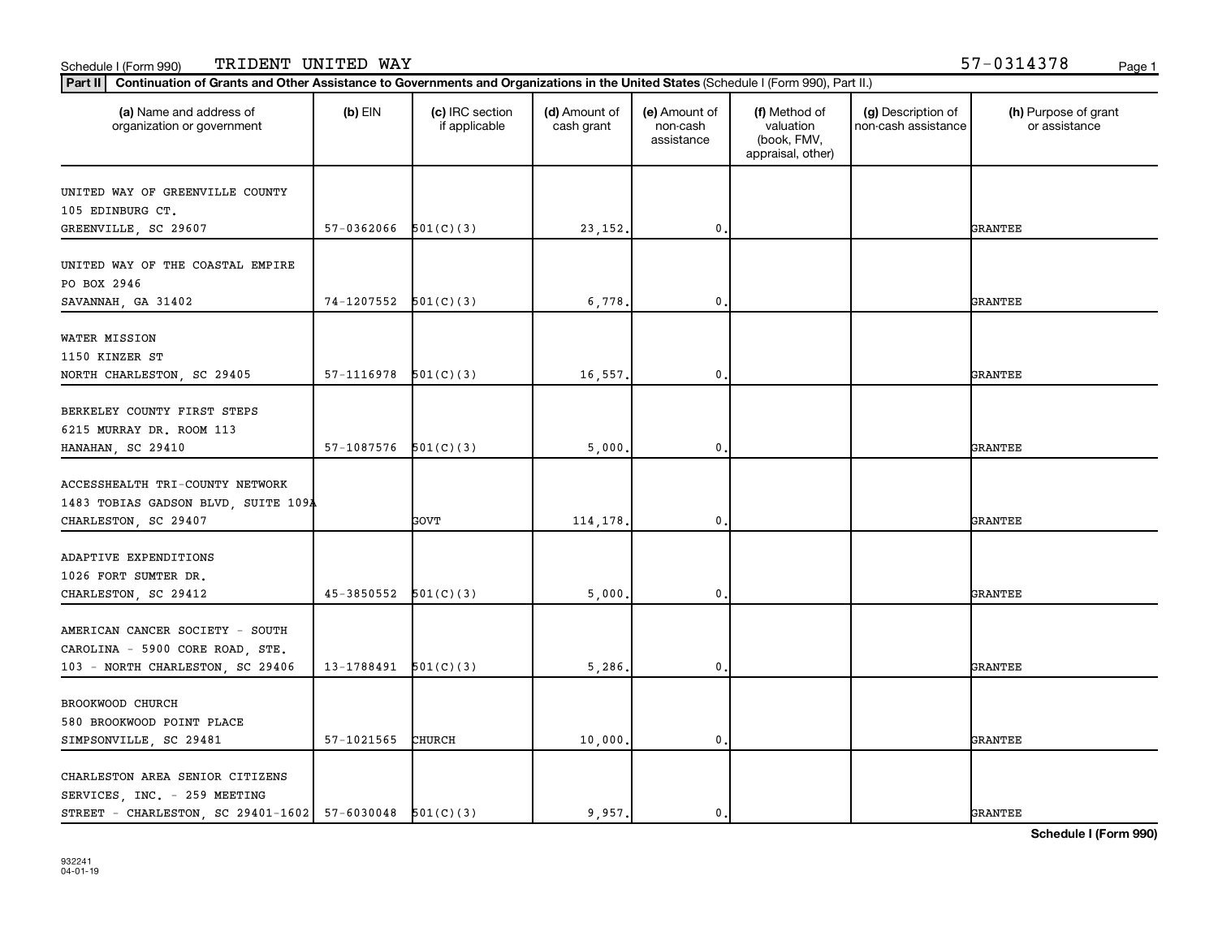Schedule I (Form 990) TRIDENT UNITED WAY 57-0314378

**Part II** **Continuation of Grants and Other Assistance to Governments and Organizations in the United States** (Schedule I (Form 990), Part II.)

| (a) Name and address of organization or government | (b) EIN | (c) IRC section if applicable | (d) Amount of cash grant | (e) Amount of non-cash assistance | (f) Method of valuation (book, FMV, appraisal, other) | (g) Description of non-cash assistance | (h) Purpose of grant or assistance |
|---|---|---|---|---|---|---|---|
| UNITED WAY OF GREENVILLE COUNTY 105 EDINBURG CT. GREENVILLE, SC 29607 | 57-0362066 | 501(C)(3) | 23,152. | 0. | | | GRANTEE |
| UNITED WAY OF THE COASTAL EMPIRE PO BOX 2946 SAVANNAH, GA 31402 | 74-1207552 | 501(C)(3) | 6,778. | 0. | | | GRANTEE |
| WATER MISSION 1150 KINZER ST NORTH CHARLESTON, SC 29405 | 57-1116978 | 501(C)(3) | 16,557. | 0. | | | GRANTEE |
| BERKELEY COUNTY FIRST STEPS 6215 MURRAY DR. ROOM 113 HANAHAN, SC 29410 | 57-1087576 | 501(C)(3) | 5,000. | 0. | | | GRANTEE |
| ACCESSHEALTH TRI-COUNTY NETWORK 1483 TOBIAS GADSON BLVD, SUITE 109A CHARLESTON, SC 29407 | | GOVT | 114,178. | 0. | | | GRANTEE |
| ADAPTIVE EXPENDITIONS 1026 FORT SUMTER DR. CHARLESTON, SC 29412 | 45-3850552 | 501(C)(3) | 5,000. | 0. | | | GRANTEE |
| AMERICAN CANCER SOCIETY - SOUTH CAROLINA - 5900 CORE ROAD, STE. 103 - NORTH CHARLESTON, SC 29406 | 13-1788491 | 501(C)(3) | 5,286. | 0. | | | GRANTEE |
| BROOKWOOD CHURCH 580 BROOKWOOD POINT PLACE SIMPSONVILLE, SC 29481 | 57-1021565 | CHURCH | 10,000. | 0. | | | GRANTEE |
| CHARLESTON AREA SENIOR CITIZENS SERVICES, INC. - 259 MEETING STREET - CHARLESTON, SC 29401-1602 | 57-6030048 | 501(C)(3) | 9,957. | 0. | | | GRANTEE |

**Schedule I (Form 990)**

932241
04-01-19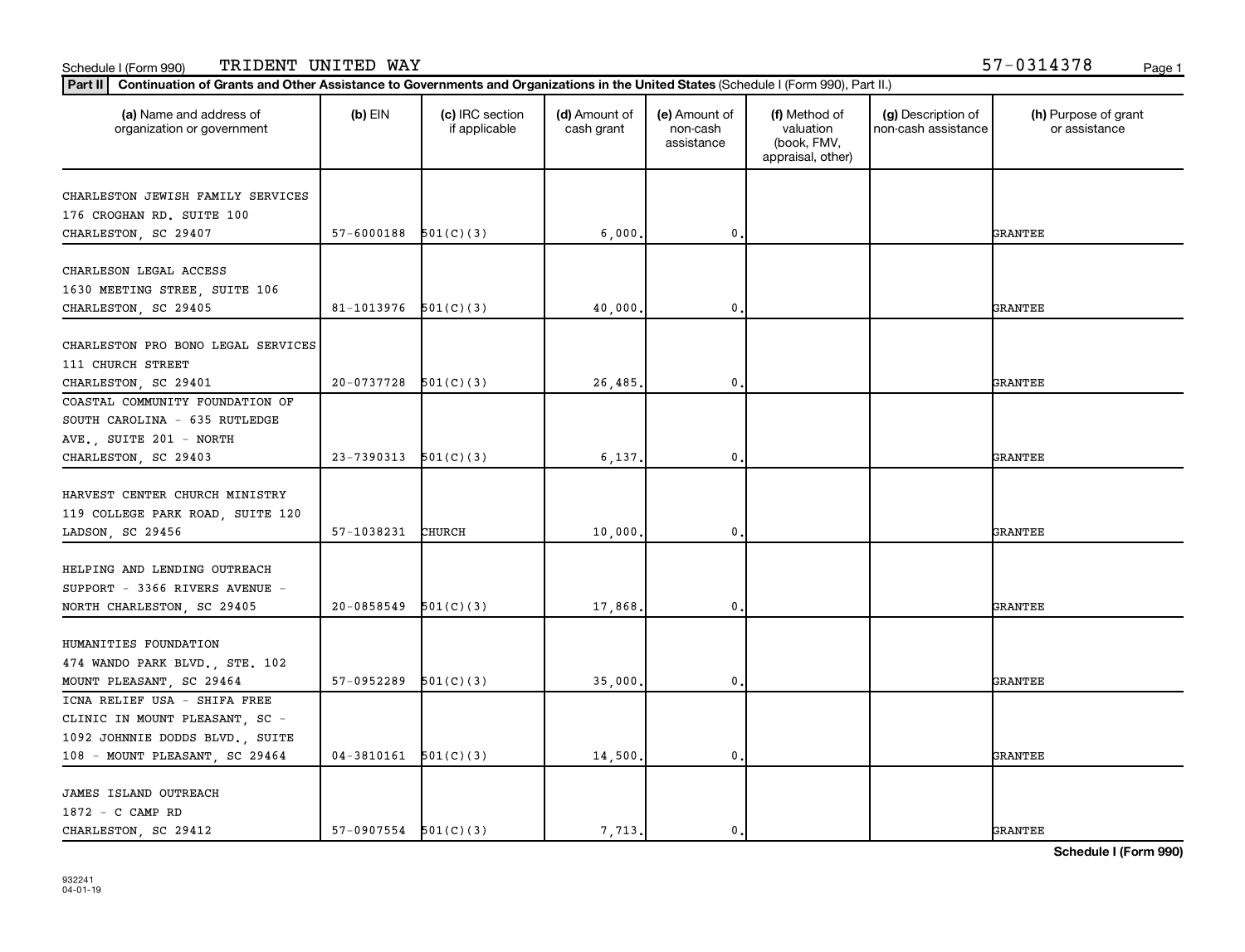Schedule I (Form 990) TRIDENT UNITED WAY 57-0314378

**Part II** **Continuation of Grants and Other Assistance to Governments and Organizations in the United States** (Schedule I (Form 990), Part II.)

| (a) Name and address of organization or government | (b) EIN | (c) IRC section if applicable | (d) Amount of cash grant | (e) Amount of non-cash assistance | (f) Method of valuation (book, FMV, appraisal, other) | (g) Description of non-cash assistance | (h) Purpose of grant or assistance |
|---|---|---|---|---|---|---|---|
| CHARLESTON JEWISH FAMILY SERVICES 176 CROGHAN RD. SUITE 100 CHARLESTON, SC 29407 | 57-6000188 | 501(C)(3) | 6,000. | 0. | | | GRANTEE |
| CHARLESON LEGAL ACCESS 1630 MEETING STREE, SUITE 106 CHARLESTON, SC 29405 | 81-1013976 | 501(C)(3) | 40,000. | 0. | | | GRANTEE |
| CHARLESTON PRO BONO LEGAL SERVICES 111 CHURCH STREET CHARLESTON, SC 29401 | 20-0737728 | 501(C)(3) | 26,485. | 0. | | | GRANTEE |
| COASTAL COMMUNITY FOUNDATION OF SOUTH CAROLINA - 635 RUTLEDGE AVE., SUITE 201 - NORTH CHARLESTON, SC 29403 | 23-7390313 | 501(C)(3) | 6,137. | 0. | | | GRANTEE |
| HARVEST CENTER CHURCH MINISTRY 119 COLLEGE PARK ROAD, SUITE 120 LADSON, SC 29456 | 57-1038231 | CHURCH | 10,000. | 0. | | | GRANTEE |
| HELPING AND LENDING OUTREACH SUPPORT - 3366 RIVERS AVENUE - NORTH CHARLESTON, SC 29405 | 20-0858549 | 501(C)(3) | 17,868. | 0. | | | GRANTEE |
| HUMANITIES FOUNDATION 474 WANDO PARK BLVD., STE. 102 MOUNT PLEASANT, SC 29464 | 57-0952289 | 501(C)(3) | 35,000. | 0. | | | GRANTEE |
| ICNA RELIEF USA - SHIFA FREE CLINIC IN MOUNT PLEASANT, SC - 1092 JOHNNIE DODDS BLVD., SUITE 108 - MOUNT PLEASANT, SC 29464 | 04-3810161 | 501(C)(3) | 14,500. | 0. | | | GRANTEE |
| JAMES ISLAND OUTREACH 1872 - C CAMP RD CHARLESTON, SC 29412 | 57-0907554 | 501(C)(3) | 7,713. | 0. | | | GRANTEE |

932241
04-01-19

**Schedule I (Form 990)**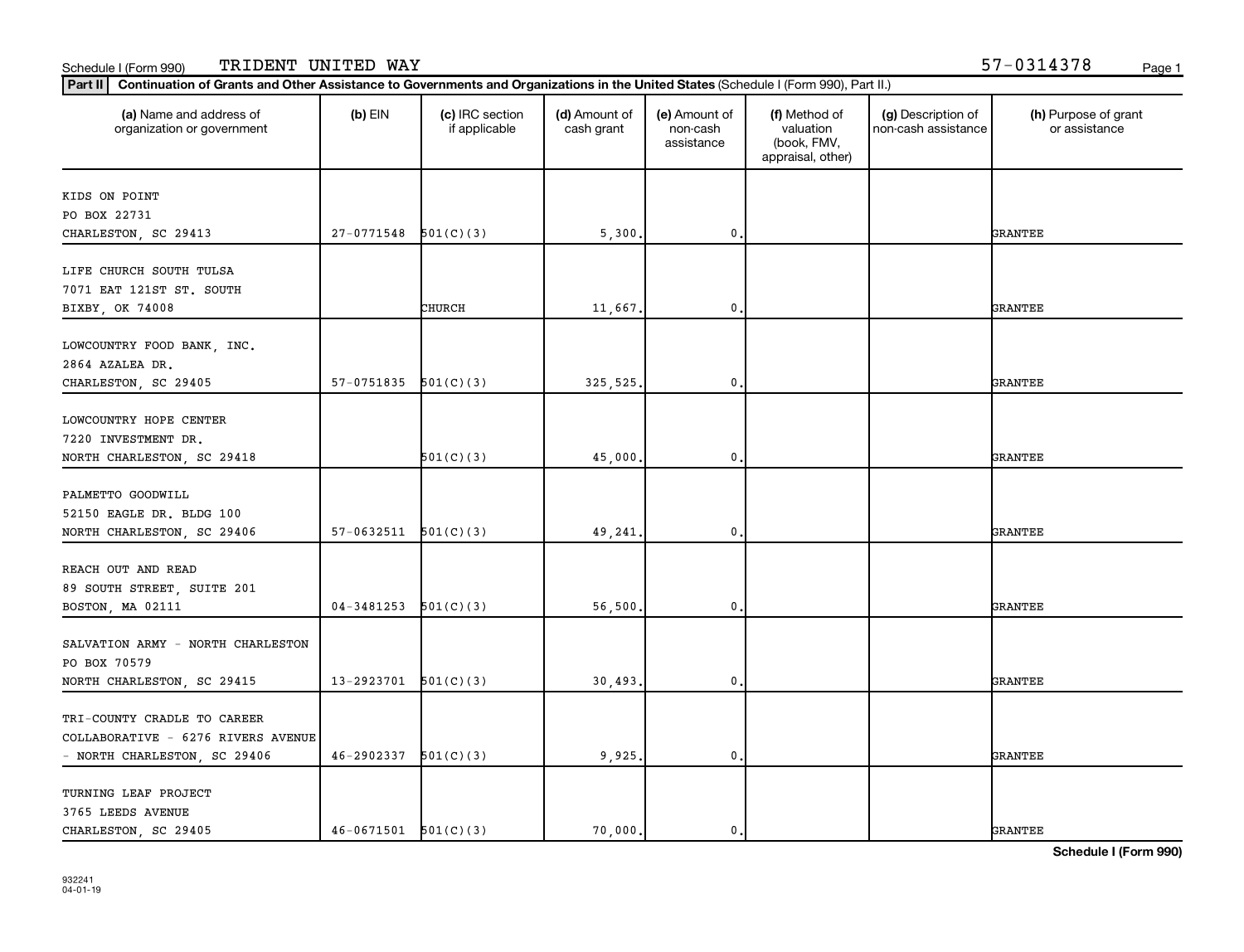Schedule I (Form 990) TRIDENT UNITED WAY 57-0314378

**Part II** **Continuation of Grants and Other Assistance to Governments and Organizations in the United States** (Schedule I (Form 990), Part II.)

| (a) Name and address of organization or government | (b) EIN | (c) IRC section if applicable | (d) Amount of cash grant | (e) Amount of non-cash assistance | (f) Method of valuation (book, FMV, appraisal, other) | (g) Description of non-cash assistance | (h) Purpose of grant or assistance |
|---|---|---|---|---|---|---|---|
| KIDS ON POINT<br>PO BOX 22731<br>CHARLESTON, SC 29413 | 27-0771548 | 501(C)(3) | 5,300. | 0. | | | GRANTEE |
| LIFE CHURCH SOUTH TULSA<br>7071 EAT 121ST ST. SOUTH<br>BIXBY, OK 74008 | | CHURCH | 11,667. | 0. | | | GRANTEE |
| LOWCOUNTRY FOOD BANK, INC.<br>2864 AZALEA DR.<br>CHARLESTON, SC 29405 | 57-0751835 | 501(C)(3) | 325,525. | 0. | | | GRANTEE |
| LOWCOUNTRY HOPE CENTER<br>7220 INVESTMENT DR.<br>NORTH CHARLESTON, SC 29418 | | 501(C)(3) | 45,000. | 0. | | | GRANTEE |
| PALMETTO GOODWILL<br>52150 EAGLE DR. BLDG 100<br>NORTH CHARLESTON, SC 29406 | 57-0632511 | 501(C)(3) | 49,241. | 0. | | | GRANTEE |
| REACH OUT AND READ<br>89 SOUTH STREET, SUITE 201<br>BOSTON, MA 02111 | 04-3481253 | 501(C)(3) | 56,500. | 0. | | | GRANTEE |
| SALVATION ARMY - NORTH CHARLESTON<br>PO BOX 70579<br>NORTH CHARLESTON, SC 29415 | 13-2923701 | 501(C)(3) | 30,493. | 0. | | | GRANTEE |
| TRI-COUNTY CRADLE TO CAREER<br>COLLABORATIVE - 6276 RIVERS AVENUE<br>- NORTH CHARLESTON, SC 29406 | 46-2902337 | 501(C)(3) | 9,925. | 0. | | | GRANTEE |
| TURNING LEAF PROJECT<br>3765 LEEDS AVENUE<br>CHARLESTON, SC 29405 | 46-0671501 | 501(C)(3) | 70,000. | 0. | | | GRANTEE |

932241
04-01-19

**Schedule I (Form 990)**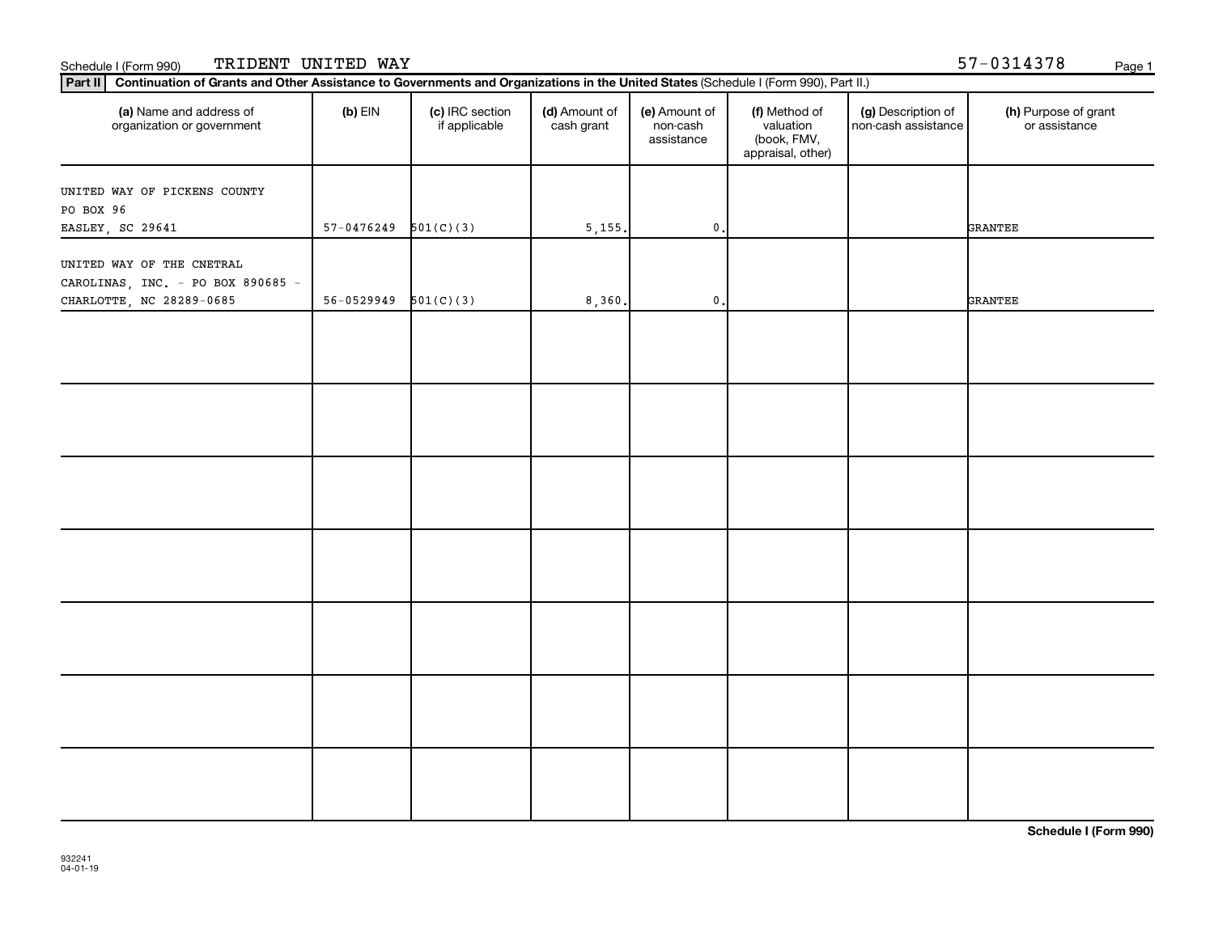Schedule I (Form 990) TRIDENT UNITED WAY 57-0314378

**Part II** **Continuation of Grants and Other Assistance to Governments and Organizations in the United States** (Schedule I (Form 990), Part II.)

| (a) Name and address of organization or government | (b) EIN | (c) IRC section if applicable | (d) Amount of cash grant | (e) Amount of non-cash assistance | (f) Method of valuation (book, FMV, appraisal, other) | (g) Description of non-cash assistance | (h) Purpose of grant or assistance |
|---|---|---|---|---|---|---|---|
| UNITED WAY OF PICKENS COUNTY PO BOX 96 EASLEY, SC 29641 | 57-0476249 | 501(C)(3) | 5,155. | 0. | | | GRANTEE |
| UNITED WAY OF THE CNETRAL CAROLINAS, INC. - PO BOX 890685 - CHARLOTTE, NC 28289-0685 | 56-0529949 | 501(C)(3) | 8,360. | 0. | | | GRANTEE |
| | | | | | | | |
| | | | | | | | |
| | | | | | | | |
| | | | | | | | |
| | | | | | | | |
| | | | | | | | |
| | | | | | | | |

**Schedule I (Form 990)**

932241
04-01-19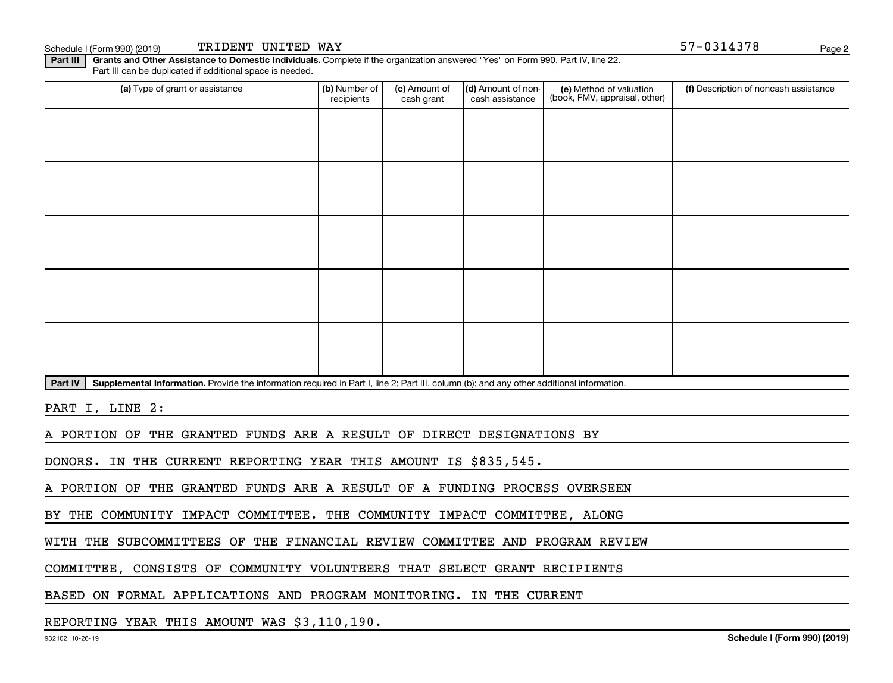Schedule I (Form 990) (2019) TRIDENT UNITED WAY 57-0314378

**Part III** **Grants and Other Assistance to Domestic Individuals.** Complete if the organization answered "Yes" on Form 990, Part IV, line 22. Part III can be duplicated if additional space is needed.

| (a) Type of grant or assistance | (b) Number of recipients | (c) Amount of cash grant | (d) Amount of non-cash assistance | (e) Method of valuation (book, FMV, appraisal, other) | (f) Description of noncash assistance |
|---|---|---|---|---|---|
| | | | | | |
| | | | | | |
| | | | | | |
| | | | | | |
| | | | | | |

**Part IV** **Supplemental Information.** Provide the information required in Part I, line 2; Part III, column (b); and any other additional information.

PART I, LINE 2:

A PORTION OF THE GRANTED FUNDS ARE A RESULT OF DIRECT DESIGNATIONS BY DONORS. IN THE CURRENT REPORTING YEAR THIS AMOUNT IS $835,545.

A PORTION OF THE GRANTED FUNDS ARE A RESULT OF A FUNDING PROCESS OVERSEEN BY THE COMMUNITY IMPACT COMMITTEE. THE COMMUNITY IMPACT COMMITTEE, ALONG WITH THE SUBCOMMITTEES OF THE FINANCIAL REVIEW COMMITTEE AND PROGRAM REVIEW COMMITTEE, CONSISTS OF COMMUNITY VOLUNTEERS THAT SELECT GRANT RECIPIENTS BASED ON FORMAL APPLICATIONS AND PROGRAM MONITORING. IN THE CURRENT REPORTING YEAR THIS AMOUNT WAS $3,110,190.

932102 10-26-19 **Schedule I (Form 990) (2019)**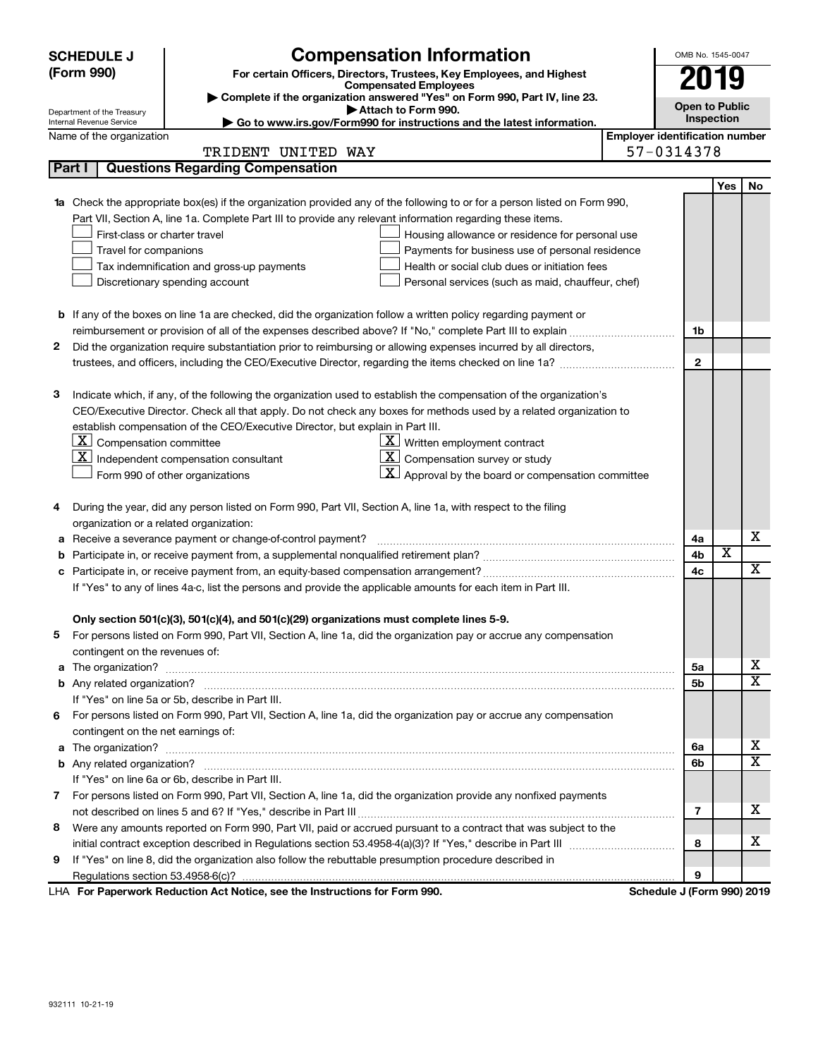**SCHEDULE J (Form 990)**

Department of the Treasury
Internal Revenue Service

# Compensation Information

**For certain Officers, Directors, Trustees, Key Employees, and Highest Compensated Employees**

▶ Complete if the organization answered "Yes" on Form 990, Part IV, line 23.
▶ Attach to Form 990.
▶ Go to www.irs.gov/Form990 for instructions and the latest information.

OMB No. 1545-0047

**2019**

**Open to Public Inspection**

Name of the organization: TRIDENT UNITED WAY

Employer identification number: 57-0314378

## Part I Questions Regarding Compensation

| | | | Yes | No |
|---|---|---|---|---|
| **1a** | Check the appropriate box(es) if the organization provided any of the following to or for a person listed on Form 990, Part VII, Section A, line 1a. Complete Part III to provide any relevant information regarding these items.<br>☐ First-class or charter travel ☐ Housing allowance or residence for personal use<br>☐ Travel for companions ☐ Payments for business use of personal residence<br>☐ Tax indemnification and gross-up payments ☐ Health or social club dues or initiation fees<br>☐ Discretionary spending account ☐ Personal services (such as maid, chauffeur, chef) | | | |
| **b** | If any of the boxes on line 1a are checked, did the organization follow a written policy regarding payment or reimbursement or provision of all of the expenses described above? If "No," complete Part III to explain | 1b | | |
| **2** | Did the organization require substantiation prior to reimbursing or allowing expenses incurred by all directors, trustees, and officers, including the CEO/Executive Director, regarding the items checked on line 1a? | 2 | | |
| **3** | Indicate which, if any, of the following the organization used to establish the compensation of the organization's CEO/Executive Director. Check all that apply. Do not check any boxes for methods used by a related organization to establish compensation of the CEO/Executive Director, but explain in Part III.<br>☒ Compensation committee ☒ Written employment contract<br>☒ Independent compensation consultant ☒ Compensation survey or study<br>☐ Form 990 of other organizations ☒ Approval by the board or compensation committee | | | |
| **4** | During the year, did any person listed on Form 990, Part VII, Section A, line 1a, with respect to the filing organization or a related organization: | | | |
| **a** | Receive a severance payment or change-of-control payment? | 4a | | X |
| **b** | Participate in, or receive payment from, a supplemental nonqualified retirement plan? | 4b | X | |
| **c** | Participate in, or receive payment from, an equity-based compensation arrangement? | 4c | | X |
| | If "Yes" to any of lines 4a-c, list the persons and provide the applicable amounts for each item in Part III. | | | |
| | **Only section 501(c)(3), 501(c)(4), and 501(c)(29) organizations must complete lines 5-9.** | | | |
| **5** | For persons listed on Form 990, Part VII, Section A, line 1a, did the organization pay or accrue any compensation contingent on the revenues of: | | | |
| **a** | The organization? | 5a | | X |
| **b** | Any related organization? | 5b | | X |
| | If "Yes" on line 5a or 5b, describe in Part III. | | | |
| **6** | For persons listed on Form 990, Part VII, Section A, line 1a, did the organization pay or accrue any compensation contingent on the net earnings of: | | | |
| **a** | The organization? | 6a | | X |
| **b** | Any related organization? | 6b | | X |
| | If "Yes" on line 6a or 6b, describe in Part III. | | | |
| **7** | For persons listed on Form 990, Part VII, Section A, line 1a, did the organization provide any nonfixed payments not described on lines 5 and 6? If "Yes," describe in Part III | 7 | | X |
| **8** | Were any amounts reported on Form 990, Part VII, paid or accrued pursuant to a contract that was subject to the initial contract exception described in Regulations section 53.4958-4(a)(3)? If "Yes," describe in Part III | 8 | | X |
| **9** | If "Yes" on line 8, did the organization also follow the rebuttable presumption procedure described in Regulations section 53.4958-6(c)? | 9 | | |

LHA **For Paperwork Reduction Act Notice, see the Instructions for Form 990.** **Schedule J (Form 990) 2019**

932111 10-21-19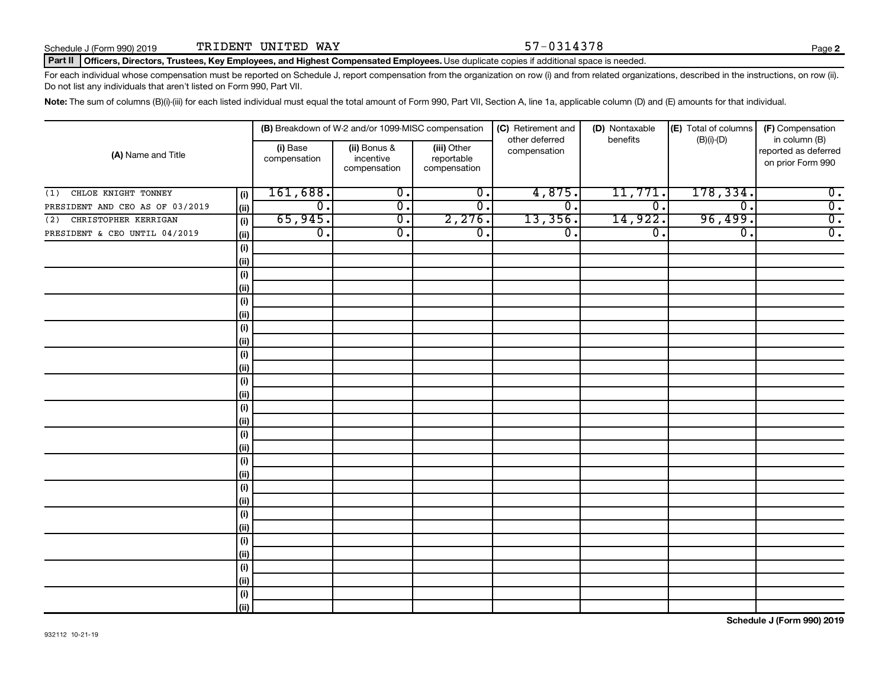Schedule J (Form 990) 2019 TRIDENT UNITED WAY 57-0314378

**Part II Officers, Directors, Trustees, Key Employees, and Highest Compensated Employees.** Use duplicate copies if additional space is needed.

For each individual whose compensation must be reported on Schedule J, report compensation from the organization on row (i) and from related organizations, described in the instructions, on row (ii). Do not list any individuals that aren't listed on Form 990, Part VII.

**Note:** The sum of columns (B)(i)-(iii) for each listed individual must equal the total amount of Form 990, Part VII, Section A, line 1a, applicable column (D) and (E) amounts for that individual.

| (A) Name and Title | | (B) Breakdown of W-2 and/or 1099-MISC compensation | | | (C) Retirement and other deferred compensation | (D) Nontaxable benefits | (E) Total of columns (B)(i)-(D) | (F) Compensation in column (B) reported as deferred on prior Form 990 |
|---|---|---|---|---|---|---|---|---|
| | | (i) Base compensation | (ii) Bonus & incentive compensation | (iii) Other reportable compensation | | | | |
| (1) CHLOE KNIGHT TONNEY | (i) | 161,688. | 0. | 0. | 4,875. | 11,771. | 178,334. | 0. |
| PRESIDENT AND CEO AS OF 03/2019 | (ii) | 0. | 0. | 0. | 0. | 0. | 0. | 0. |
| (2) CHRISTOPHER KERRIGAN | (i) | 65,945. | 0. | 2,276. | 13,356. | 14,922. | 96,499. | 0. |
| PRESIDENT & CEO UNTIL 04/2019 | (ii) | 0. | 0. | 0. | 0. | 0. | 0. | 0. |

Schedule J (Form 990) 2019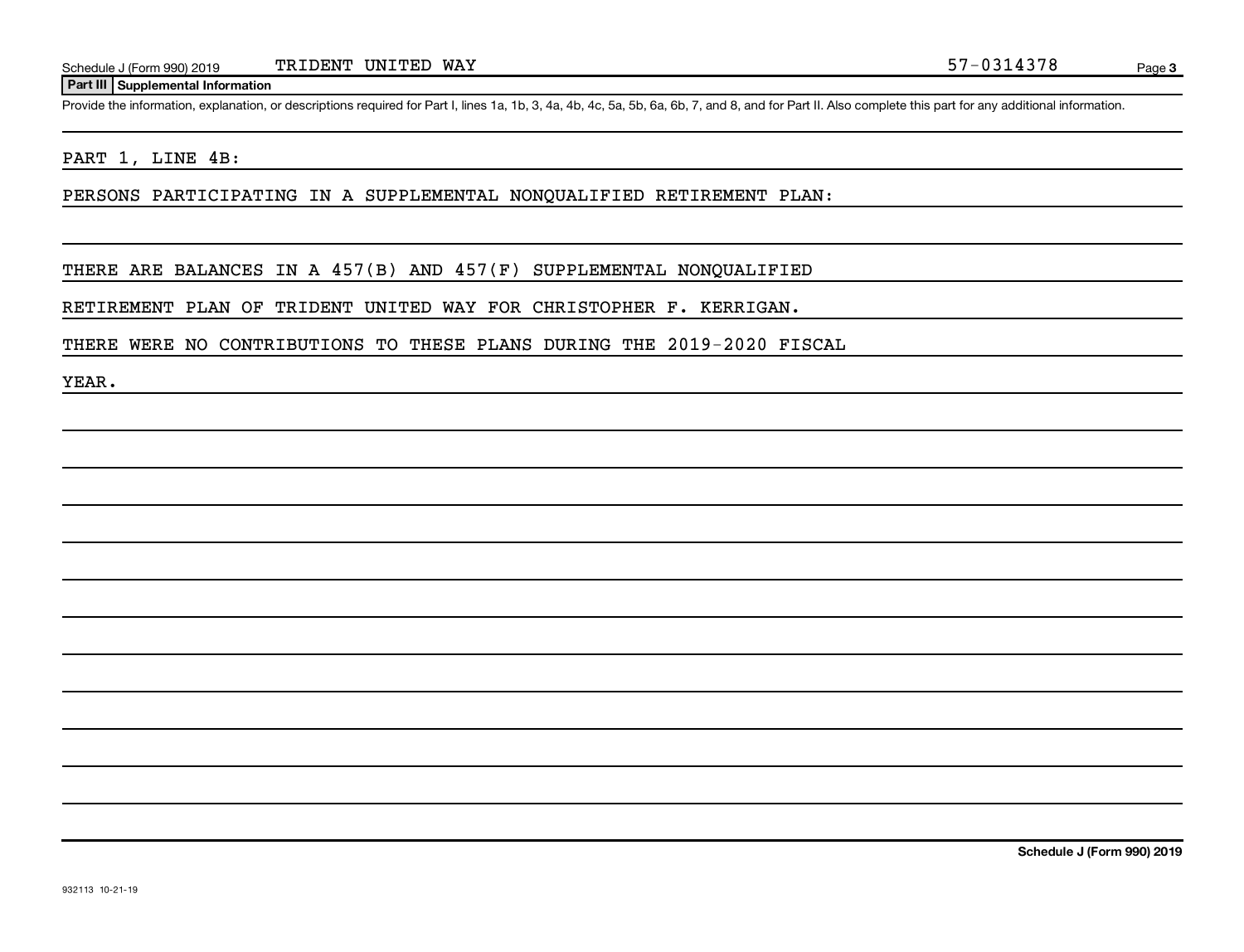**Part III Supplemental Information**

Provide the information, explanation, or descriptions required for Part I, lines 1a, 1b, 3, 4a, 4b, 4c, 5a, 5b, 6a, 6b, 7, and 8, and for Part II. Also complete this part for any additional information.

PART 1, LINE 4B:

PERSONS PARTICIPATING IN A SUPPLEMENTAL NONQUALIFIED RETIREMENT PLAN:

THERE ARE BALANCES IN A 457(B) AND 457(F) SUPPLEMENTAL NONQUALIFIED RETIREMENT PLAN OF TRIDENT UNITED WAY FOR CHRISTOPHER F. KERRIGAN. THERE WERE NO CONTRIBUTIONS TO THESE PLANS DURING THE 2019-2020 FISCAL YEAR.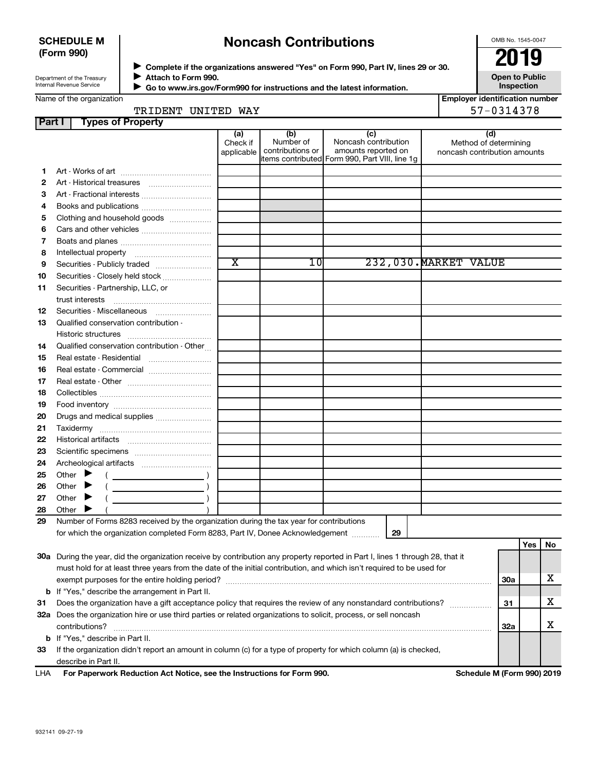**SCHEDULE M (Form 990)**

# Noncash Contributions

▶ Complete if the organizations answered "Yes" on Form 990, Part IV, lines 29 or 30.
▶ Attach to Form 990.
▶ Go to www.irs.gov/Form990 for instructions and the latest information.

Department of the Treasury
Internal Revenue Service

OMB No. 1545-0047

**2019**

**Open to Public Inspection**

Name of the organization: TRIDENT UNITED WAY

Employer identification number: 57-0314378

**Part I Types of Property**

| | | (a) Check if applicable | (b) Number of contributions or items contributed | (c) Noncash contribution amounts reported on Form 990, Part VIII, line 1g | (d) Method of determining noncash contribution amounts |
|---|---|---|---|---|---|
| 1 | Art - Works of art | | | | |
| 2 | Art - Historical treasures | | | | |
| 3 | Art - Fractional interests | | | | |
| 4 | Books and publications | | | | |
| 5 | Clothing and household goods | | | | |
| 6 | Cars and other vehicles | | | | |
| 7 | Boats and planes | | | | |
| 8 | Intellectual property | | | | |
| 9 | Securities - Publicly traded | X | 10 | 232,030. | MARKET VALUE |
| 10 | Securities - Closely held stock | | | | |
| 11 | Securities - Partnership, LLC, or trust interests | | | | |
| 12 | Securities - Miscellaneous | | | | |
| 13 | Qualified conservation contribution - Historic structures | | | | |
| 14 | Qualified conservation contribution - Other | | | | |
| 15 | Real estate - Residential | | | | |
| 16 | Real estate - Commercial | | | | |
| 17 | Real estate - Other | | | | |
| 18 | Collectibles | | | | |
| 19 | Food inventory | | | | |
| 20 | Drugs and medical supplies | | | | |
| 21 | Taxidermy | | | | |
| 22 | Historical artifacts | | | | |
| 23 | Scientific specimens | | | | |
| 24 | Archeological artifacts | | | | |
| 25 | Other ▶ ( ) | | | | |
| 26 | Other ▶ ( ) | | | | |
| 27 | Other ▶ ( ) | | | | |
| 28 | Other ▶ ( ) | | | | |

29 Number of Forms 8283 received by the organization during the tax year for contributions for which the organization completed Form 8283, Part IV, Donee Acknowledgement ..... 29

| | | | Yes | No |
|---|---|---|---|---|
| 30a | During the year, did the organization receive by contribution any property reported in Part I, lines 1 through 28, that it must hold for at least three years from the date of the initial contribution, and which isn't required to be used for exempt purposes for the entire holding period? | 30a | | X |
| b | If "Yes," describe the arrangement in Part II. | | | |
| 31 | Does the organization have a gift acceptance policy that requires the review of any nonstandard contributions? | 31 | | X |
| 32a | Does the organization hire or use third parties or related organizations to solicit, process, or sell noncash contributions? | 32a | | X |
| b | If "Yes," describe in Part II. | | | |
| 33 | If the organization didn't report an amount in column (c) for a type of property for which column (a) is checked, describe in Part II. | | | |

LHA For Paperwork Reduction Act Notice, see the Instructions for Form 990. Schedule M (Form 990) 2019

932141 09-27-19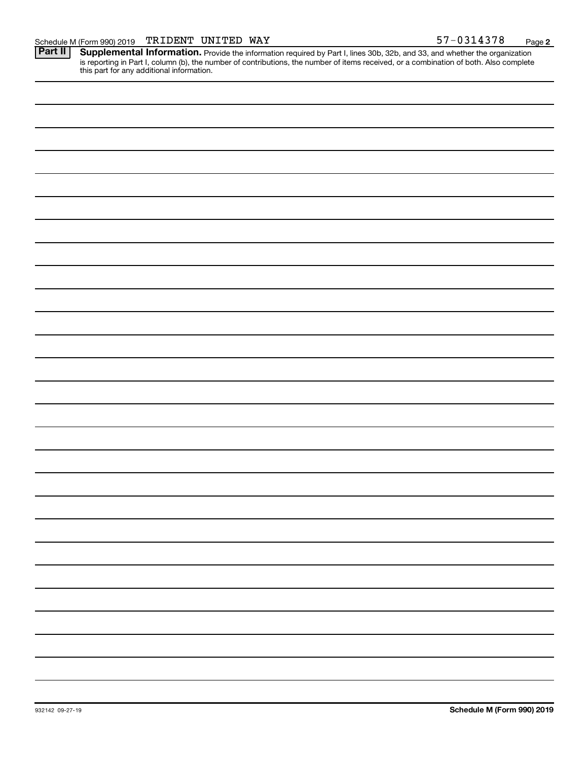Schedule M (Form 990) 2019 TRIDENT UNITED WAY 57-0314378 Page 2

**Part II** **Supplemental Information.** Provide the information required by Part I, lines 30b, 32b, and 33, and whether the organization is reporting in Part I, column (b), the number of contributions, the number of items received, or a combination of both. Also complete this part for any additional information.

932142 09-27-19 **Schedule M (Form 990) 2019**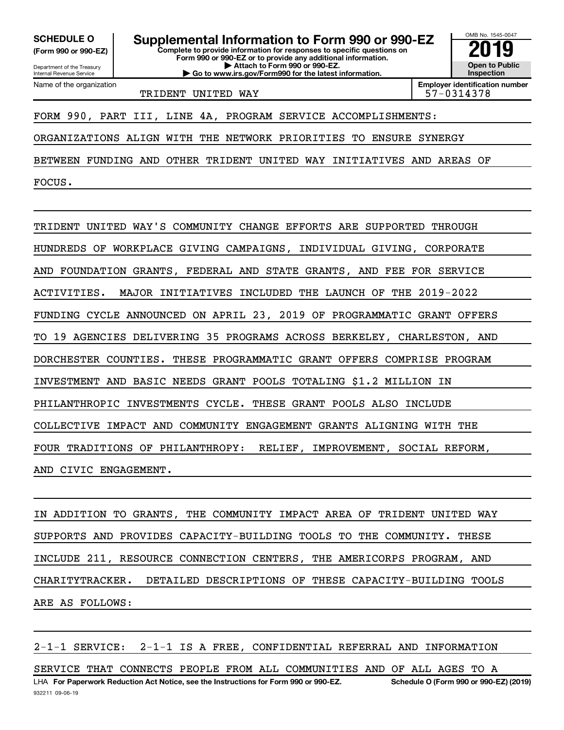**SCHEDULE O** **(Form 990 or 990-EZ)**

Department of the Treasury
Internal Revenue Service

# Supplemental Information to Form 990 or 990-EZ

**Complete to provide information for responses to specific questions on Form 990 or 990-EZ or to provide any additional information.**
**▶ Attach to Form 990 or 990-EZ.**
**▶ Go to www.irs.gov/Form990 for the latest information.**

OMB No. 1545-0047
**2019**
**Open to Public Inspection**

| Name of the organization | Employer identification number |
|---|---|
| TRIDENT UNITED WAY | 57-0314378 |

FORM 990, PART III, LINE 4A, PROGRAM SERVICE ACCOMPLISHMENTS:

ORGANIZATIONS ALIGN WITH THE NETWORK PRIORITIES TO ENSURE SYNERGY BETWEEN FUNDING AND OTHER TRIDENT UNITED WAY INITIATIVES AND AREAS OF FOCUS.

TRIDENT UNITED WAY'S COMMUNITY CHANGE EFFORTS ARE SUPPORTED THROUGH HUNDREDS OF WORKPLACE GIVING CAMPAIGNS, INDIVIDUAL GIVING, CORPORATE AND FOUNDATION GRANTS, FEDERAL AND STATE GRANTS, AND FEE FOR SERVICE ACTIVITIES. MAJOR INITIATIVES INCLUDED THE LAUNCH OF THE 2019-2022 FUNDING CYCLE ANNOUNCED ON APRIL 23, 2019 OF PROGRAMMATIC GRANT OFFERS TO 19 AGENCIES DELIVERING 35 PROGRAMS ACROSS BERKELEY, CHARLESTON, AND DORCHESTER COUNTIES. THESE PROGRAMMATIC GRANT OFFERS COMPRISE PROGRAM INVESTMENT AND BASIC NEEDS GRANT POOLS TOTALING $1.2 MILLION IN PHILANTHROPIC INVESTMENTS CYCLE. THESE GRANT POOLS ALSO INCLUDE COLLECTIVE IMPACT AND COMMUNITY ENGAGEMENT GRANTS ALIGNING WITH THE FOUR TRADITIONS OF PHILANTHROPY: RELIEF, IMPROVEMENT, SOCIAL REFORM, AND CIVIC ENGAGEMENT.

IN ADDITION TO GRANTS, THE COMMUNITY IMPACT AREA OF TRIDENT UNITED WAY SUPPORTS AND PROVIDES CAPACITY-BUILDING TOOLS TO THE COMMUNITY. THESE INCLUDE 211, RESOURCE CONNECTION CENTERS, THE AMERICORPS PROGRAM, AND CHARITYTRACKER. DETAILED DESCRIPTIONS OF THESE CAPACITY-BUILDING TOOLS ARE AS FOLLOWS:

2-1-1 SERVICE: 2-1-1 IS A FREE, CONFIDENTIAL REFERRAL AND INFORMATION SERVICE THAT CONNECTS PEOPLE FROM ALL COMMUNITIES AND OF ALL AGES TO A

LHA **For Paperwork Reduction Act Notice, see the Instructions for Form 990 or 990-EZ.** **Schedule O (Form 990 or 990-EZ) (2019)**
932211 09-06-19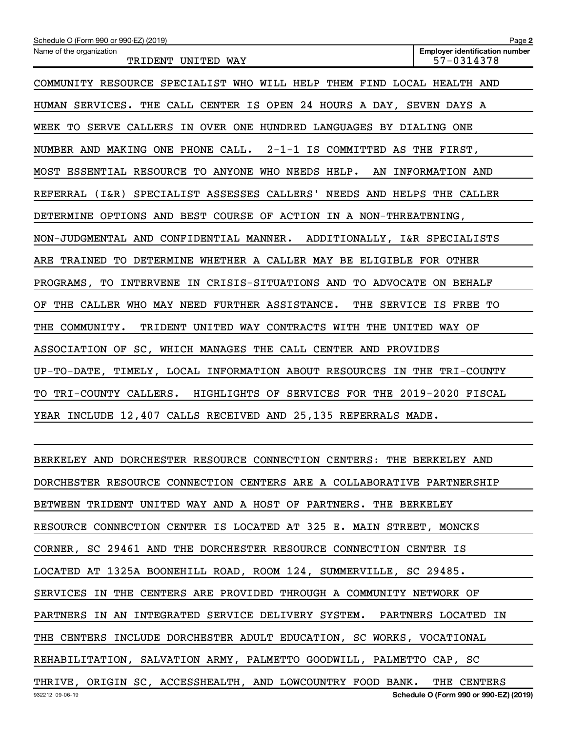Schedule O (Form 990 or 990-EZ) (2019)

Name of the organization: TRIDENT UNITED WAY

Employer identification number: 57-0314378

COMMUNITY RESOURCE SPECIALIST WHO WILL HELP THEM FIND LOCAL HEALTH AND HUMAN SERVICES. THE CALL CENTER IS OPEN 24 HOURS A DAY, SEVEN DAYS A WEEK TO SERVE CALLERS IN OVER ONE HUNDRED LANGUAGES BY DIALING ONE NUMBER AND MAKING ONE PHONE CALL. 2-1-1 IS COMMITTED AS THE FIRST, MOST ESSENTIAL RESOURCE TO ANYONE WHO NEEDS HELP. AN INFORMATION AND REFERRAL (I&R) SPECIALIST ASSESSES CALLERS' NEEDS AND HELPS THE CALLER DETERMINE OPTIONS AND BEST COURSE OF ACTION IN A NON-THREATENING, NON-JUDGMENTAL AND CONFIDENTIAL MANNER. ADDITIONALLY, I&R SPECIALISTS ARE TRAINED TO DETERMINE WHETHER A CALLER MAY BE ELIGIBLE FOR OTHER PROGRAMS, TO INTERVENE IN CRISIS-SITUATIONS AND TO ADVOCATE ON BEHALF OF THE CALLER WHO MAY NEED FURTHER ASSISTANCE. THE SERVICE IS FREE TO THE COMMUNITY. TRIDENT UNITED WAY CONTRACTS WITH THE UNITED WAY OF ASSOCIATION OF SC, WHICH MANAGES THE CALL CENTER AND PROVIDES UP-TO-DATE, TIMELY, LOCAL INFORMATION ABOUT RESOURCES IN THE TRI-COUNTY TO TRI-COUNTY CALLERS. HIGHLIGHTS OF SERVICES FOR THE 2019-2020 FISCAL YEAR INCLUDE 12,407 CALLS RECEIVED AND 25,135 REFERRALS MADE.

BERKELEY AND DORCHESTER RESOURCE CONNECTION CENTERS: THE BERKELEY AND DORCHESTER RESOURCE CONNECTION CENTERS ARE A COLLABORATIVE PARTNERSHIP BETWEEN TRIDENT UNITED WAY AND A HOST OF PARTNERS. THE BERKELEY RESOURCE CONNECTION CENTER IS LOCATED AT 325 E. MAIN STREET, MONCKS CORNER, SC 29461 AND THE DORCHESTER RESOURCE CONNECTION CENTER IS LOCATED AT 1325A BOONEHILL ROAD, ROOM 124, SUMMERVILLE, SC 29485. SERVICES IN THE CENTERS ARE PROVIDED THROUGH A COMMUNITY NETWORK OF PARTNERS IN AN INTEGRATED SERVICE DELIVERY SYSTEM. PARTNERS LOCATED IN THE CENTERS INCLUDE DORCHESTER ADULT EDUCATION, SC WORKS, VOCATIONAL REHABILITATION, SALVATION ARMY, PALMETTO GOODWILL, PALMETTO CAP, SC THRIVE, ORIGIN SC, ACCESSHEALTH, AND LOWCOUNTRY FOOD BANK. THE CENTERS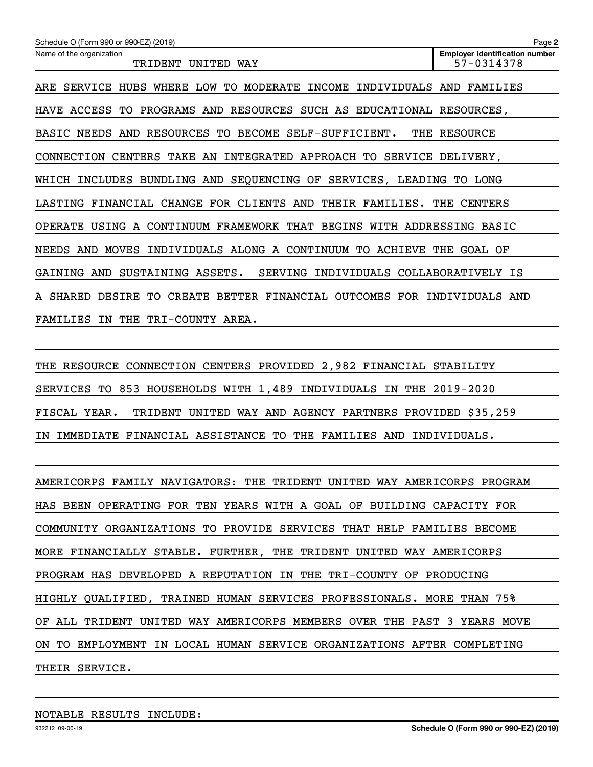ARE SERVICE HUBS WHERE LOW TO MODERATE INCOME INDIVIDUALS AND FAMILIES HAVE ACCESS TO PROGRAMS AND RESOURCES SUCH AS EDUCATIONAL RESOURCES, BASIC NEEDS AND RESOURCES TO BECOME SELF-SUFFICIENT. THE RESOURCE CONNECTION CENTERS TAKE AN INTEGRATED APPROACH TO SERVICE DELIVERY, WHICH INCLUDES BUNDLING AND SEQUENCING OF SERVICES, LEADING TO LONG LASTING FINANCIAL CHANGE FOR CLIENTS AND THEIR FAMILIES. THE CENTERS OPERATE USING A CONTINUUM FRAMEWORK THAT BEGINS WITH ADDRESSING BASIC NEEDS AND MOVES INDIVIDUALS ALONG A CONTINUUM TO ACHIEVE THE GOAL OF GAINING AND SUSTAINING ASSETS. SERVING INDIVIDUALS COLLABORATIVELY IS A SHARED DESIRE TO CREATE BETTER FINANCIAL OUTCOMES FOR INDIVIDUALS AND FAMILIES IN THE TRI-COUNTY AREA.

THE RESOURCE CONNECTION CENTERS PROVIDED 2,982 FINANCIAL STABILITY SERVICES TO 853 HOUSEHOLDS WITH 1,489 INDIVIDUALS IN THE 2019-2020 FISCAL YEAR. TRIDENT UNITED WAY AND AGENCY PARTNERS PROVIDED $35,259 IN IMMEDIATE FINANCIAL ASSISTANCE TO THE FAMILIES AND INDIVIDUALS.

AMERICORPS FAMILY NAVIGATORS: THE TRIDENT UNITED WAY AMERICORPS PROGRAM HAS BEEN OPERATING FOR TEN YEARS WITH A GOAL OF BUILDING CAPACITY FOR COMMUNITY ORGANIZATIONS TO PROVIDE SERVICES THAT HELP FAMILIES BECOME MORE FINANCIALLY STABLE. FURTHER, THE TRIDENT UNITED WAY AMERICORPS PROGRAM HAS DEVELOPED A REPUTATION IN THE TRI-COUNTY OF PRODUCING HIGHLY QUALIFIED, TRAINED HUMAN SERVICES PROFESSIONALS. MORE THAN 75% OF ALL TRIDENT UNITED WAY AMERICORPS MEMBERS OVER THE PAST 3 YEARS MOVE ON TO EMPLOYMENT IN LOCAL HUMAN SERVICE ORGANIZATIONS AFTER COMPLETING THEIR SERVICE.

NOTABLE RESULTS INCLUDE: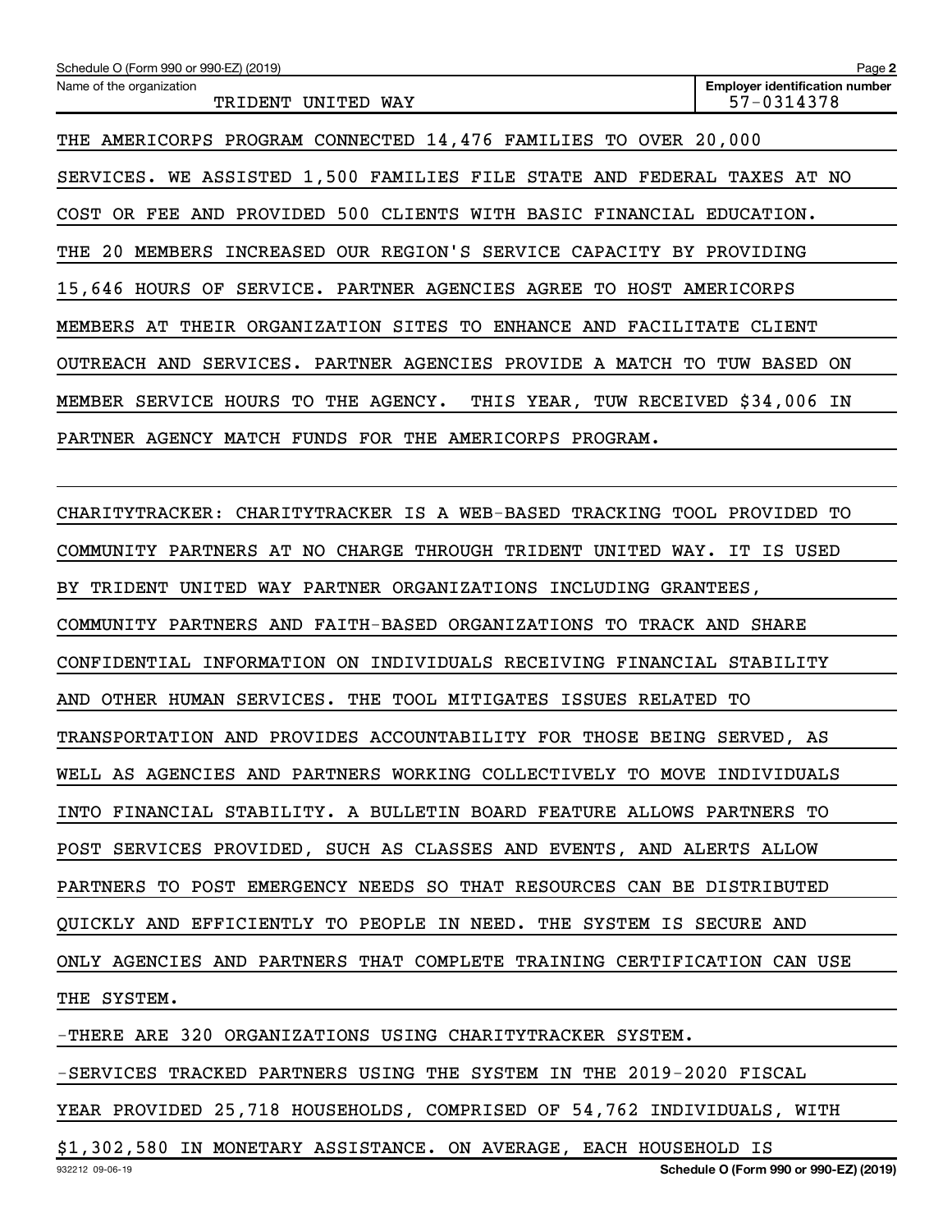THE AMERICORPS PROGRAM CONNECTED 14,476 FAMILIES TO OVER 20,000 SERVICES. WE ASSISTED 1,500 FAMILIES FILE STATE AND FEDERAL TAXES AT NO COST OR FEE AND PROVIDED 500 CLIENTS WITH BASIC FINANCIAL EDUCATION. THE 20 MEMBERS INCREASED OUR REGION'S SERVICE CAPACITY BY PROVIDING 15,646 HOURS OF SERVICE. PARTNER AGENCIES AGREE TO HOST AMERICORPS MEMBERS AT THEIR ORGANIZATION SITES TO ENHANCE AND FACILITATE CLIENT OUTREACH AND SERVICES. PARTNER AGENCIES PROVIDE A MATCH TO TUW BASED ON MEMBER SERVICE HOURS TO THE AGENCY. THIS YEAR, TUW RECEIVED $34,006 IN PARTNER AGENCY MATCH FUNDS FOR THE AMERICORPS PROGRAM.

CHARITYTRACKER: CHARITYTRACKER IS A WEB-BASED TRACKING TOOL PROVIDED TO COMMUNITY PARTNERS AT NO CHARGE THROUGH TRIDENT UNITED WAY. IT IS USED BY TRIDENT UNITED WAY PARTNER ORGANIZATIONS INCLUDING GRANTEES, COMMUNITY PARTNERS AND FAITH-BASED ORGANIZATIONS TO TRACK AND SHARE CONFIDENTIAL INFORMATION ON INDIVIDUALS RECEIVING FINANCIAL STABILITY AND OTHER HUMAN SERVICES. THE TOOL MITIGATES ISSUES RELATED TO TRANSPORTATION AND PROVIDES ACCOUNTABILITY FOR THOSE BEING SERVED, AS WELL AS AGENCIES AND PARTNERS WORKING COLLECTIVELY TO MOVE INDIVIDUALS INTO FINANCIAL STABILITY. A BULLETIN BOARD FEATURE ALLOWS PARTNERS TO POST SERVICES PROVIDED, SUCH AS CLASSES AND EVENTS, AND ALERTS ALLOW PARTNERS TO POST EMERGENCY NEEDS SO THAT RESOURCES CAN BE DISTRIBUTED QUICKLY AND EFFICIENTLY TO PEOPLE IN NEED. THE SYSTEM IS SECURE AND ONLY AGENCIES AND PARTNERS THAT COMPLETE TRAINING CERTIFICATION CAN USE THE SYSTEM.

-THERE ARE 320 ORGANIZATIONS USING CHARITYTRACKER SYSTEM.

-SERVICES TRACKED PARTNERS USING THE SYSTEM IN THE 2019-2020 FISCAL YEAR PROVIDED 25,718 HOUSEHOLDS, COMPRISED OF 54,762 INDIVIDUALS, WITH $1,302,580 IN MONETARY ASSISTANCE. ON AVERAGE, EACH HOUSEHOLD IS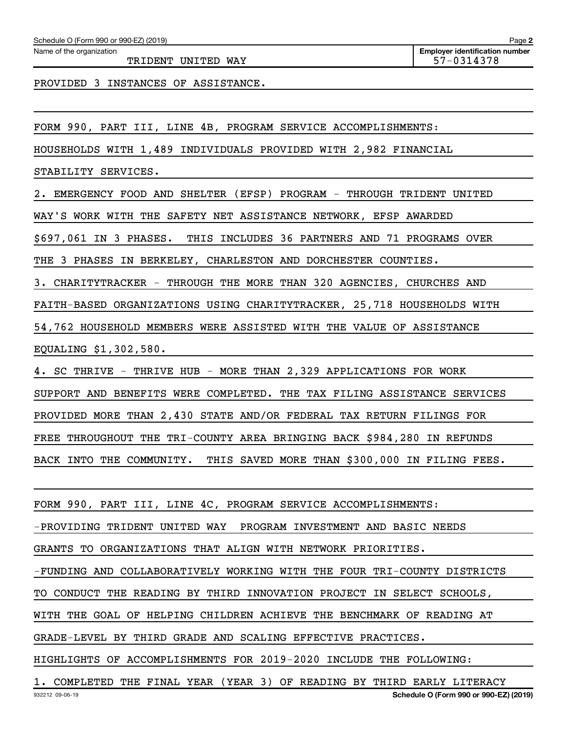PROVIDED 3 INSTANCES OF ASSISTANCE.

FORM 990, PART III, LINE 4B, PROGRAM SERVICE ACCOMPLISHMENTS:

HOUSEHOLDS WITH 1,489 INDIVIDUALS PROVIDED WITH 2,982 FINANCIAL STABILITY SERVICES.

2. EMERGENCY FOOD AND SHELTER (EFSP) PROGRAM - THROUGH TRIDENT UNITED WAY'S WORK WITH THE SAFETY NET ASSISTANCE NETWORK, EFSP AWARDED $697,061 IN 3 PHASES. THIS INCLUDES 36 PARTNERS AND 71 PROGRAMS OVER THE 3 PHASES IN BERKELEY, CHARLESTON AND DORCHESTER COUNTIES.

3. CHARITYTRACKER - THROUGH THE MORE THAN 320 AGENCIES, CHURCHES AND FAITH-BASED ORGANIZATIONS USING CHARITYTRACKER, 25,718 HOUSEHOLDS WITH 54,762 HOUSEHOLD MEMBERS WERE ASSISTED WITH THE VALUE OF ASSISTANCE EQUALING $1,302,580.

4. SC THRIVE - THRIVE HUB - MORE THAN 2,329 APPLICATIONS FOR WORK SUPPORT AND BENEFITS WERE COMPLETED. THE TAX FILING ASSISTANCE SERVICES PROVIDED MORE THAN 2,430 STATE AND/OR FEDERAL TAX RETURN FILINGS FOR FREE THROUGHOUT THE TRI-COUNTY AREA BRINGING BACK $984,280 IN REFUNDS BACK INTO THE COMMUNITY. THIS SAVED MORE THAN $300,000 IN FILING FEES.

FORM 990, PART III, LINE 4C, PROGRAM SERVICE ACCOMPLISHMENTS:

-PROVIDING TRIDENT UNITED WAY PROGRAM INVESTMENT AND BASIC NEEDS GRANTS TO ORGANIZATIONS THAT ALIGN WITH NETWORK PRIORITIES.

-FUNDING AND COLLABORATIVELY WORKING WITH THE FOUR TRI-COUNTY DISTRICTS TO CONDUCT THE READING BY THIRD INNOVATION PROJECT IN SELECT SCHOOLS, WITH THE GOAL OF HELPING CHILDREN ACHIEVE THE BENCHMARK OF READING AT GRADE-LEVEL BY THIRD GRADE AND SCALING EFFECTIVE PRACTICES.

HIGHLIGHTS OF ACCOMPLISHMENTS FOR 2019-2020 INCLUDE THE FOLLOWING:

1. COMPLETED THE FINAL YEAR (YEAR 3) OF READING BY THIRD EARLY LITERACY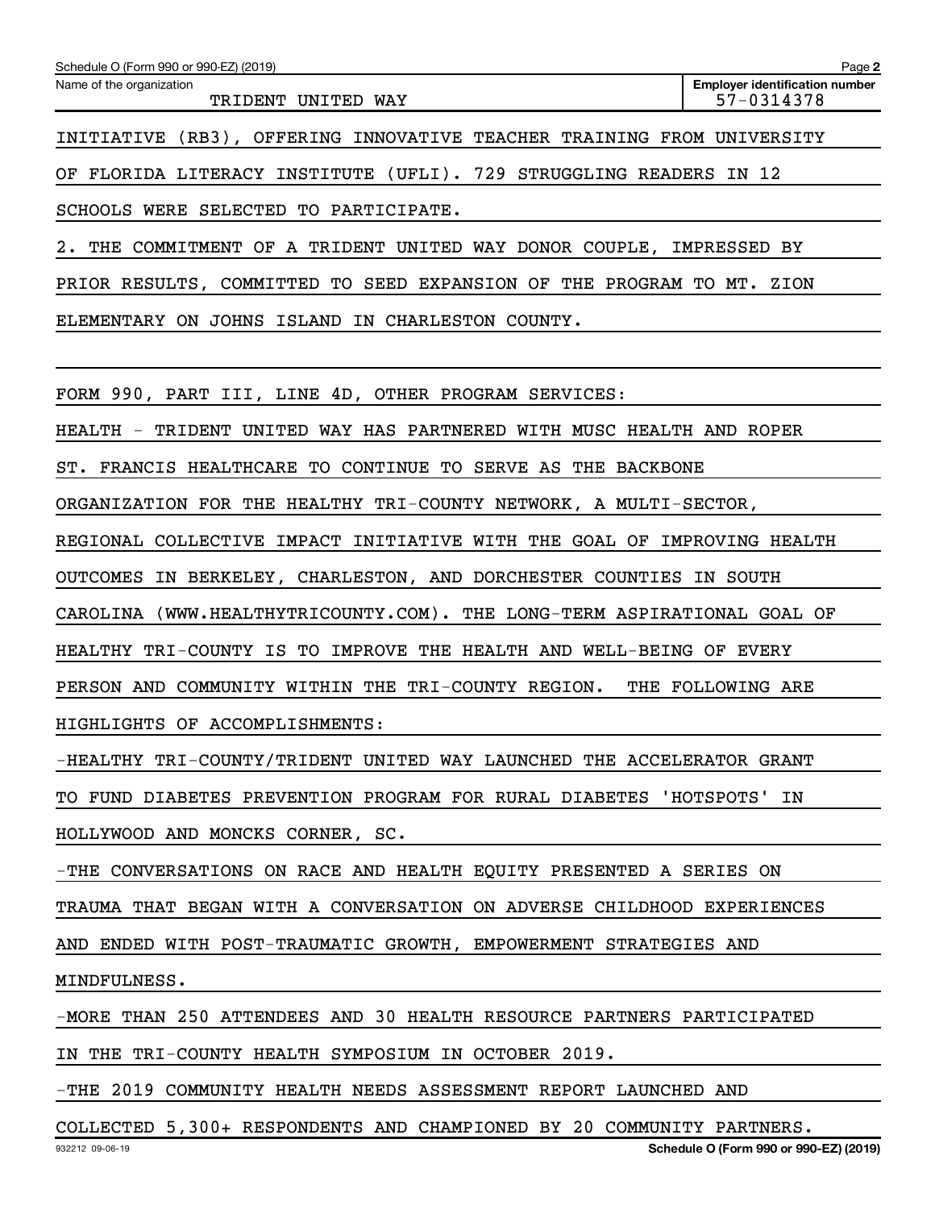INITIATIVE (RB3), OFFERING INNOVATIVE TEACHER TRAINING FROM UNIVERSITY OF FLORIDA LITERACY INSTITUTE (UFLI). 729 STRUGGLING READERS IN 12 SCHOOLS WERE SELECTED TO PARTICIPATE.

2. THE COMMITMENT OF A TRIDENT UNITED WAY DONOR COUPLE, IMPRESSED BY PRIOR RESULTS, COMMITTED TO SEED EXPANSION OF THE PROGRAM TO MT. ZION ELEMENTARY ON JOHNS ISLAND IN CHARLESTON COUNTY.

FORM 990, PART III, LINE 4D, OTHER PROGRAM SERVICES:

HEALTH - TRIDENT UNITED WAY HAS PARTNERED WITH MUSC HEALTH AND ROPER ST. FRANCIS HEALTHCARE TO CONTINUE TO SERVE AS THE BACKBONE ORGANIZATION FOR THE HEALTHY TRI-COUNTY NETWORK, A MULTI-SECTOR, REGIONAL COLLECTIVE IMPACT INITIATIVE WITH THE GOAL OF IMPROVING HEALTH OUTCOMES IN BERKELEY, CHARLESTON, AND DORCHESTER COUNTIES IN SOUTH CAROLINA (WWW.HEALTHYTRICOUNTY.COM). THE LONG-TERM ASPIRATIONAL GOAL OF HEALTHY TRI-COUNTY IS TO IMPROVE THE HEALTH AND WELL-BEING OF EVERY PERSON AND COMMUNITY WITHIN THE TRI-COUNTY REGION. THE FOLLOWING ARE HIGHLIGHTS OF ACCOMPLISHMENTS:

-HEALTHY TRI-COUNTY/TRIDENT UNITED WAY LAUNCHED THE ACCELERATOR GRANT TO FUND DIABETES PREVENTION PROGRAM FOR RURAL DIABETES 'HOTSPOTS' IN HOLLYWOOD AND MONCKS CORNER, SC.

-THE CONVERSATIONS ON RACE AND HEALTH EQUITY PRESENTED A SERIES ON TRAUMA THAT BEGAN WITH A CONVERSATION ON ADVERSE CHILDHOOD EXPERIENCES AND ENDED WITH POST-TRAUMATIC GROWTH, EMPOWERMENT STRATEGIES AND MINDFULNESS.

-MORE THAN 250 ATTENDEES AND 30 HEALTH RESOURCE PARTNERS PARTICIPATED IN THE TRI-COUNTY HEALTH SYMPOSIUM IN OCTOBER 2019.

-THE 2019 COMMUNITY HEALTH NEEDS ASSESSMENT REPORT LAUNCHED AND COLLECTED 5,300+ RESPONDENTS AND CHAMPIONED BY 20 COMMUNITY PARTNERS.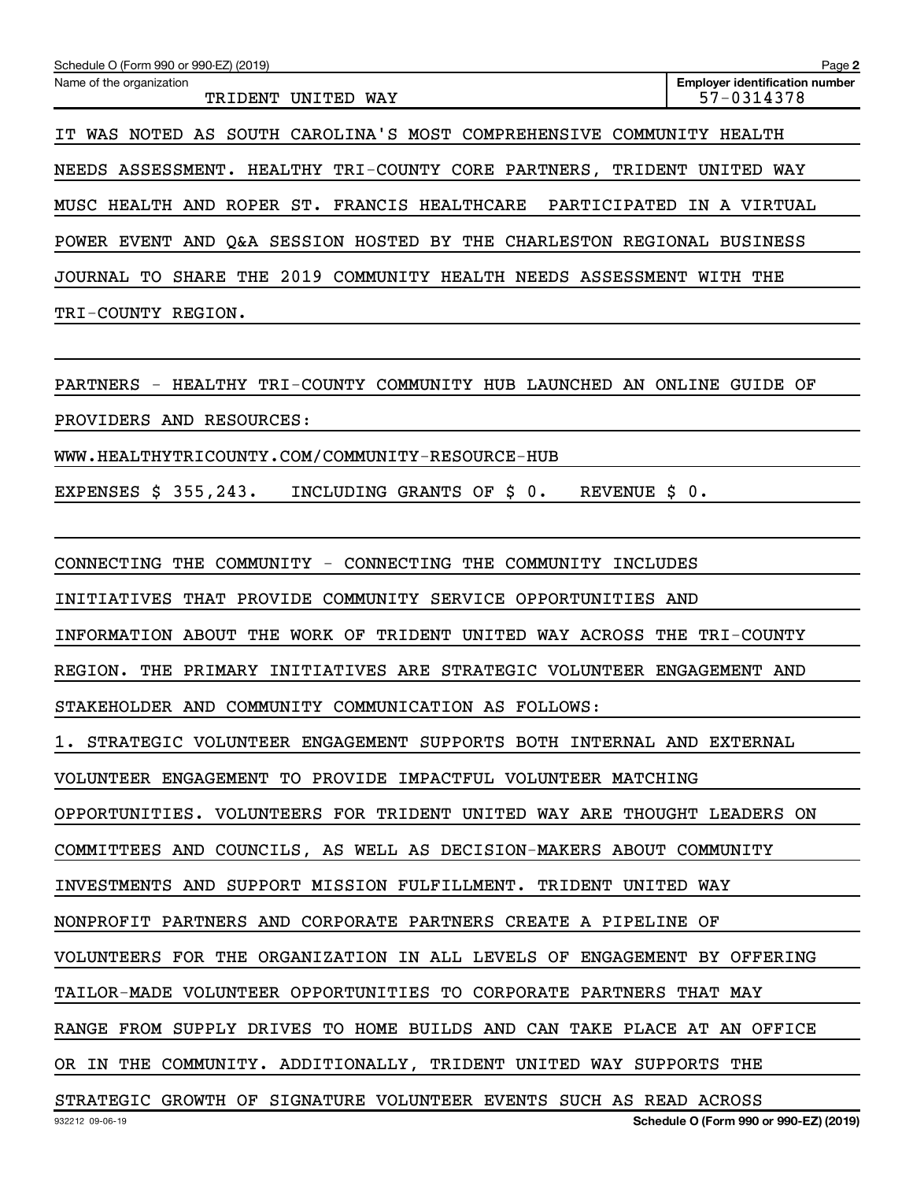IT WAS NOTED AS SOUTH CAROLINA'S MOST COMPREHENSIVE COMMUNITY HEALTH NEEDS ASSESSMENT. HEALTHY TRI-COUNTY CORE PARTNERS, TRIDENT UNITED WAY MUSC HEALTH AND ROPER ST. FRANCIS HEALTHCARE PARTICIPATED IN A VIRTUAL POWER EVENT AND Q&A SESSION HOSTED BY THE CHARLESTON REGIONAL BUSINESS JOURNAL TO SHARE THE 2019 COMMUNITY HEALTH NEEDS ASSESSMENT WITH THE TRI-COUNTY REGION.

PARTNERS - HEALTHY TRI-COUNTY COMMUNITY HUB LAUNCHED AN ONLINE GUIDE OF PROVIDERS AND RESOURCES:

WWW.HEALTHYTRICOUNTY.COM/COMMUNITY-RESOURCE-HUB

EXPENSES $ 355,243. INCLUDING GRANTS OF $ 0. REVENUE $ 0.

CONNECTING THE COMMUNITY - CONNECTING THE COMMUNITY INCLUDES INITIATIVES THAT PROVIDE COMMUNITY SERVICE OPPORTUNITIES AND INFORMATION ABOUT THE WORK OF TRIDENT UNITED WAY ACROSS THE TRI-COUNTY REGION. THE PRIMARY INITIATIVES ARE STRATEGIC VOLUNTEER ENGAGEMENT AND STAKEHOLDER AND COMMUNITY COMMUNICATION AS FOLLOWS:

1. STRATEGIC VOLUNTEER ENGAGEMENT SUPPORTS BOTH INTERNAL AND EXTERNAL VOLUNTEER ENGAGEMENT TO PROVIDE IMPACTFUL VOLUNTEER MATCHING OPPORTUNITIES. VOLUNTEERS FOR TRIDENT UNITED WAY ARE THOUGHT LEADERS ON COMMITTEES AND COUNCILS, AS WELL AS DECISION-MAKERS ABOUT COMMUNITY INVESTMENTS AND SUPPORT MISSION FULFILLMENT. TRIDENT UNITED WAY NONPROFIT PARTNERS AND CORPORATE PARTNERS CREATE A PIPELINE OF VOLUNTEERS FOR THE ORGANIZATION IN ALL LEVELS OF ENGAGEMENT BY OFFERING TAILOR-MADE VOLUNTEER OPPORTUNITIES TO CORPORATE PARTNERS THAT MAY RANGE FROM SUPPLY DRIVES TO HOME BUILDS AND CAN TAKE PLACE AT AN OFFICE OR IN THE COMMUNITY. ADDITIONALLY, TRIDENT UNITED WAY SUPPORTS THE STRATEGIC GROWTH OF SIGNATURE VOLUNTEER EVENTS SUCH AS READ ACROSS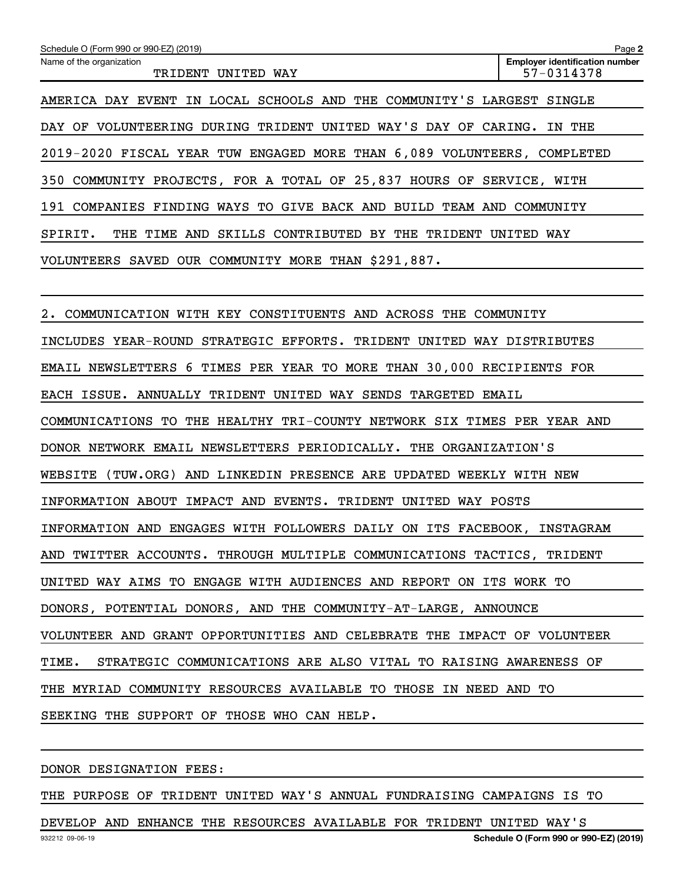AMERICA DAY EVENT IN LOCAL SCHOOLS AND THE COMMUNITY'S LARGEST SINGLE DAY OF VOLUNTEERING DURING TRIDENT UNITED WAY'S DAY OF CARING. IN THE 2019-2020 FISCAL YEAR TUW ENGAGED MORE THAN 6,089 VOLUNTEERS, COMPLETED 350 COMMUNITY PROJECTS, FOR A TOTAL OF 25,837 HOURS OF SERVICE, WITH 191 COMPANIES FINDING WAYS TO GIVE BACK AND BUILD TEAM AND COMMUNITY SPIRIT. THE TIME AND SKILLS CONTRIBUTED BY THE TRIDENT UNITED WAY VOLUNTEERS SAVED OUR COMMUNITY MORE THAN $291,887.

2. COMMUNICATION WITH KEY CONSTITUENTS AND ACROSS THE COMMUNITY INCLUDES YEAR-ROUND STRATEGIC EFFORTS. TRIDENT UNITED WAY DISTRIBUTES EMAIL NEWSLETTERS 6 TIMES PER YEAR TO MORE THAN 30,000 RECIPIENTS FOR EACH ISSUE. ANNUALLY TRIDENT UNITED WAY SENDS TARGETED EMAIL COMMUNICATIONS TO THE HEALTHY TRI-COUNTY NETWORK SIX TIMES PER YEAR AND DONOR NETWORK EMAIL NEWSLETTERS PERIODICALLY. THE ORGANIZATION'S WEBSITE (TUW.ORG) AND LINKEDIN PRESENCE ARE UPDATED WEEKLY WITH NEW INFORMATION ABOUT IMPACT AND EVENTS. TRIDENT UNITED WAY POSTS INFORMATION AND ENGAGES WITH FOLLOWERS DAILY ON ITS FACEBOOK, INSTAGRAM AND TWITTER ACCOUNTS. THROUGH MULTIPLE COMMUNICATIONS TACTICS, TRIDENT UNITED WAY AIMS TO ENGAGE WITH AUDIENCES AND REPORT ON ITS WORK TO DONORS, POTENTIAL DONORS, AND THE COMMUNITY-AT-LARGE, ANNOUNCE VOLUNTEER AND GRANT OPPORTUNITIES AND CELEBRATE THE IMPACT OF VOLUNTEER TIME. STRATEGIC COMMUNICATIONS ARE ALSO VITAL TO RAISING AWARENESS OF THE MYRIAD COMMUNITY RESOURCES AVAILABLE TO THOSE IN NEED AND TO SEEKING THE SUPPORT OF THOSE WHO CAN HELP.

DONOR DESIGNATION FEES:

THE PURPOSE OF TRIDENT UNITED WAY'S ANNUAL FUNDRAISING CAMPAIGNS IS TO DEVELOP AND ENHANCE THE RESOURCES AVAILABLE FOR TRIDENT UNITED WAY'S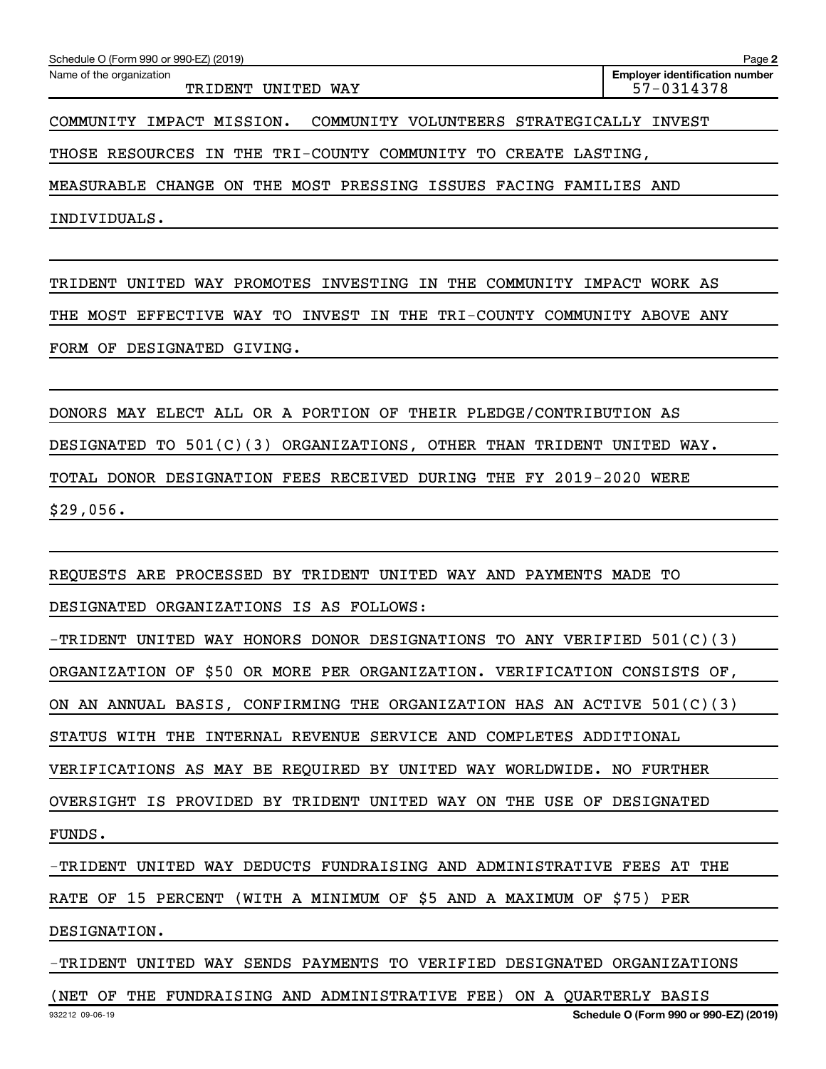Schedule O (Form 990 or 990-EZ) (2019)

Name of the organization: TRIDENT UNITED WAY

Employer identification number: 57-0314378

COMMUNITY IMPACT MISSION. COMMUNITY VOLUNTEERS STRATEGICALLY INVEST THOSE RESOURCES IN THE TRI-COUNTY COMMUNITY TO CREATE LASTING, MEASURABLE CHANGE ON THE MOST PRESSING ISSUES FACING FAMILIES AND INDIVIDUALS.

TRIDENT UNITED WAY PROMOTES INVESTING IN THE COMMUNITY IMPACT WORK AS THE MOST EFFECTIVE WAY TO INVEST IN THE TRI-COUNTY COMMUNITY ABOVE ANY FORM OF DESIGNATED GIVING.

DONORS MAY ELECT ALL OR A PORTION OF THEIR PLEDGE/CONTRIBUTION AS DESIGNATED TO 501(C)(3) ORGANIZATIONS, OTHER THAN TRIDENT UNITED WAY. TOTAL DONOR DESIGNATION FEES RECEIVED DURING THE FY 2019-2020 WERE $29,056.

REQUESTS ARE PROCESSED BY TRIDENT UNITED WAY AND PAYMENTS MADE TO DESIGNATED ORGANIZATIONS IS AS FOLLOWS:

-TRIDENT UNITED WAY HONORS DONOR DESIGNATIONS TO ANY VERIFIED 501(C)(3) ORGANIZATION OF $50 OR MORE PER ORGANIZATION. VERIFICATION CONSISTS OF, ON AN ANNUAL BASIS, CONFIRMING THE ORGANIZATION HAS AN ACTIVE 501(C)(3) STATUS WITH THE INTERNAL REVENUE SERVICE AND COMPLETES ADDITIONAL VERIFICATIONS AS MAY BE REQUIRED BY UNITED WAY WORLDWIDE. NO FURTHER OVERSIGHT IS PROVIDED BY TRIDENT UNITED WAY ON THE USE OF DESIGNATED FUNDS.

-TRIDENT UNITED WAY DEDUCTS FUNDRAISING AND ADMINISTRATIVE FEES AT THE RATE OF 15 PERCENT (WITH A MINIMUM OF $5 AND A MAXIMUM OF $75) PER DESIGNATION.

-TRIDENT UNITED WAY SENDS PAYMENTS TO VERIFIED DESIGNATED ORGANIZATIONS (NET OF THE FUNDRAISING AND ADMINISTRATIVE FEE) ON A QUARTERLY BASIS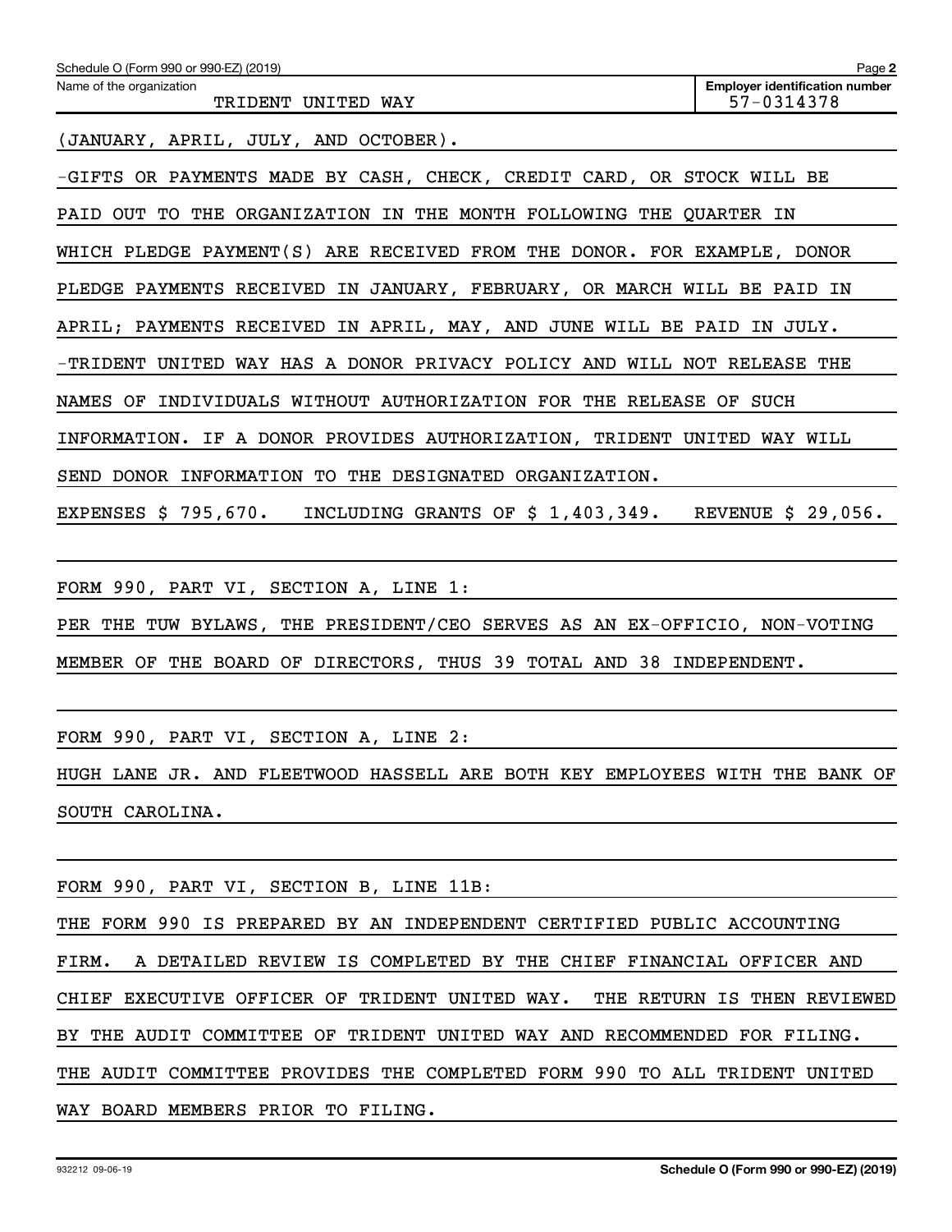(JANUARY, APRIL, JULY, AND OCTOBER).

-GIFTS OR PAYMENTS MADE BY CASH, CHECK, CREDIT CARD, OR STOCK WILL BE PAID OUT TO THE ORGANIZATION IN THE MONTH FOLLOWING THE QUARTER IN WHICH PLEDGE PAYMENT(S) ARE RECEIVED FROM THE DONOR. FOR EXAMPLE, DONOR PLEDGE PAYMENTS RECEIVED IN JANUARY, FEBRUARY, OR MARCH WILL BE PAID IN APRIL; PAYMENTS RECEIVED IN APRIL, MAY, AND JUNE WILL BE PAID IN JULY.

-TRIDENT UNITED WAY HAS A DONOR PRIVACY POLICY AND WILL NOT RELEASE THE NAMES OF INDIVIDUALS WITHOUT AUTHORIZATION FOR THE RELEASE OF SUCH INFORMATION. IF A DONOR PROVIDES AUTHORIZATION, TRIDENT UNITED WAY WILL SEND DONOR INFORMATION TO THE DESIGNATED ORGANIZATION.

EXPENSES $ 795,670. INCLUDING GRANTS OF $ 1,403,349. REVENUE $ 29,056.

FORM 990, PART VI, SECTION A, LINE 1:

PER THE TUW BYLAWS, THE PRESIDENT/CEO SERVES AS AN EX-OFFICIO, NON-VOTING MEMBER OF THE BOARD OF DIRECTORS, THUS 39 TOTAL AND 38 INDEPENDENT.

FORM 990, PART VI, SECTION A, LINE 2:

HUGH LANE JR. AND FLEETWOOD HASSELL ARE BOTH KEY EMPLOYEES WITH THE BANK OF SOUTH CAROLINA.

FORM 990, PART VI, SECTION B, LINE 11B:

THE FORM 990 IS PREPARED BY AN INDEPENDENT CERTIFIED PUBLIC ACCOUNTING FIRM. A DETAILED REVIEW IS COMPLETED BY THE CHIEF FINANCIAL OFFICER AND CHIEF EXECUTIVE OFFICER OF TRIDENT UNITED WAY. THE RETURN IS THEN REVIEWED BY THE AUDIT COMMITTEE OF TRIDENT UNITED WAY AND RECOMMENDED FOR FILING. THE AUDIT COMMITTEE PROVIDES THE COMPLETED FORM 990 TO ALL TRIDENT UNITED WAY BOARD MEMBERS PRIOR TO FILING.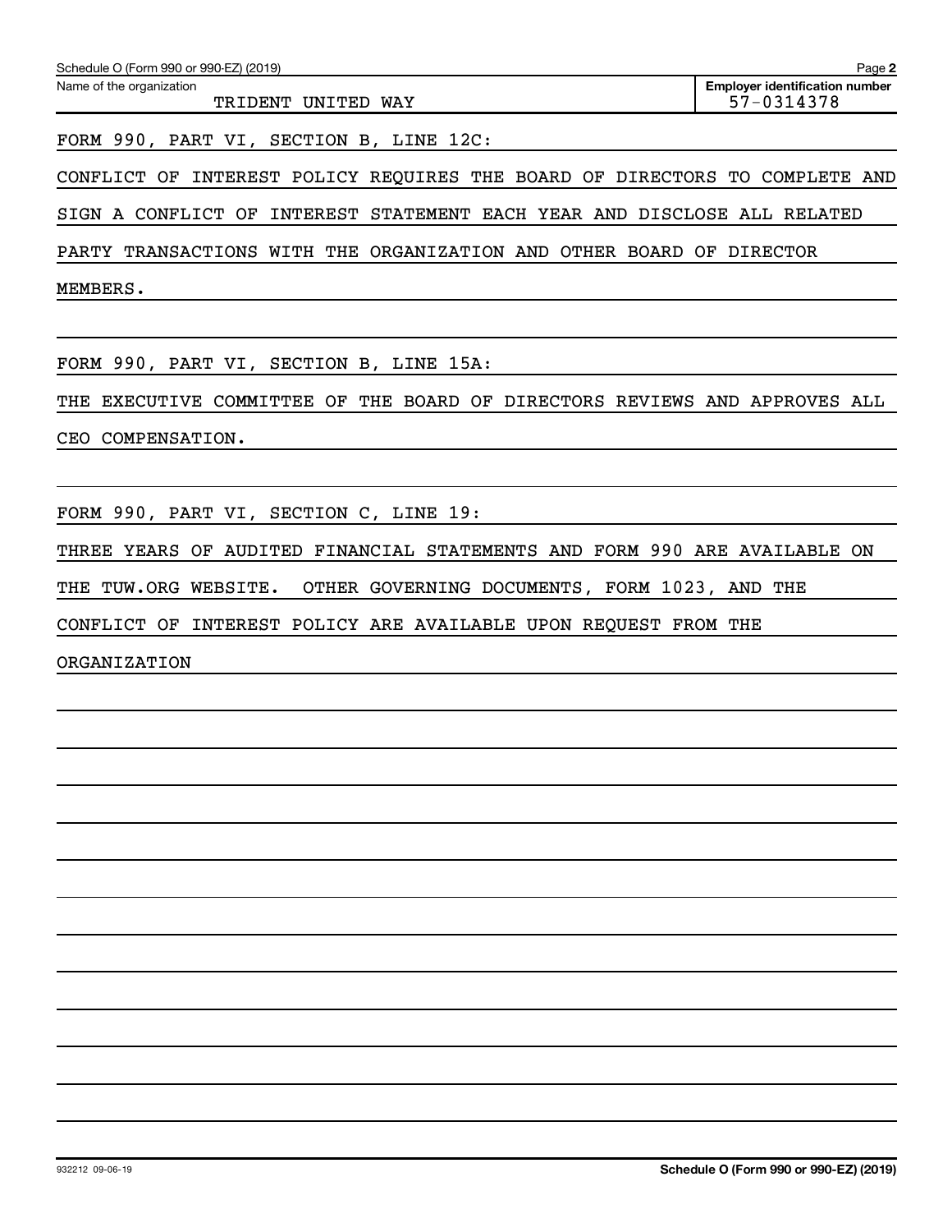Name of the organization: TRIDENT UNITED WAY

Employer identification number: 57-0314378

FORM 990, PART VI, SECTION B, LINE 12C:

CONFLICT OF INTEREST POLICY REQUIRES THE BOARD OF DIRECTORS TO COMPLETE AND SIGN A CONFLICT OF INTEREST STATEMENT EACH YEAR AND DISCLOSE ALL RELATED PARTY TRANSACTIONS WITH THE ORGANIZATION AND OTHER BOARD OF DIRECTOR MEMBERS.

FORM 990, PART VI, SECTION B, LINE 15A:

THE EXECUTIVE COMMITTEE OF THE BOARD OF DIRECTORS REVIEWS AND APPROVES ALL CEO COMPENSATION.

FORM 990, PART VI, SECTION C, LINE 19:

THREE YEARS OF AUDITED FINANCIAL STATEMENTS AND FORM 990 ARE AVAILABLE ON THE TUW.ORG WEBSITE.  OTHER GOVERNING DOCUMENTS, FORM 1023, AND THE CONFLICT OF INTEREST POLICY ARE AVAILABLE UPON REQUEST FROM THE ORGANIZATION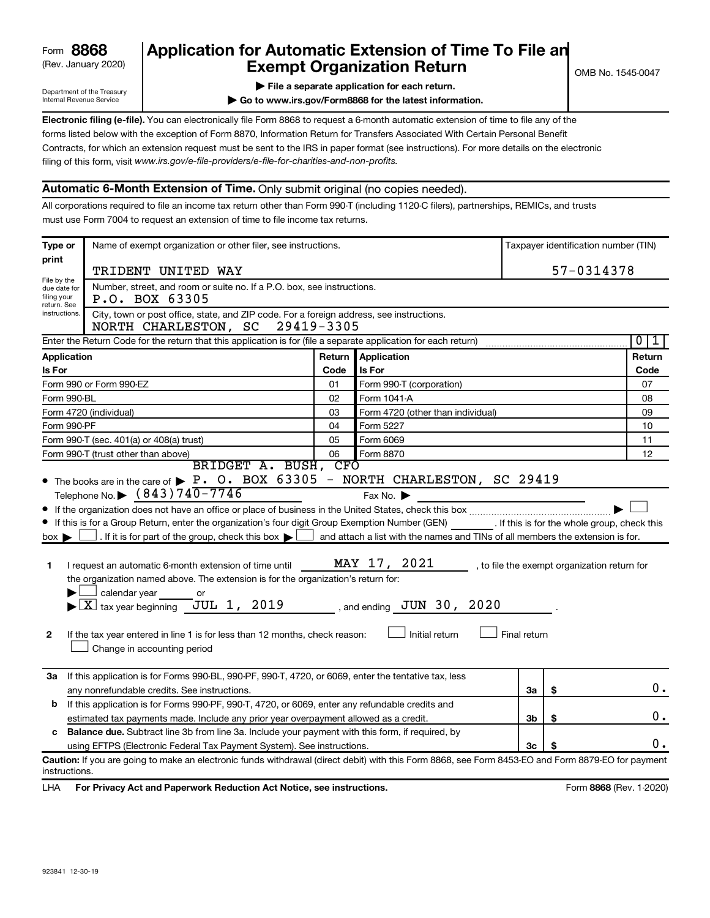Form **8868** (Rev. January 2020)

Department of the Treasury Internal Revenue Service

# Application for Automatic Extension of Time To File an Exempt Organization Return

▶ File a separate application for each return.

▶ Go to www.irs.gov/Form8868 for the latest information.

OMB No. 1545-0047

**Electronic filing (e-file).** You can electronically file Form 8868 to request a 6-month automatic extension of time to file any of the forms listed below with the exception of Form 8870, Information Return for Transfers Associated With Certain Personal Benefit Contracts, for which an extension request must be sent to the IRS in paper format (see instructions). For more details on the electronic filing of this form, visit *www.irs.gov/e-file-providers/e-file-for-charities-and-non-profits.*

## Automatic 6-Month Extension of Time. Only submit original (no copies needed).

All corporations required to file an income tax return other than Form 990-T (including 1120-C filers), partnerships, REMICs, and trusts must use Form 7004 to request an extension of time to file income tax returns.

**Type or print** — File by the due date for filing your return. See instructions.

Name of exempt organization or other filer, see instructions.: TRIDENT UNITED WAY

Taxpayer identification number (TIN): 57-0314378

Number, street, and room or suite no. If a P.O. box, see instructions.: P.O. BOX 63305

City, town or post office, state, and ZIP code. For a foreign address, see instructions.: NORTH CHARLESTON, SC 29419-3305

Enter the Return Code for the return that this application is for (file a separate application for each return): 0 1

| Application Is For | Return Code | Application Is For | Return Code |
|---|---|---|---|
| Form 990 or Form 990-EZ | 01 | Form 990-T (corporation) | 07 |
| Form 990-BL | 02 | Form 1041-A | 08 |
| Form 4720 (individual) | 03 | Form 4720 (other than individual) | 09 |
| Form 990-PF | 04 | Form 5227 | 10 |
| Form 990-T (sec. 401(a) or 408(a) trust) | 05 | Form 6069 | 11 |
| Form 990-T (trust other than above) | 06 | Form 8870 | 12 |

- The books are in the care of ▶ BRIDGET A. BUSH, CFO P. O. BOX 63305 - NORTH CHARLESTON, SC 29419
  Telephone No. ▶ (843)740-7746 Fax No. ▶
- If the organization does not have an office or place of business in the United States, check this box ▶ ☐
- If this is for a Group Return, enter the organization's four digit Group Exemption Number (GEN) ______. If this is for the whole group, check this box ▶ ☐. If it is for part of the group, check this box ▶ ☐ and attach a list with the names and TINs of all members the extension is for.

**1** I request an automatic 6-month extension of time until MAY 17, 2021, to file the exempt organization return for the organization named above. The extension is for the organization's return for:
▶ ☐ calendar year ______ or
▶ ☒ tax year beginning JUL 1, 2019, and ending JUN 30, 2020.

**2** If the tax year entered in line 1 is for less than 12 months, check reason: ☐ Initial return ☐ Final return
☐ Change in accounting period

| | | | |
|---|---|---|---|
| **3a** | If this application is for Forms 990-BL, 990-PF, 990-T, 4720, or 6069, enter the tentative tax, less any nonrefundable credits. See instructions. | 3a | $ 0. |
| **b** | If this application is for Forms 990-PF, 990-T, 4720, or 6069, enter any refundable credits and estimated tax payments made. Include any prior year overpayment allowed as a credit. | 3b | $ 0. |
| **c** | **Balance due.** Subtract line 3b from line 3a. Include your payment with this form, if required, by using EFTPS (Electronic Federal Tax Payment System). See instructions. | 3c | $ 0. |

**Caution:** If you are going to make an electronic funds withdrawal (direct debit) with this Form 8868, see Form 8453-EO and Form 8879-EO for payment instructions.

LHA **For Privacy Act and Paperwork Reduction Act Notice, see instructions.** Form **8868** (Rev. 1-2020)

923841 12-30-19